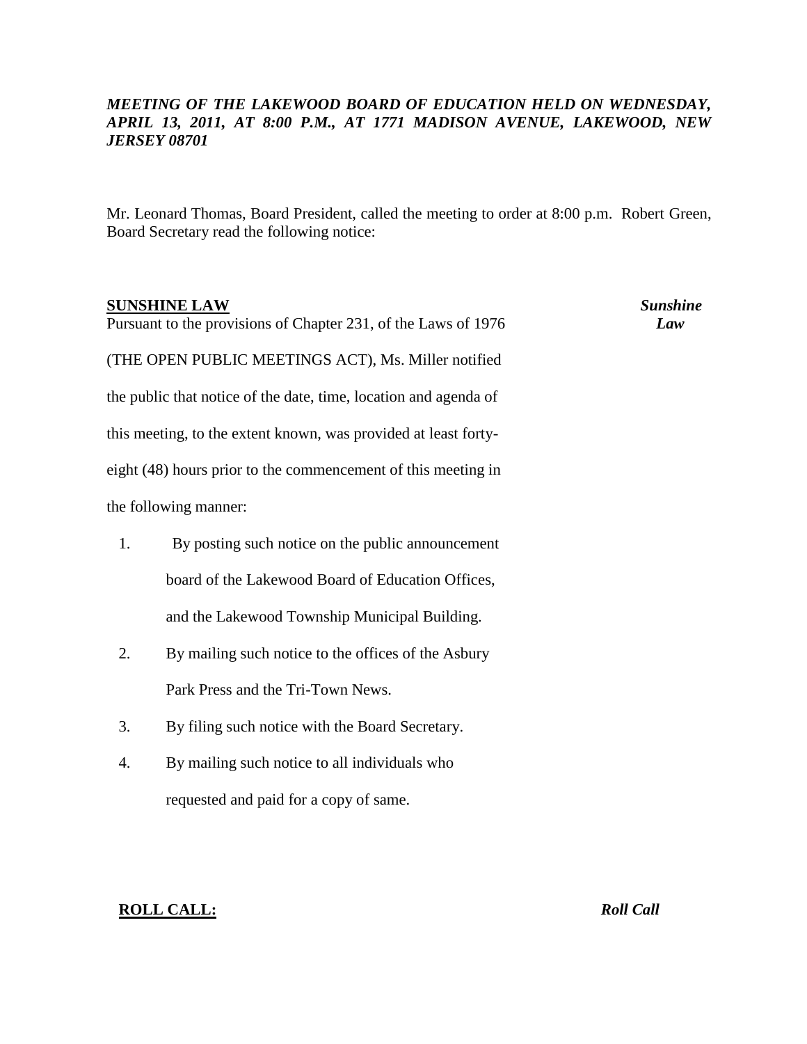***MEETING OF THE LAKEWOOD BOARD OF EDUCATION HELD ON WEDNESDAY, APRIL 13, 2011, AT 8:00 P.M., AT 1771 MADISON AVENUE, LAKEWOOD, NEW JERSEY 08701***

Mr. Leonard Thomas, Board President, called the meeting to order at 8:00 p.m. Robert Green, Board Secretary read the following notice:

**SUNSHINE LAW** ***Sunshine Law***

Pursuant to the provisions of Chapter 231, of the Laws of 1976 (THE OPEN PUBLIC MEETINGS ACT), Ms. Miller notified the public that notice of the date, time, location and agenda of this meeting, to the extent known, was provided at least forty-eight (48) hours prior to the commencement of this meeting in the following manner:

1. By posting such notice on the public announcement board of the Lakewood Board of Education Offices, and the Lakewood Township Municipal Building.
2. By mailing such notice to the offices of the Asbury Park Press and the Tri-Town News.
3. By filing such notice with the Board Secretary.
4. By mailing such notice to all individuals who requested and paid for a copy of same.

**ROLL CALL:** ***Roll Call***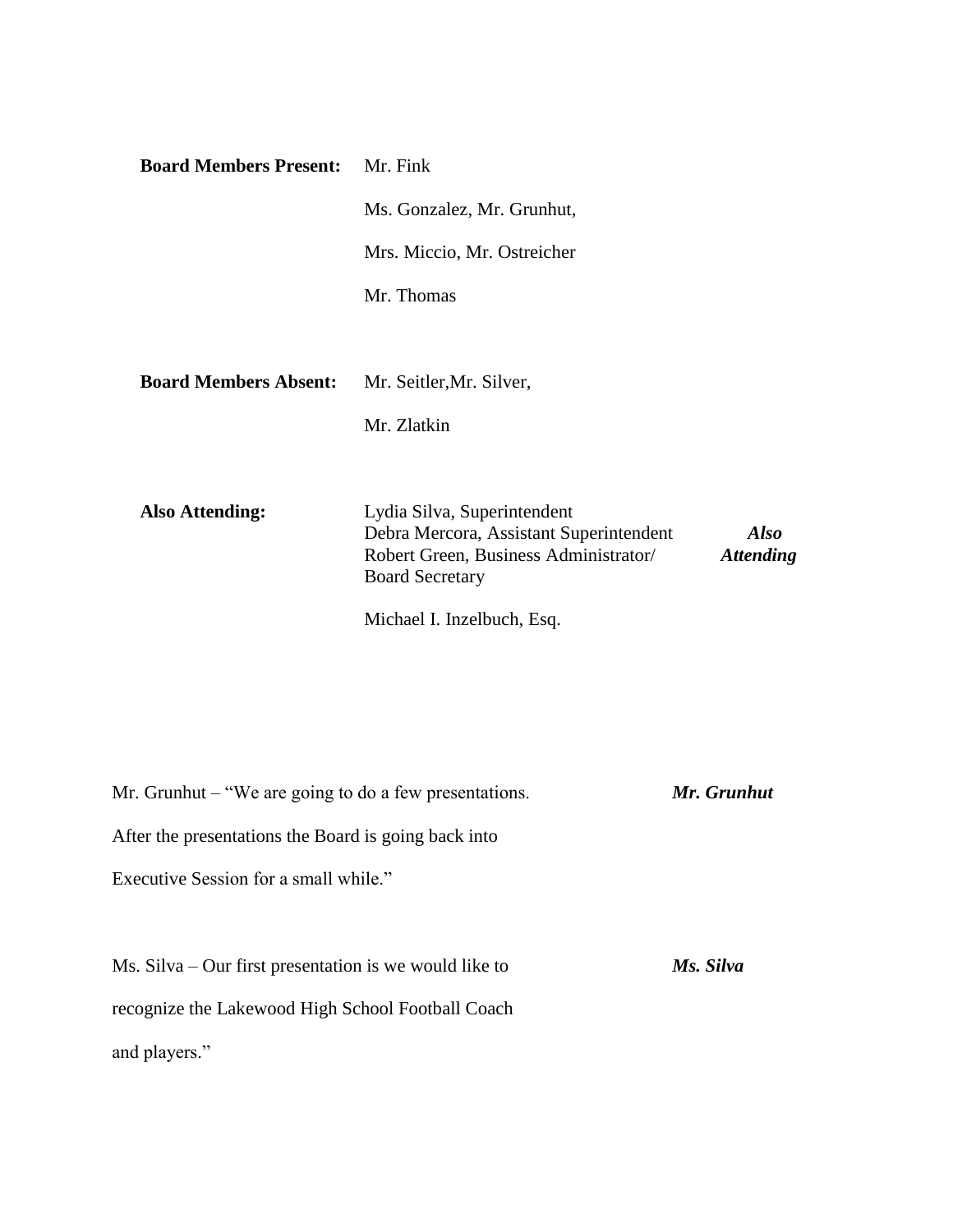**Board Members Present:** Mr. Fink

Ms. Gonzalez, Mr. Grunhut,

Mrs. Miccio, Mr. Ostreicher

Mr. Thomas

**Board Members Absent:** Mr. Seitler,Mr. Silver,

Mr. Zlatkin

**Also Attending:** Lydia Silva, Superintendent
Debra Mercora, Assistant Superintendent
Robert Green, Business Administrator/
Board Secretary

Michael I. Inzelbuch, Esq.

***Also Attending***

Mr. Grunhut – "We are going to do a few presentations. After the presentations the Board is going back into Executive Session for a small while."

***Mr. Grunhut***

Ms. Silva – Our first presentation is we would like to recognize the Lakewood High School Football Coach and players."

***Ms. Silva***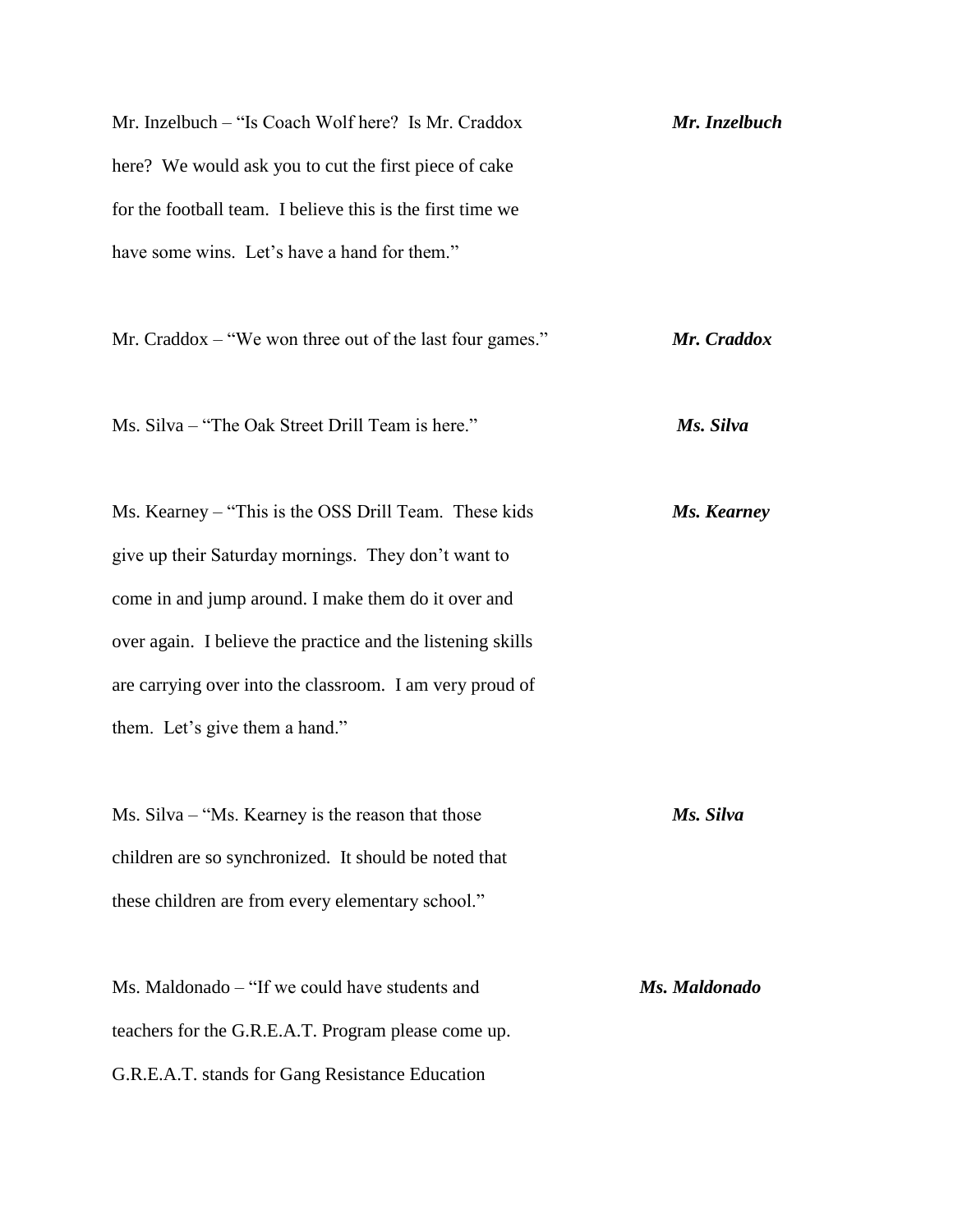Mr. Inzelbuch – "Is Coach Wolf here? Is Mr. Craddox here? We would ask you to cut the first piece of cake for the football team. I believe this is the first time we have some wins. Let's have a hand for them." ***Mr. Inzelbuch***

Mr. Craddox – "We won three out of the last four games." ***Mr. Craddox***

Ms. Silva – "The Oak Street Drill Team is here." ***Ms. Silva***

Ms. Kearney – "This is the OSS Drill Team. These kids give up their Saturday mornings. They don't want to come in and jump around. I make them do it over and over again. I believe the practice and the listening skills are carrying over into the classroom. I am very proud of them. Let's give them a hand." ***Ms. Kearney***

Ms. Silva – "Ms. Kearney is the reason that those children are so synchronized. It should be noted that these children are from every elementary school." ***Ms. Silva***

Ms. Maldonado – "If we could have students and teachers for the G.R.E.A.T. Program please come up. G.R.E.A.T. stands for Gang Resistance Education ***Ms. Maldonado***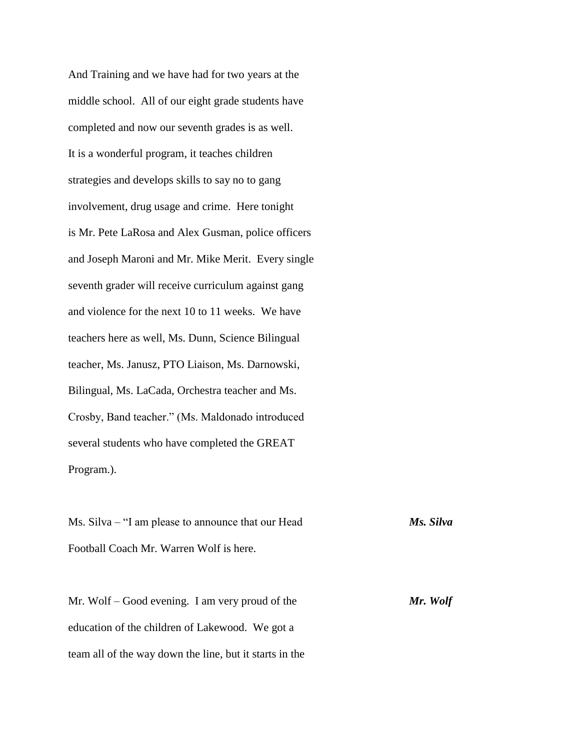And Training and we have had for two years at the middle school. All of our eight grade students have completed and now our seventh grades is as well. It is a wonderful program, it teaches children strategies and develops skills to say no to gang involvement, drug usage and crime. Here tonight is Mr. Pete LaRosa and Alex Gusman, police officers and Joseph Maroni and Mr. Mike Merit. Every single seventh grader will receive curriculum against gang and violence for the next 10 to 11 weeks. We have teachers here as well, Ms. Dunn, Science Bilingual teacher, Ms. Janusz, PTO Liaison, Ms. Darnowski, Bilingual, Ms. LaCada, Orchestra teacher and Ms. Crosby, Band teacher." (Ms. Maldonado introduced several students who have completed the GREAT Program.).

***Ms. Silva***

Ms. Silva – "I am please to announce that our Head Football Coach Mr. Warren Wolf is here.

***Mr. Wolf***

Mr. Wolf – Good evening. I am very proud of the education of the children of Lakewood. We got a team all of the way down the line, but it starts in the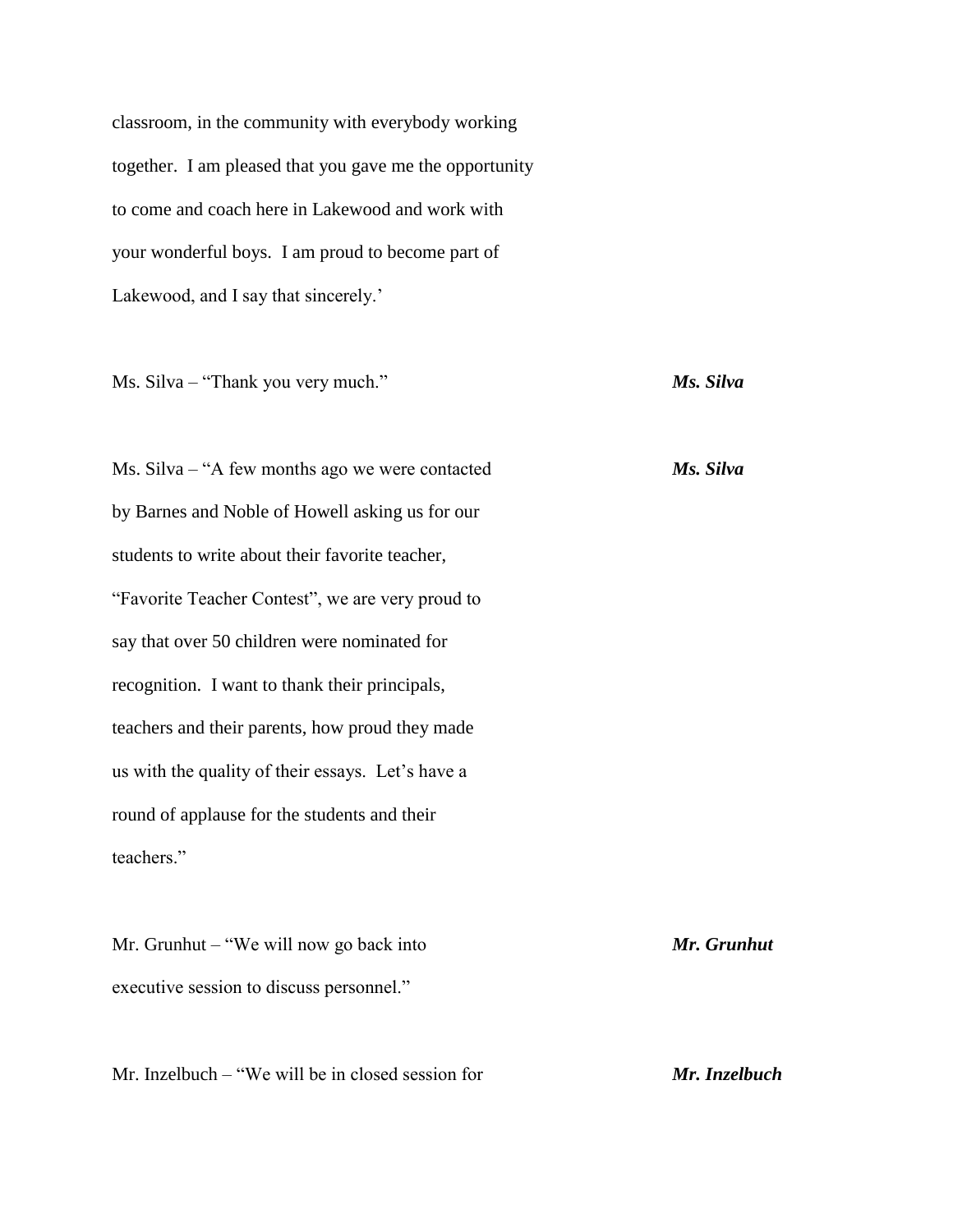classroom, in the community with everybody working together. I am pleased that you gave me the opportunity to come and coach here in Lakewood and work with your wonderful boys. I am proud to become part of Lakewood, and I say that sincerely.'

Ms. Silva – "Thank you very much." ***Ms. Silva***

Ms. Silva – "A few months ago we were contacted by Barnes and Noble of Howell asking us for our students to write about their favorite teacher, "Favorite Teacher Contest", we are very proud to say that over 50 children were nominated for recognition. I want to thank their principals, teachers and their parents, how proud they made us with the quality of their essays. Let's have a round of applause for the students and their teachers." ***Ms. Silva***

Mr. Grunhut – "We will now go back into executive session to discuss personnel." ***Mr. Grunhut***

Mr. Inzelbuch – "We will be in closed session for ***Mr. Inzelbuch***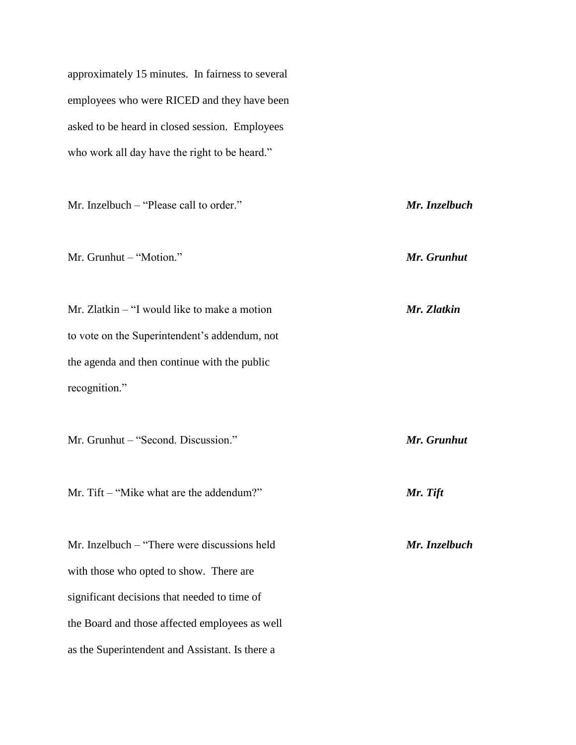approximately 15 minutes. In fairness to several employees who were RICED and they have been asked to be heard in closed session. Employees who work all day have the right to be heard."

Mr. Inzelbuch – "Please call to order." ***Mr. Inzelbuch***

Mr. Grunhut – "Motion." ***Mr. Grunhut***

Mr. Zlatkin – "I would like to make a motion to vote on the Superintendent's addendum, not the agenda and then continue with the public recognition." ***Mr. Zlatkin***

Mr. Grunhut – "Second. Discussion." ***Mr. Grunhut***

Mr. Tift – "Mike what are the addendum?" ***Mr. Tift***

Mr. Inzelbuch – "There were discussions held with those who opted to show. There are significant decisions that needed to time of the Board and those affected employees as well as the Superintendent and Assistant. Is there a ***Mr. Inzelbuch***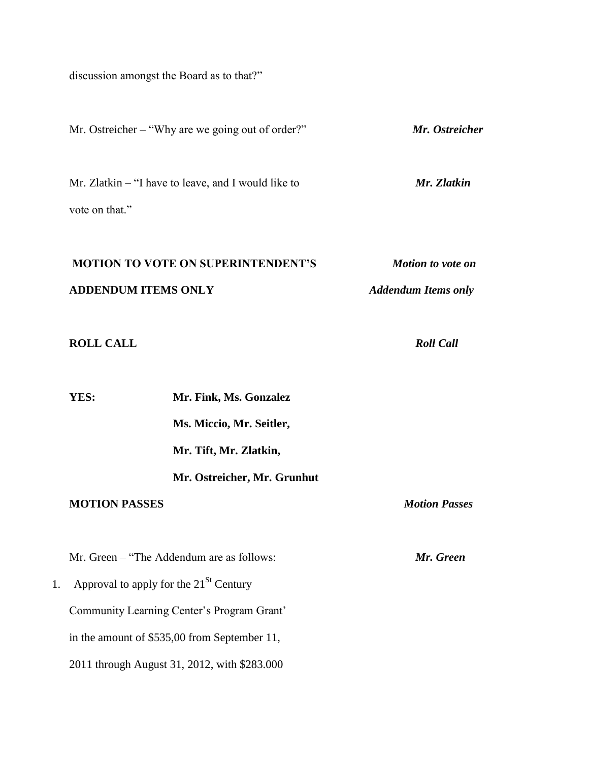discussion amongst the Board as to that?"

Mr. Ostreicher – "Why are we going out of order?" ***Mr. Ostreicher***

Mr. Zlatkin – "I have to leave, and I would like to vote on that." ***Mr. Zlatkin***

**MOTION TO VOTE ON SUPERINTENDENT'S ADDENDUM ITEMS ONLY** ***Motion to vote on Addendum Items only***

**ROLL CALL** ***Roll Call***

**YES:** **Mr. Fink, Ms. Gonzalez**
**Ms. Miccio, Mr. Seitler,**
**Mr. Tift, Mr. Zlatkin,**
**Mr. Ostreicher, Mr. Grunhut**

**MOTION PASSES** ***Motion Passes***

Mr. Green – "The Addendum are as follows: ***Mr. Green***

1. Approval to apply for the 21[St] Century Community Learning Center's Program Grant' in the amount of $535,00 from September 11, 2011 through August 31, 2012, with $283.000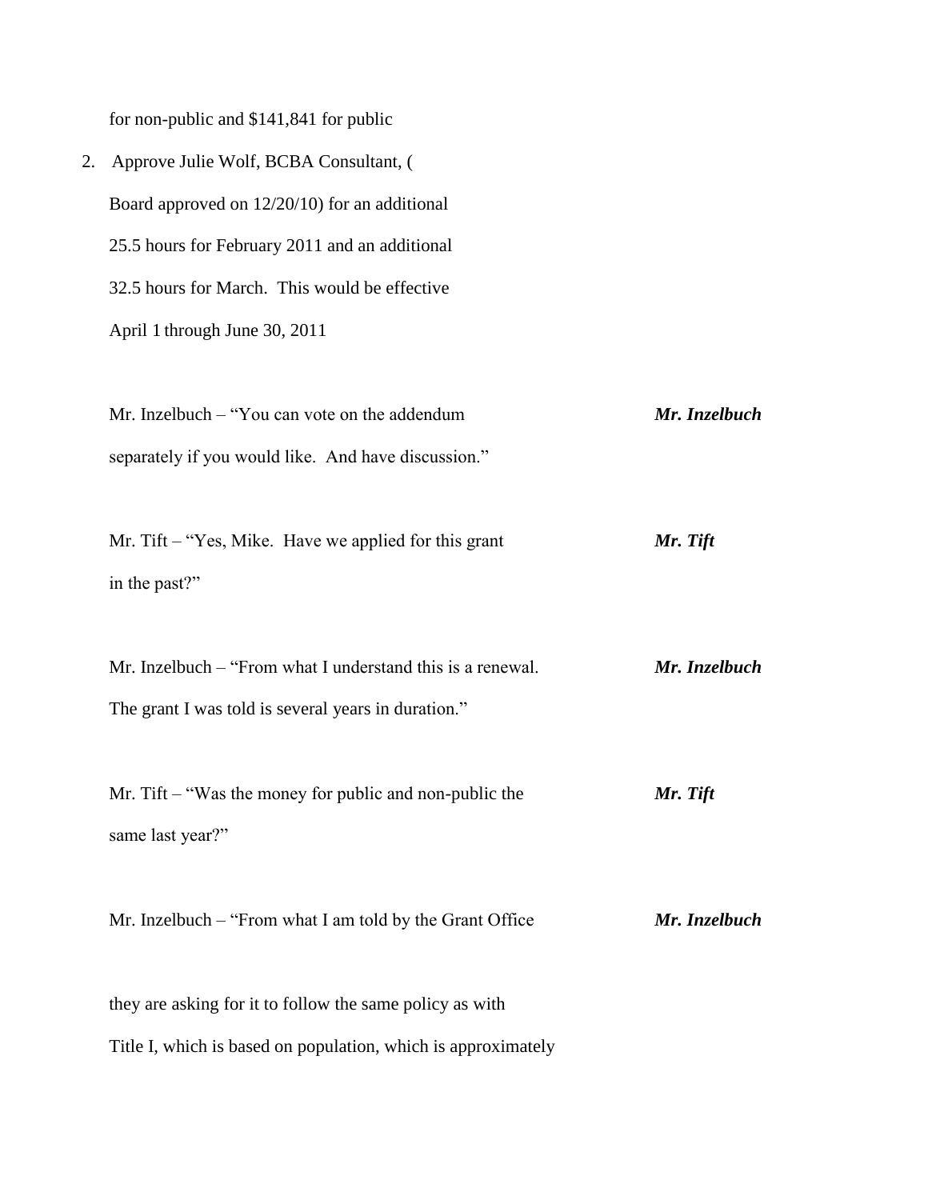for non-public and $141,841 for public

2. Approve Julie Wolf, BCBA Consultant, ( Board approved on 12/20/10) for an additional 25.5 hours for February 2011 and an additional 32.5 hours for March. This would be effective April 1 through June 30, 2011

Mr. Inzelbuch – "You can vote on the addendum separately if you would like. And have discussion." ***Mr. Inzelbuch***

Mr. Tift – "Yes, Mike. Have we applied for this grant in the past?" ***Mr. Tift***

Mr. Inzelbuch – "From what I understand this is a renewal. The grant I was told is several years in duration." ***Mr. Inzelbuch***

Mr. Tift – "Was the money for public and non-public the same last year?" ***Mr. Tift***

Mr. Inzelbuch – "From what I am told by the Grant Office ***Mr. Inzelbuch***

they are asking for it to follow the same policy as with Title I, which is based on population, which is approximately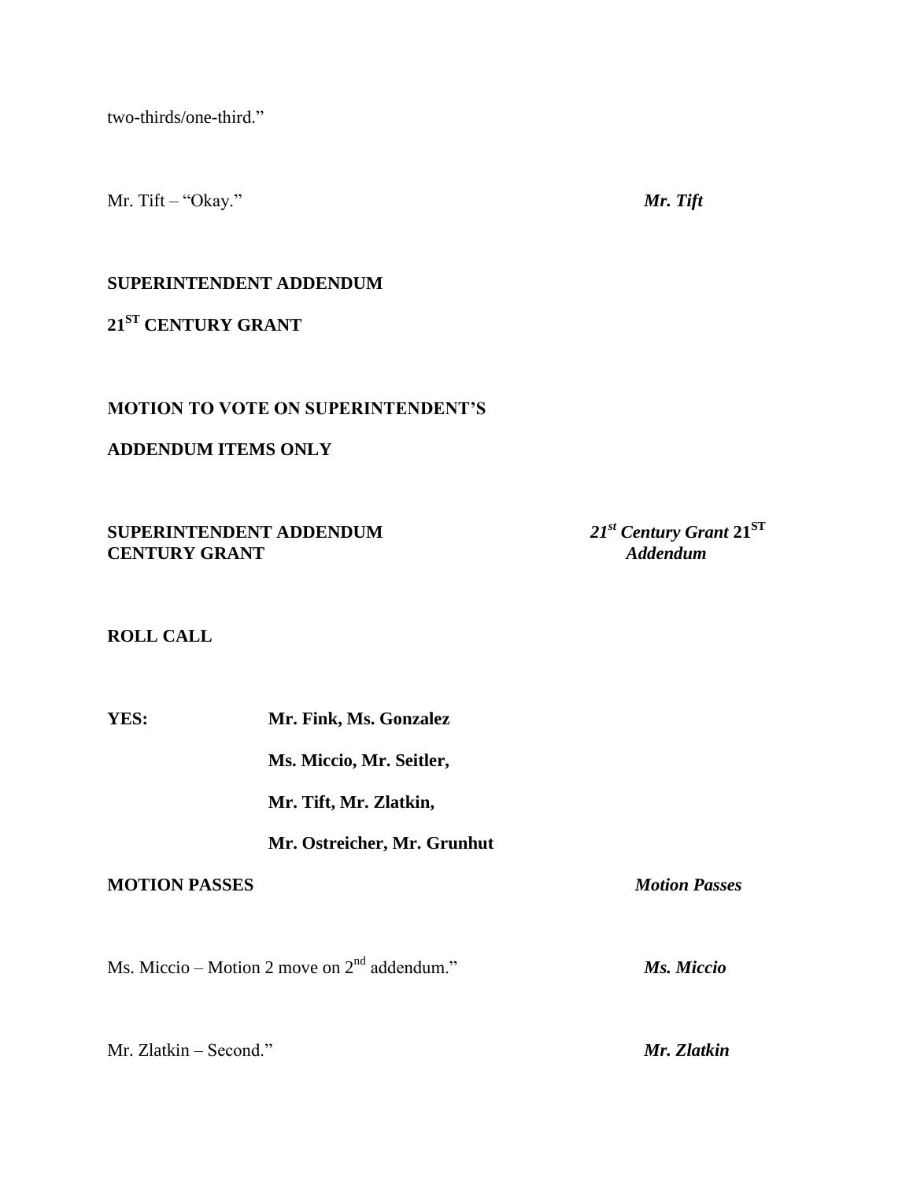two-thirds/one-third."

Mr. Tift – "Okay." ***Mr. Tift***

**SUPERINTENDENT ADDENDUM**

**21ST CENTURY GRANT**

**MOTION TO VOTE ON SUPERINTENDENT'S**

**ADDENDUM ITEMS ONLY**

**SUPERINTENDENT ADDENDUM 21ST CENTURY GRANT** ***21st Century Grant*** **21ST** ***Addendum***

**ROLL CALL**

**YES:** **Mr. Fink, Ms. Gonzalez**

**Ms. Miccio, Mr. Seitler,**

**Mr. Tift, Mr. Zlatkin,**

**Mr. Ostreicher, Mr. Grunhut**

**MOTION PASSES** ***Motion Passes***

Ms. Miccio – Motion 2 move on 2nd addendum." ***Ms. Miccio***

Mr. Zlatkin – Second." ***Mr. Zlatkin***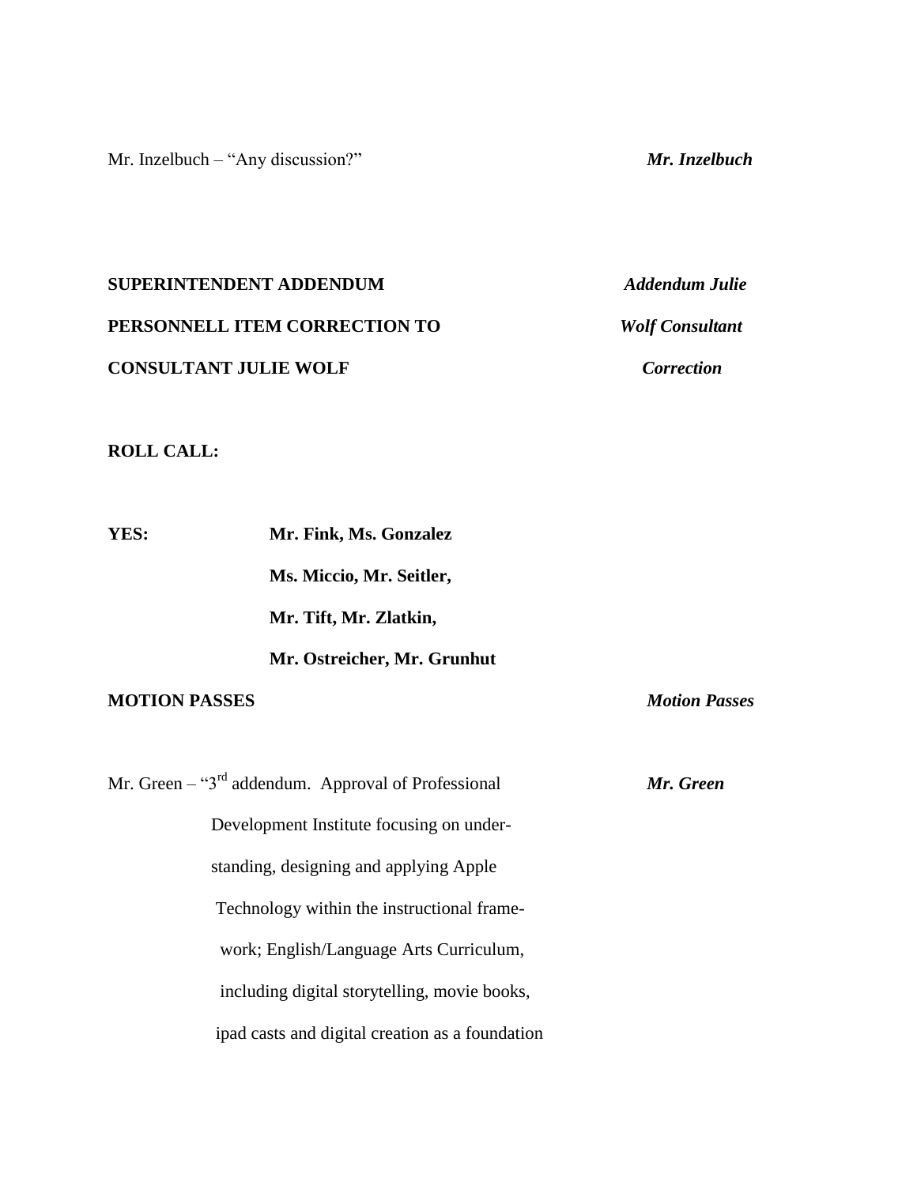Mr. Inzelbuch – "Any discussion?" ***Mr. Inzelbuch***

**SUPERINTENDENT ADDENDUM** ***Addendum Julie***

**PERSONNELL ITEM CORRECTION TO** ***Wolf Consultant***

**CONSULTANT JULIE WOLF** ***Correction***

**ROLL CALL:**

**YES:** **Mr. Fink, Ms. Gonzalez**

**Ms. Miccio, Mr. Seitler,**

**Mr. Tift, Mr. Zlatkin,**

**Mr. Ostreicher, Mr. Grunhut**

**MOTION PASSES** ***Motion Passes***

Mr. Green – "3rd addendum. Approval of Professional ***Mr. Green***

Development Institute focusing on under-

standing, designing and applying Apple

Technology within the instructional frame-

work; English/Language Arts Curriculum,

including digital storytelling, movie books,

ipad casts and digital creation as a foundation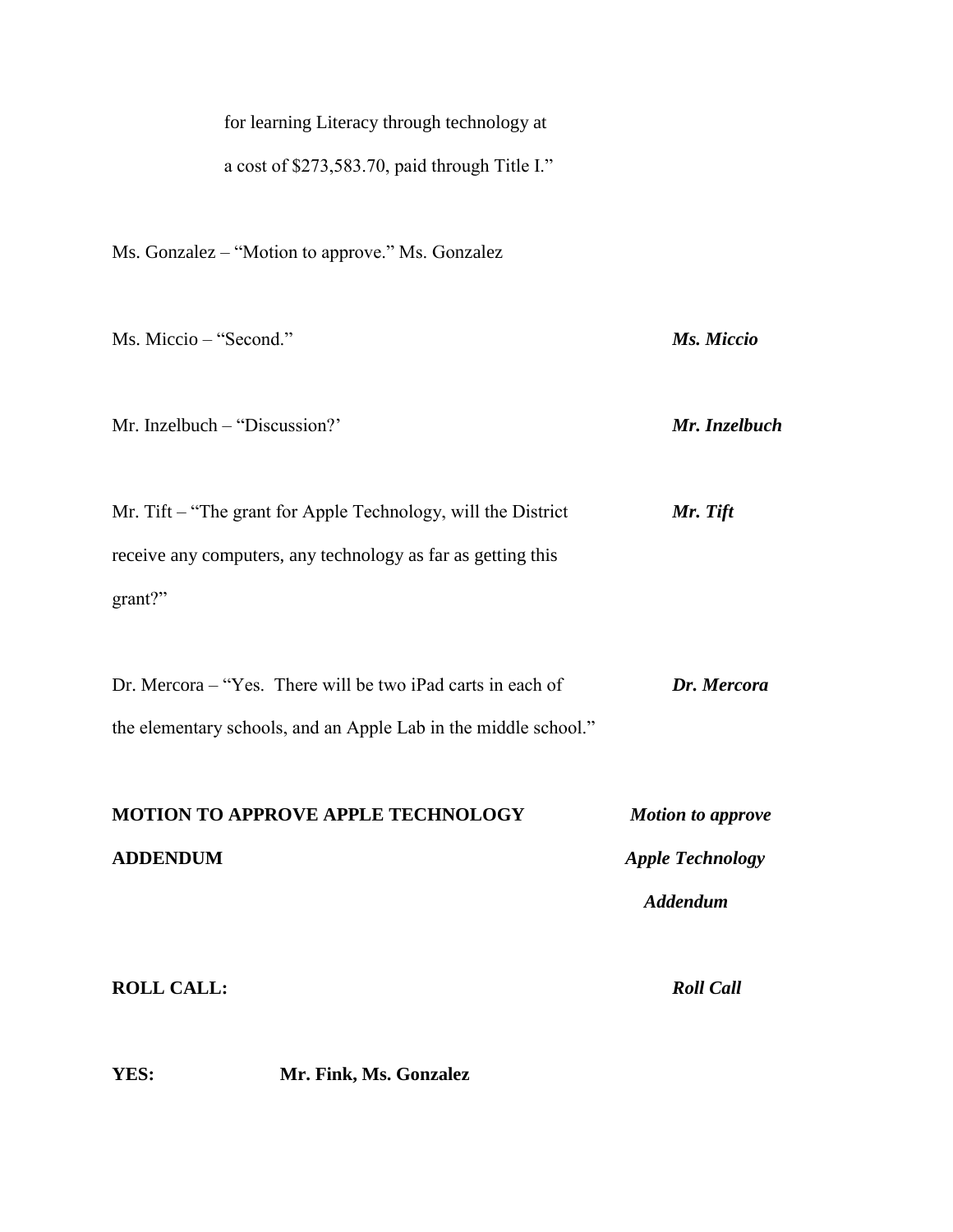for learning Literacy through technology at

a cost of $273,583.70, paid through Title I."

Ms. Gonzalez – "Motion to approve." Ms. Gonzalez

Ms. Miccio – "Second." ***Ms. Miccio***

Mr. Inzelbuch – "Discussion?' ***Mr. Inzelbuch***

Mr. Tift – "The grant for Apple Technology, will the District receive any computers, any technology as far as getting this grant?" ***Mr. Tift***

Dr. Mercora – "Yes. There will be two iPad carts in each of the elementary schools, and an Apple Lab in the middle school." ***Dr. Mercora***

**MOTION TO APPROVE APPLE TECHNOLOGY ADDENDUM** ***Motion to approve Apple Technology Addendum***

**ROLL CALL:** ***Roll Call***

**YES:** **Mr. Fink, Ms. Gonzalez**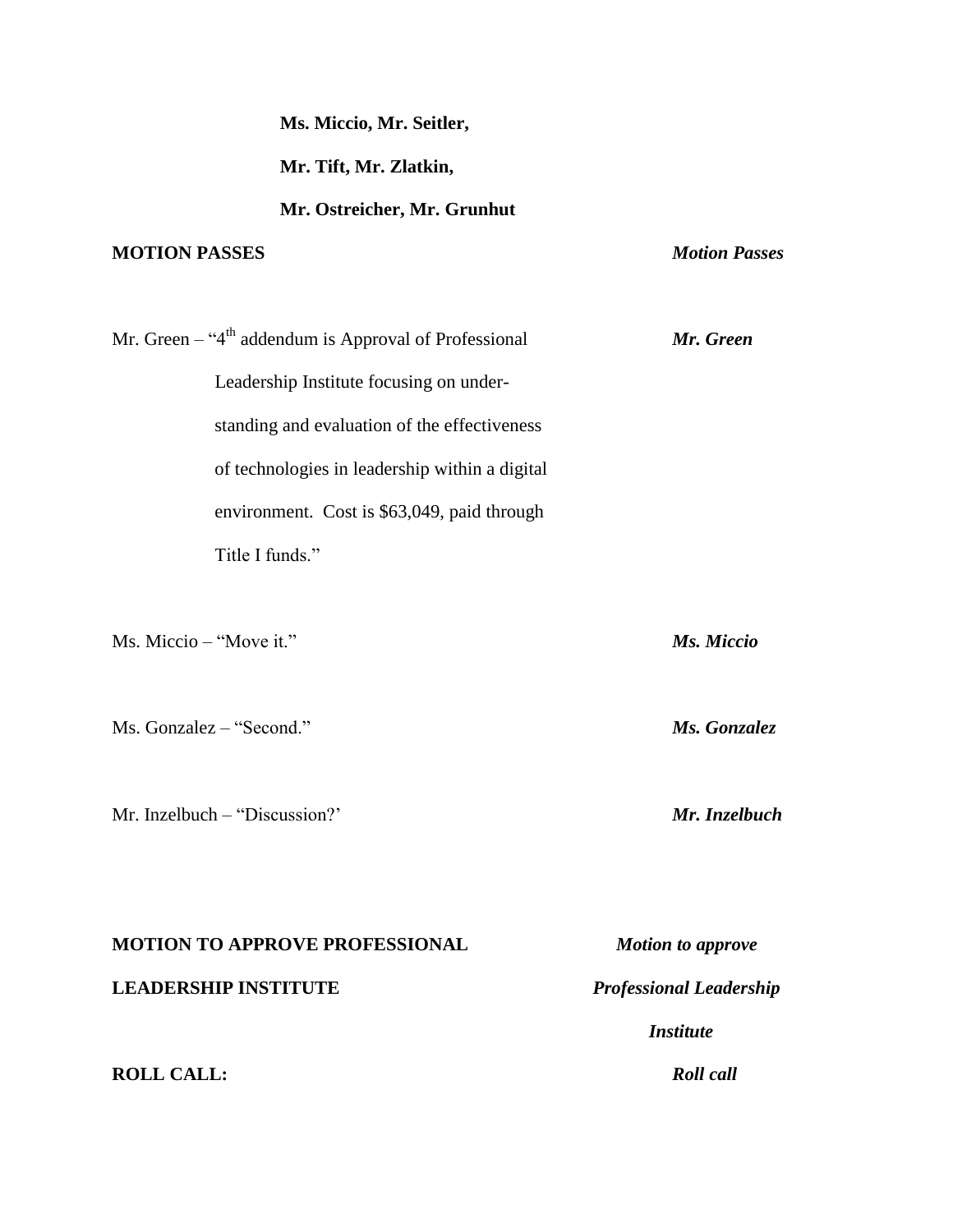**Ms. Miccio, Mr. Seitler,**

**Mr. Tift, Mr. Zlatkin,**

**Mr. Ostreicher, Mr. Grunhut**

**MOTION PASSES** ***Motion Passes***

Mr. Green – "4th addendum is Approval of Professional Leadership Institute focusing on understanding and evaluation of the effectiveness of technologies in leadership within a digital environment. Cost is $63,049, paid through Title I funds." ***Mr. Green***

Ms. Miccio – "Move it." ***Ms. Miccio***

Ms. Gonzalez – "Second." ***Ms. Gonzalez***

Mr. Inzelbuch – "Discussion?' ***Mr. Inzelbuch***

**MOTION TO APPROVE PROFESSIONAL LEADERSHIP INSTITUTE** ***Motion to approve Professional Leadership Institute***

**ROLL CALL:** ***Roll call***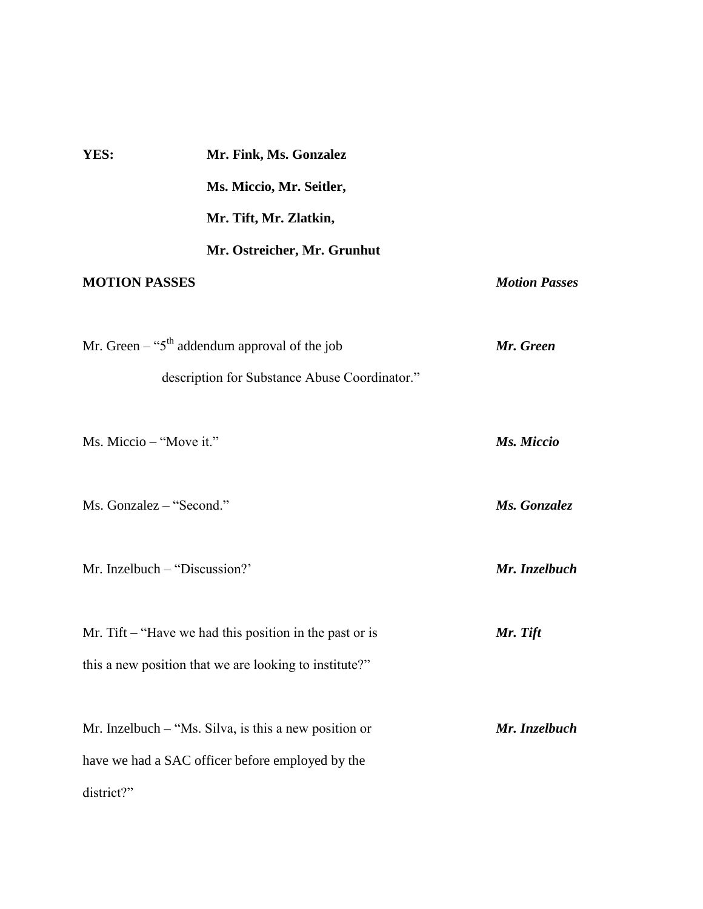**YES:** **Mr. Fink, Ms. Gonzalez**
**Ms. Miccio, Mr. Seitler,**
**Mr. Tift, Mr. Zlatkin,**
**Mr. Ostreicher, Mr. Grunhut**

**MOTION PASSES** ***Motion Passes***

Mr. Green – "5th addendum approval of the job description for Substance Abuse Coordinator." ***Mr. Green***

Ms. Miccio – "Move it." ***Ms. Miccio***

Ms. Gonzalez – "Second." ***Ms. Gonzalez***

Mr. Inzelbuch – "Discussion?' ***Mr. Inzelbuch***

Mr. Tift – "Have we had this position in the past or is this a new position that we are looking to institute?" ***Mr. Tift***

Mr. Inzelbuch – "Ms. Silva, is this a new position or have we had a SAC officer before employed by the district?" ***Mr. Inzelbuch***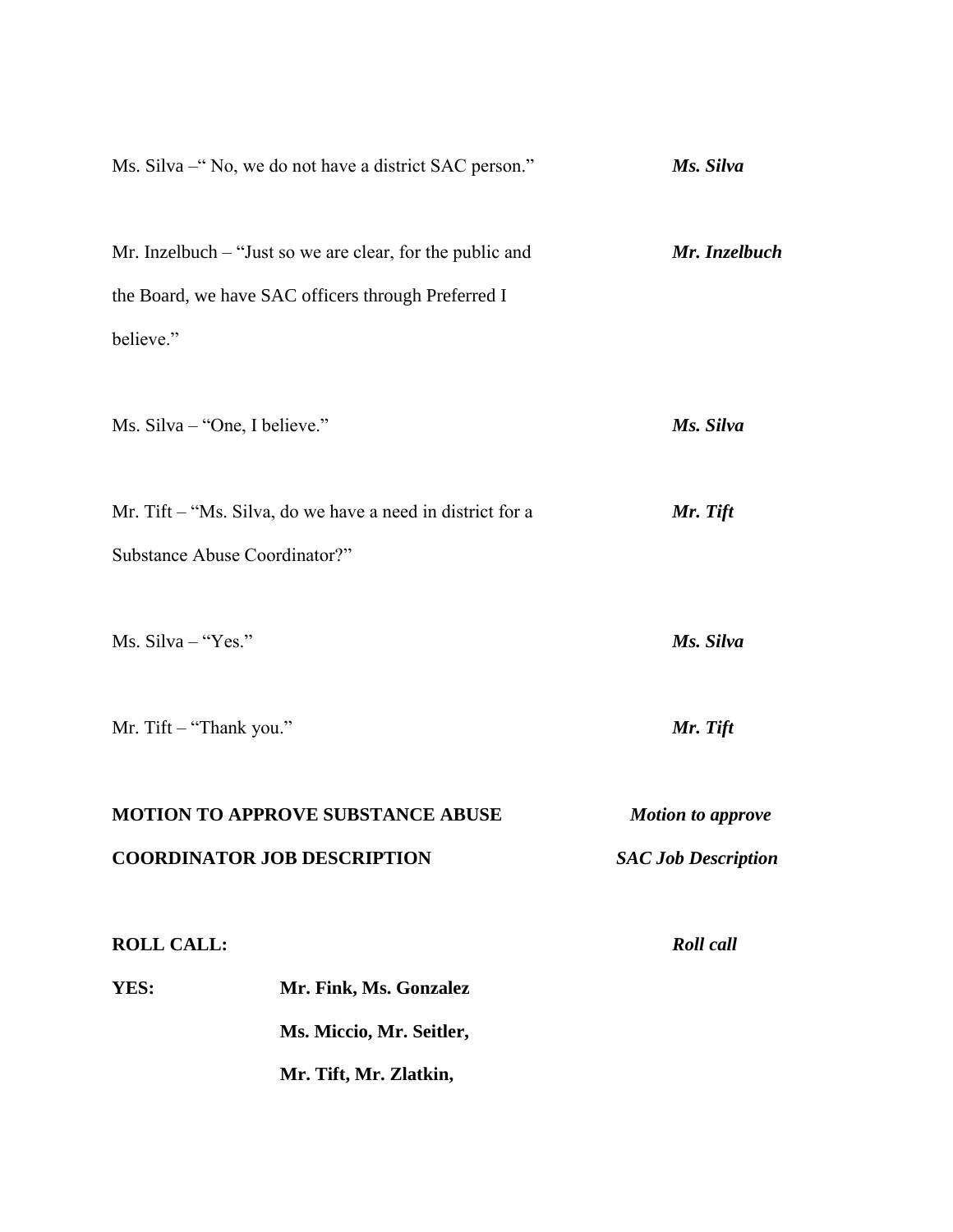Ms. Silva –" No, we do not have a district SAC person." ***Ms. Silva***

Mr. Inzelbuch – "Just so we are clear, for the public and the Board, we have SAC officers through Preferred I believe." ***Mr. Inzelbuch***

Ms. Silva – "One, I believe." ***Ms. Silva***

Mr. Tift – "Ms. Silva, do we have a need in district for a Substance Abuse Coordinator?" ***Mr. Tift***

Ms. Silva – "Yes." ***Ms. Silva***

Mr. Tift – "Thank you." ***Mr. Tift***

**MOTION TO APPROVE SUBSTANCE ABUSE COORDINATOR JOB DESCRIPTION** ***Motion to approve SAC Job Description***

**ROLL CALL:** ***Roll call***

**YES:** **Mr. Fink, Ms. Gonzalez**
**Ms. Miccio, Mr. Seitler,**
**Mr. Tift, Mr. Zlatkin,**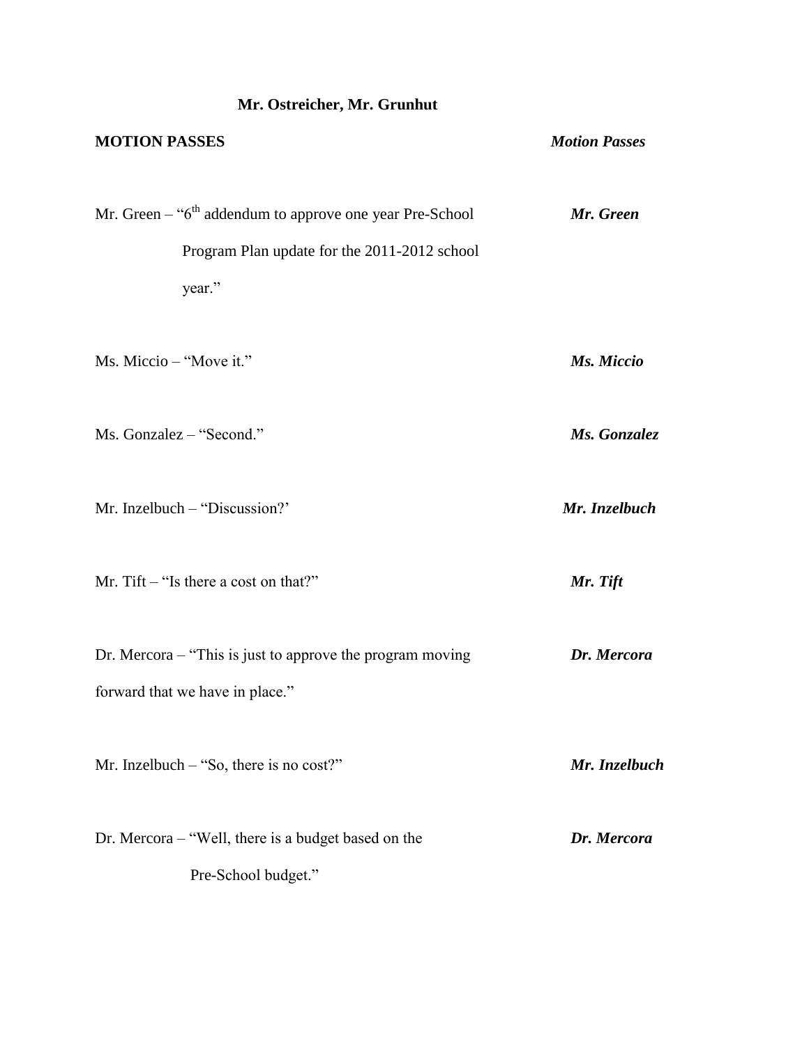**Mr. Ostreicher, Mr. Grunhut**

**MOTION PASSES** ***Motion Passes***

Mr. Green – "6th addendum to approve one year Pre-School Program Plan update for the 2011-2012 school year." ***Mr. Green***

Ms. Miccio – "Move it." ***Ms. Miccio***

Ms. Gonzalez – "Second." ***Ms. Gonzalez***

Mr. Inzelbuch – "Discussion?' ***Mr. Inzelbuch***

Mr. Tift – "Is there a cost on that?" ***Mr. Tift***

Dr. Mercora – "This is just to approve the program moving forward that we have in place." ***Dr. Mercora***

Mr. Inzelbuch – "So, there is no cost?" ***Mr. Inzelbuch***

Dr. Mercora – "Well, there is a budget based on the Pre-School budget." ***Dr. Mercora***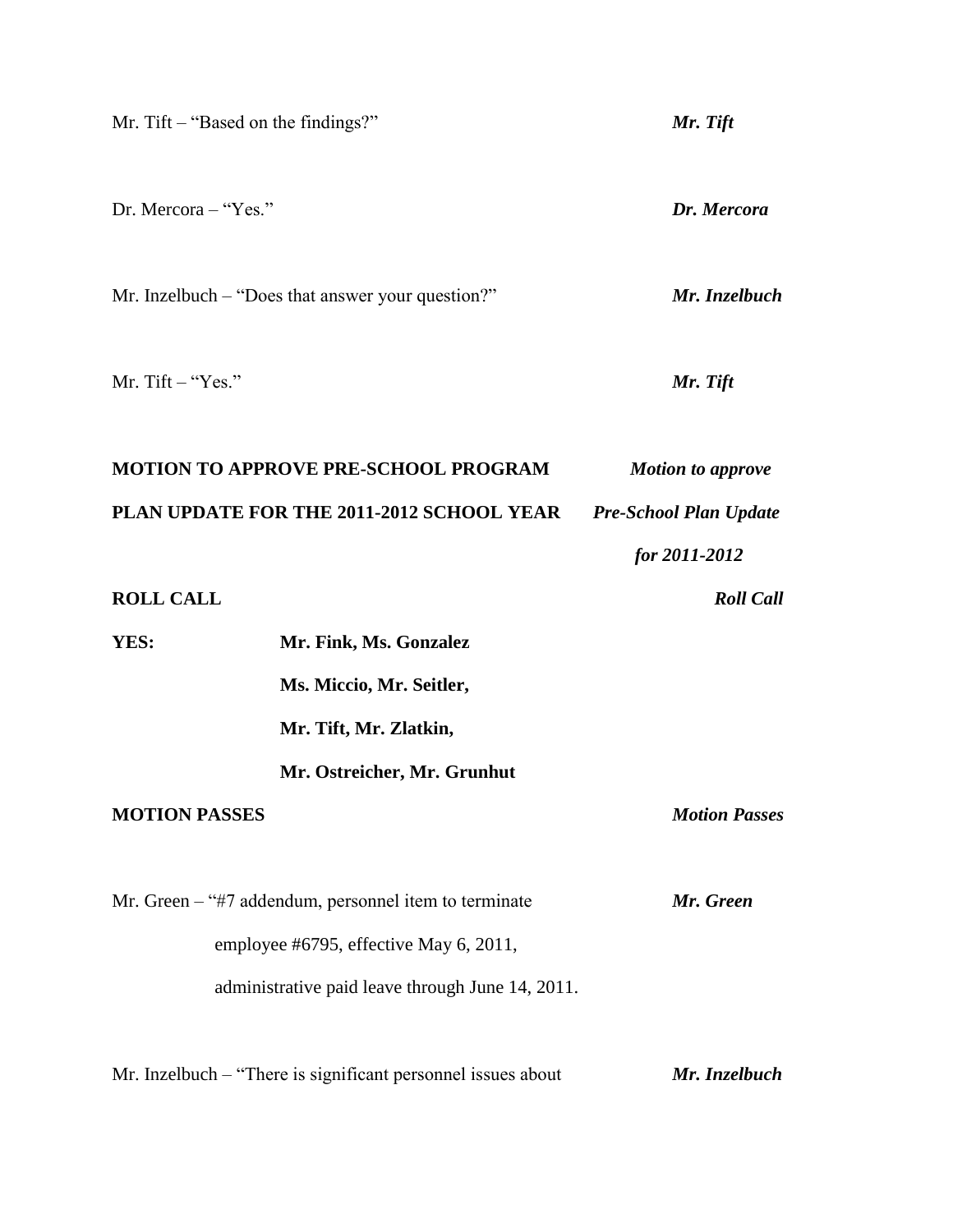Mr. Tift – "Based on the findings?" ***Mr. Tift***

Dr. Mercora – "Yes." ***Dr. Mercora***

Mr. Inzelbuch – "Does that answer your question?" ***Mr. Inzelbuch***

Mr. Tift – "Yes." ***Mr. Tift***

**MOTION TO APPROVE PRE-SCHOOL PROGRAM PLAN UPDATE FOR THE 2011-2012 SCHOOL YEAR** ***Motion to approve Pre-School Plan Update for 2011-2012***

**ROLL CALL** ***Roll Call***

**YES:** **Mr. Fink, Ms. Gonzalez**
**Ms. Miccio, Mr. Seitler,**
**Mr. Tift, Mr. Zlatkin,**
**Mr. Ostreicher, Mr. Grunhut**

**MOTION PASSES** ***Motion Passes***

Mr. Green – "#7 addendum, personnel item to terminate employee #6795, effective May 6, 2011, administrative paid leave through June 14, 2011. ***Mr. Green***

Mr. Inzelbuch – "There is significant personnel issues about ***Mr. Inzelbuch***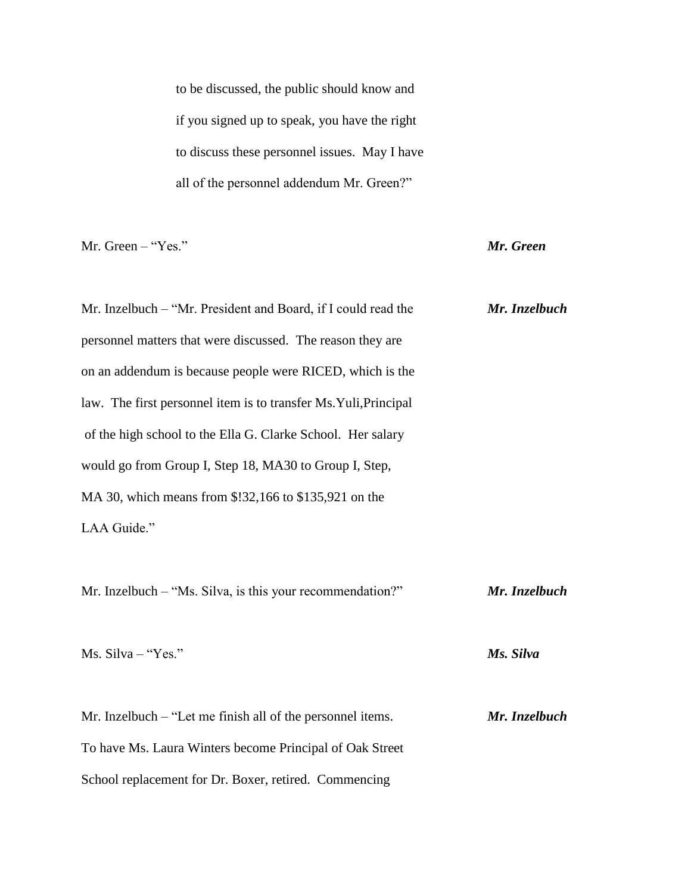to be discussed, the public should know and if you signed up to speak, you have the right to discuss these personnel issues. May I have all of the personnel addendum Mr. Green?"

Mr. Green – "Yes." ***Mr. Green***

Mr. Inzelbuch – "Mr. President and Board, if I could read the personnel matters that were discussed. The reason they are on an addendum is because people were RICED, which is the law. The first personnel item is to transfer Ms.Yuli,Principal of the high school to the Ella G. Clarke School. Her salary would go from Group I, Step 18, MA30 to Group I, Step, MA 30, which means from $!32,166 to $135,921 on the LAA Guide." ***Mr. Inzelbuch***

Mr. Inzelbuch – "Ms. Silva, is this your recommendation?" ***Mr. Inzelbuch***

Ms. Silva – "Yes." ***Ms. Silva***

Mr. Inzelbuch – "Let me finish all of the personnel items. To have Ms. Laura Winters become Principal of Oak Street School replacement for Dr. Boxer, retired. Commencing ***Mr. Inzelbuch***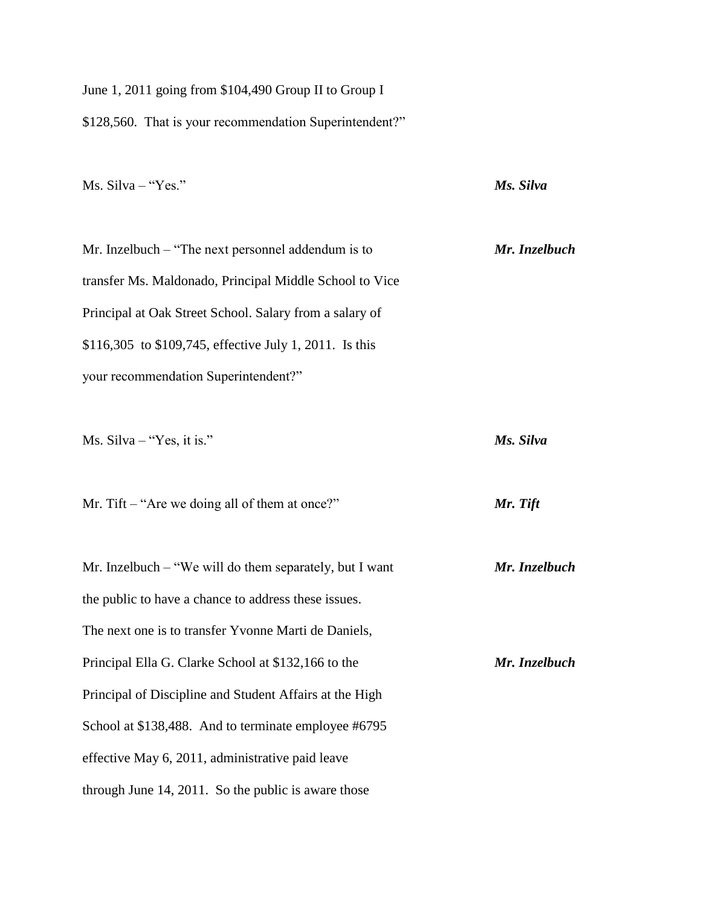June 1, 2011 going from $104,490 Group II to Group I $128,560. That is your recommendation Superintendent?"

Ms. Silva – "Yes." ***Ms. Silva***

Mr. Inzelbuch – "The next personnel addendum is to transfer Ms. Maldonado, Principal Middle School to Vice Principal at Oak Street School. Salary from a salary of $116,305 to $109,745, effective July 1, 2011. Is this your recommendation Superintendent?" ***Mr. Inzelbuch***

Ms. Silva – "Yes, it is." ***Ms. Silva***

Mr. Tift – "Are we doing all of them at once?" ***Mr. Tift***

Mr. Inzelbuch – "We will do them separately, but I want the public to have a chance to address these issues. The next one is to transfer Yvonne Marti de Daniels, Principal Ella G. Clarke School at $132,166 to the Principal of Discipline and Student Affairs at the High School at $138,488. And to terminate employee #6795 effective May 6, 2011, administrative paid leave through June 14, 2011. So the public is aware those ***Mr. Inzelbuch***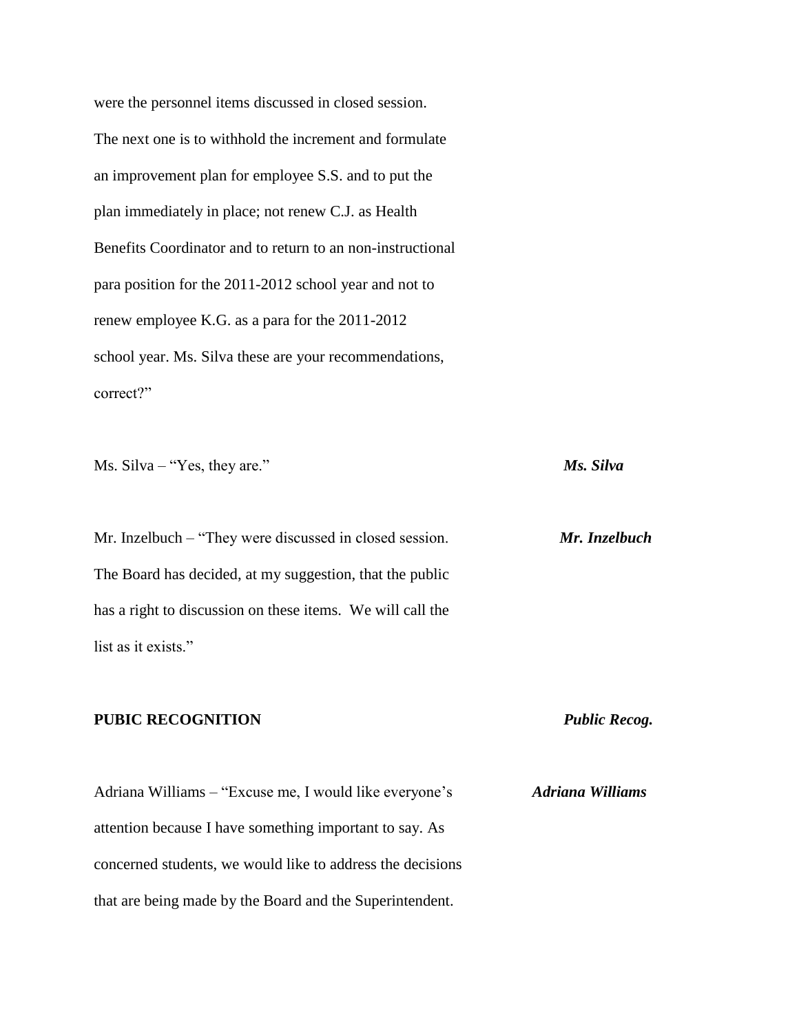were the personnel items discussed in closed session. The next one is to withhold the increment and formulate an improvement plan for employee S.S. and to put the plan immediately in place; not renew C.J. as Health Benefits Coordinator and to return to an non-instructional para position for the 2011-2012 school year and not to renew employee K.G. as a para for the 2011-2012 school year. Ms. Silva these are your recommendations, correct?"

Ms. Silva – "Yes, they are." ***Ms. Silva***

Mr. Inzelbuch – "They were discussed in closed session. The Board has decided, at my suggestion, that the public has a right to discussion on these items. We will call the list as it exists." ***Mr. Inzelbuch***

**PUBIC RECOGNITION** ***Public Recog.***

Adriana Williams – "Excuse me, I would like everyone's attention because I have something important to say. As concerned students, we would like to address the decisions that are being made by the Board and the Superintendent. ***Adriana Williams***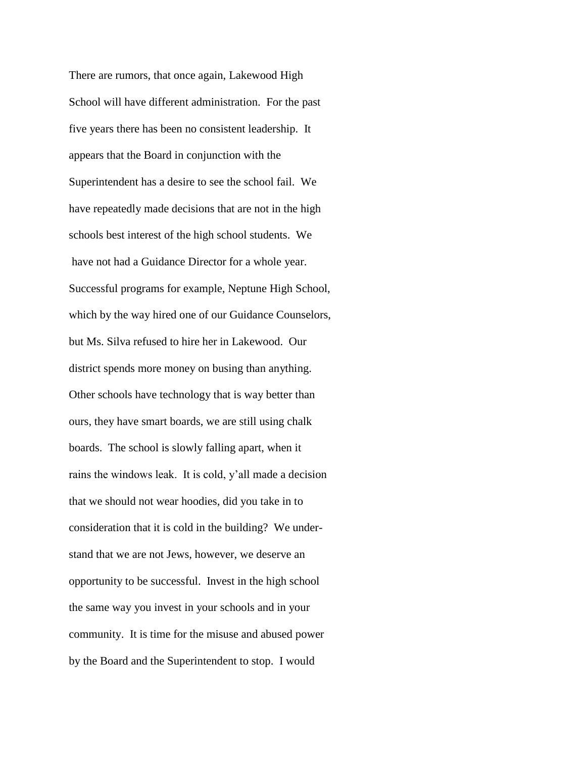There are rumors, that once again, Lakewood High School will have different administration. For the past five years there has been no consistent leadership. It appears that the Board in conjunction with the Superintendent has a desire to see the school fail. We have repeatedly made decisions that are not in the high schools best interest of the high school students. We have not had a Guidance Director for a whole year. Successful programs for example, Neptune High School, which by the way hired one of our Guidance Counselors, but Ms. Silva refused to hire her in Lakewood. Our district spends more money on busing than anything. Other schools have technology that is way better than ours, they have smart boards, we are still using chalk boards. The school is slowly falling apart, when it rains the windows leak. It is cold, y'all made a decision that we should not wear hoodies, did you take in to consideration that it is cold in the building? We understand that we are not Jews, however, we deserve an opportunity to be successful. Invest in the high school the same way you invest in your schools and in your community. It is time for the misuse and abused power by the Board and the Superintendent to stop. I would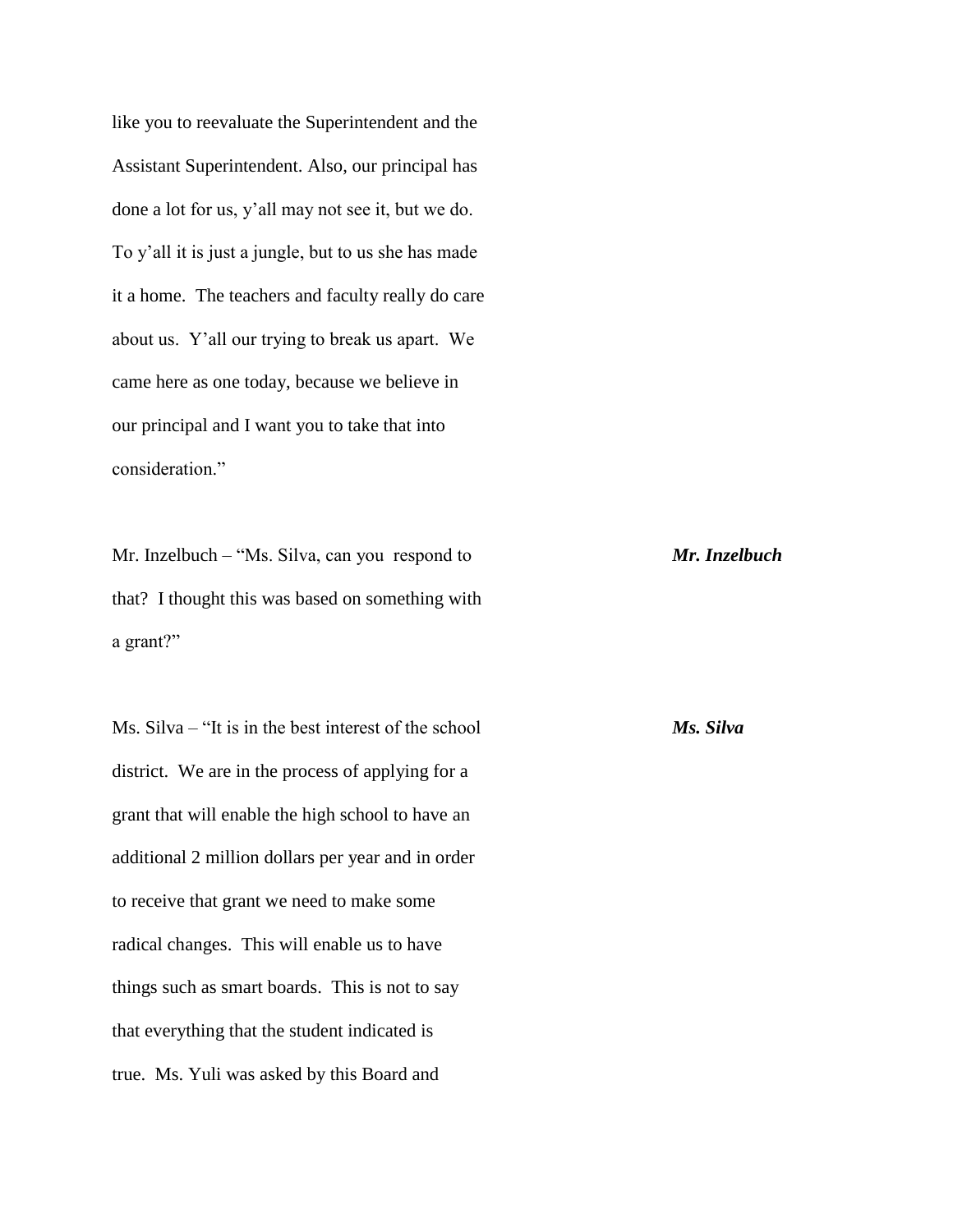like you to reevaluate the Superintendent and the Assistant Superintendent. Also, our principal has done a lot for us, y'all may not see it, but we do. To y'all it is just a jungle, but to us she has made it a home. The teachers and faculty really do care about us. Y'all our trying to break us apart. We came here as one today, because we believe in our principal and I want you to take that into consideration."

***Mr. Inzelbuch***

Mr. Inzelbuch – "Ms. Silva, can you respond to that? I thought this was based on something with a grant?"

***Ms. Silva***

Ms. Silva – "It is in the best interest of the school district. We are in the process of applying for a grant that will enable the high school to have an additional 2 million dollars per year and in order to receive that grant we need to make some radical changes. This will enable us to have things such as smart boards. This is not to say that everything that the student indicated is true. Ms. Yuli was asked by this Board and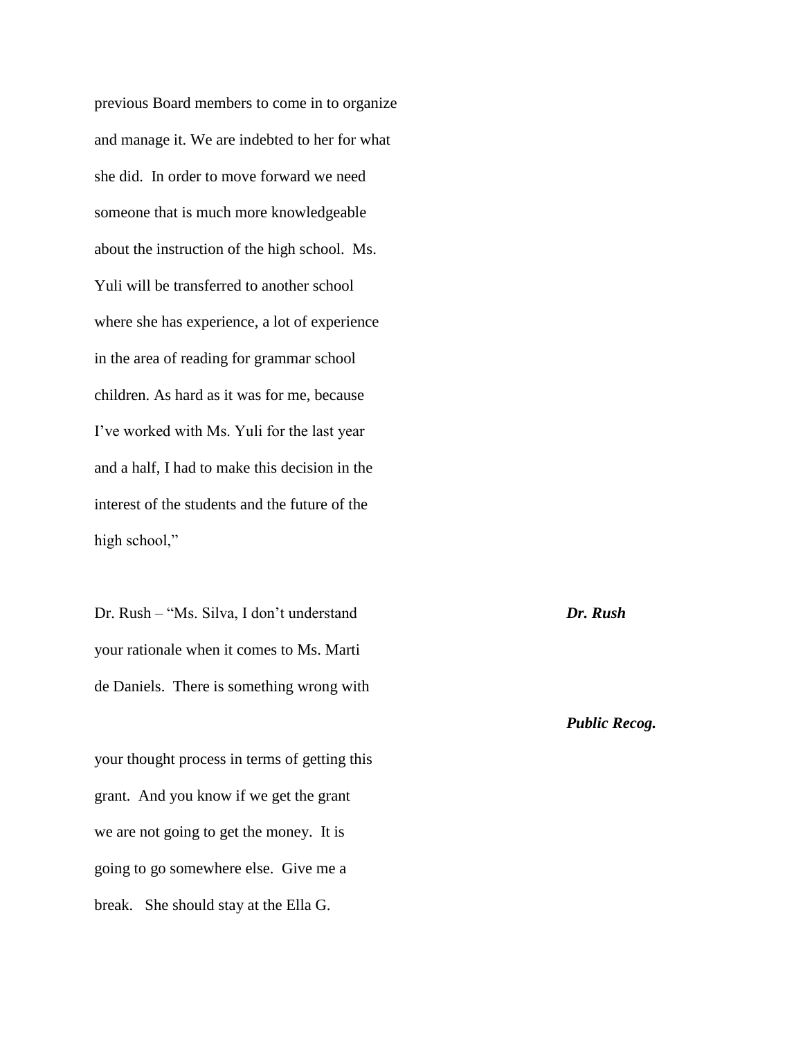previous Board members to come in to organize and manage it. We are indebted to her for what she did. In order to move forward we need someone that is much more knowledgeable about the instruction of the high school. Ms. Yuli will be transferred to another school where she has experience, a lot of experience in the area of reading for grammar school children. As hard as it was for me, because I've worked with Ms. Yuli for the last year and a half, I had to make this decision in the interest of the students and the future of the high school,"

***Dr. Rush***

Dr. Rush – "Ms. Silva, I don't understand your rationale when it comes to Ms. Marti de Daniels. There is something wrong with

***Public Recog.***

your thought process in terms of getting this grant. And you know if we get the grant we are not going to get the money. It is going to go somewhere else. Give me a break. She should stay at the Ella G.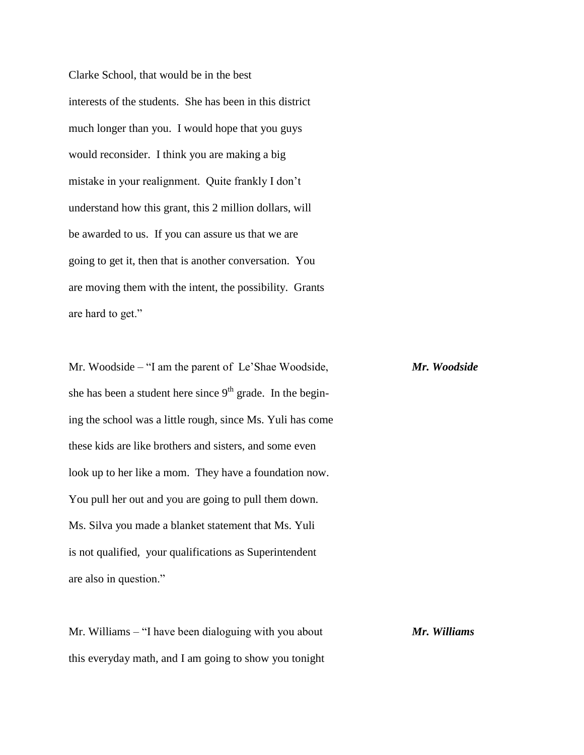Clarke School, that would be in the best interests of the students. She has been in this district much longer than you. I would hope that you guys would reconsider. I think you are making a big mistake in your realignment. Quite frankly I don't understand how this grant, this 2 million dollars, will be awarded to us. If you can assure us that we are going to get it, then that is another conversation. You are moving them with the intent, the possibility. Grants are hard to get."

***Mr. Woodside***

Mr. Woodside – "I am the parent of Le'Shae Woodside, she has been a student here since 9th grade. In the beginning the school was a little rough, since Ms. Yuli has come these kids are like brothers and sisters, and some even look up to her like a mom. They have a foundation now. You pull her out and you are going to pull them down. Ms. Silva you made a blanket statement that Ms. Yuli is not qualified, your qualifications as Superintendent are also in question."

***Mr. Williams***

Mr. Williams – "I have been dialoguing with you about this everyday math, and I am going to show you tonight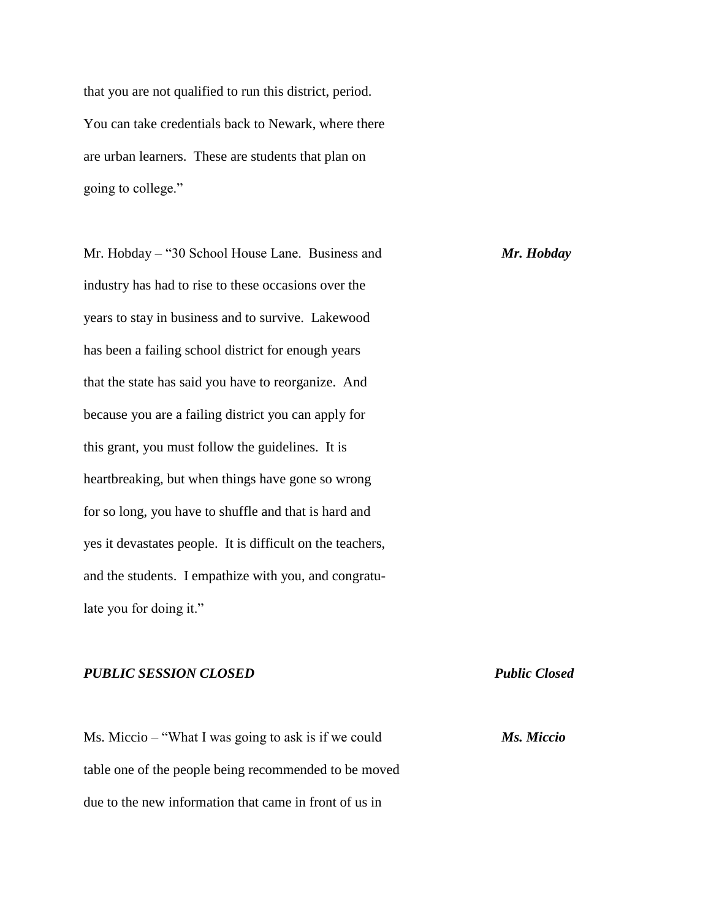that you are not qualified to run this district, period. You can take credentials back to Newark, where there are urban learners. These are students that plan on going to college."

Mr. Hobday – "30 School House Lane. Business and industry has had to rise to these occasions over the years to stay in business and to survive. Lakewood has been a failing school district for enough years that the state has said you have to reorganize. And because you are a failing district you can apply for this grant, you must follow the guidelines. It is heartbreaking, but when things have gone so wrong for so long, you have to shuffle and that is hard and yes it devastates people. It is difficult on the teachers, and the students. I empathize with you, and congratulate you for doing it." ***Mr. Hobday***

***PUBLIC SESSION CLOSED*** ***Public Closed***

Ms. Miccio – "What I was going to ask is if we could table one of the people being recommended to be moved due to the new information that came in front of us in ***Ms. Miccio***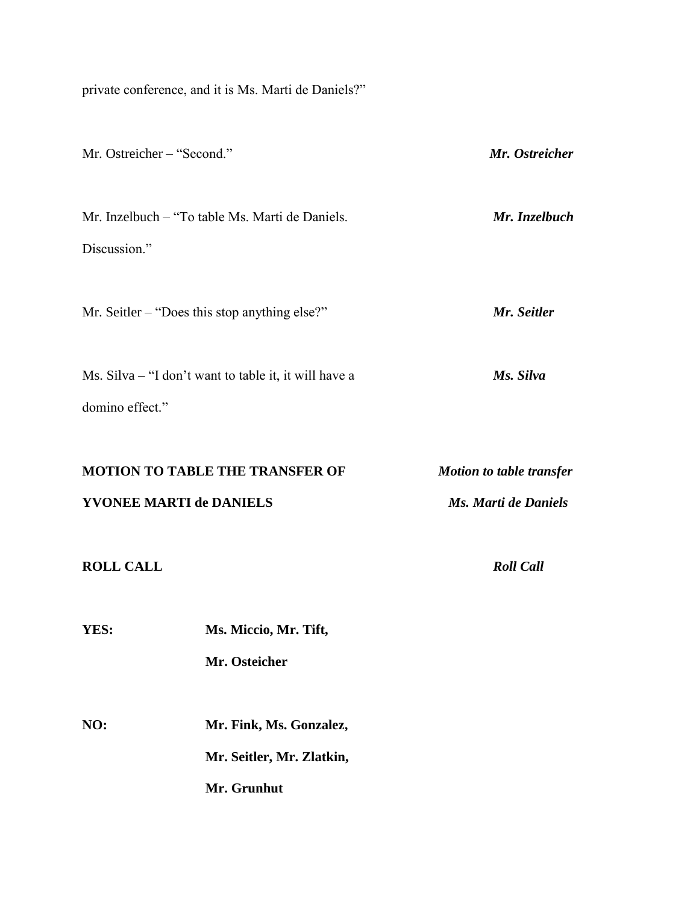private conference, and it is Ms. Marti de Daniels?"

Mr. Ostreicher – "Second." ***Mr. Ostreicher***

Mr. Inzelbuch – "To table Ms. Marti de Daniels. Discussion." ***Mr. Inzelbuch***

Mr. Seitler – "Does this stop anything else?" ***Mr. Seitler***

Ms. Silva – "I don't want to table it, it will have a domino effect." ***Ms. Silva***

**MOTION TO TABLE THE TRANSFER OF YVONEE MARTI de DANIELS** ***Motion to table transfer Ms. Marti de Daniels***

**ROLL CALL** ***Roll Call***

**YES:** **Ms. Miccio, Mr. Tift, Mr. Osteicher**

**NO:** **Mr. Fink, Ms. Gonzalez, Mr. Seitler, Mr. Zlatkin, Mr. Grunhut**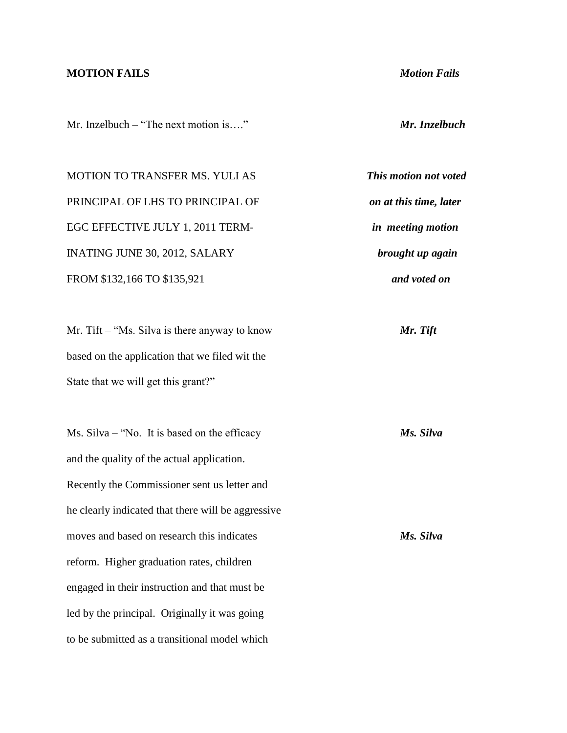**MOTION FAILS** ***Motion Fails***

Mr. Inzelbuch – "The next motion is…." ***Mr. Inzelbuch***

MOTION TO TRANSFER MS. YULI AS PRINCIPAL OF LHS TO PRINCIPAL OF EGC EFFECTIVE JULY 1, 2011 TERM-INATING JUNE 30, 2012, SALARY FROM $132,166 TO $135,921

***This motion not voted on at this time, later in meeting motion brought up again and voted on***

Mr. Tift – "Ms. Silva is there anyway to know based on the application that we filed wit the State that we will get this grant?" ***Mr. Tift***

Ms. Silva – "No. It is based on the efficacy and the quality of the actual application. Recently the Commissioner sent us letter and he clearly indicated that there will be aggressive moves and based on research this indicates reform. Higher graduation rates, children engaged in their instruction and that must be led by the principal. Originally it was going to be submitted as a transitional model which ***Ms. Silva***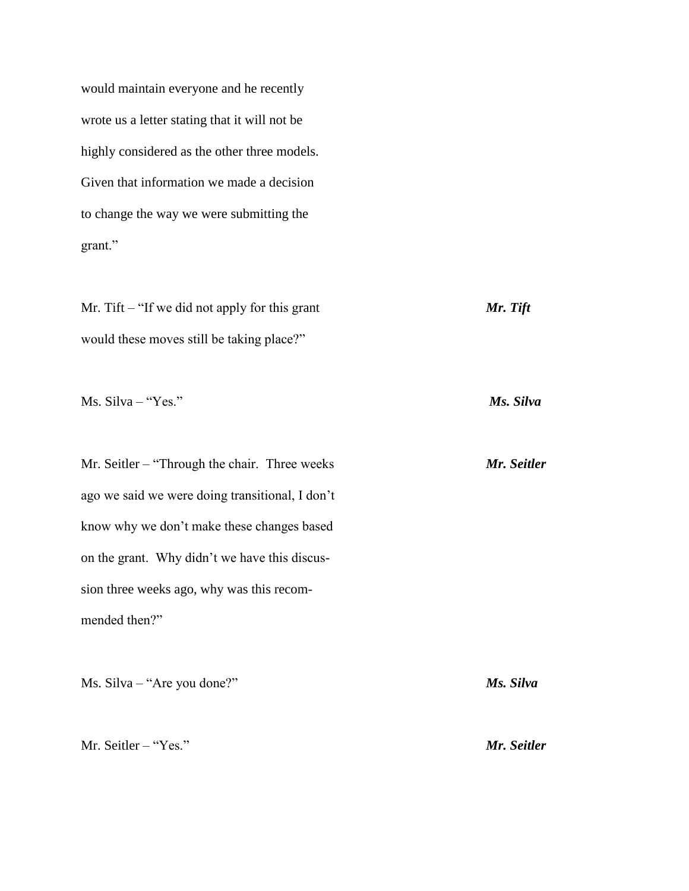would maintain everyone and he recently wrote us a letter stating that it will not be highly considered as the other three models. Given that information we made a decision to change the way we were submitting the grant."

Mr. Tift – "If we did not apply for this grant would these moves still be taking place?" ***Mr. Tift***

Ms. Silva – "Yes." ***Ms. Silva***

Mr. Seitler – "Through the chair. Three weeks ago we said we were doing transitional, I don't know why we don't make these changes based on the grant. Why didn't we have this discussion three weeks ago, why was this recommended then?" ***Mr. Seitler***

Ms. Silva – "Are you done?" ***Ms. Silva***

Mr. Seitler – "Yes." ***Mr. Seitler***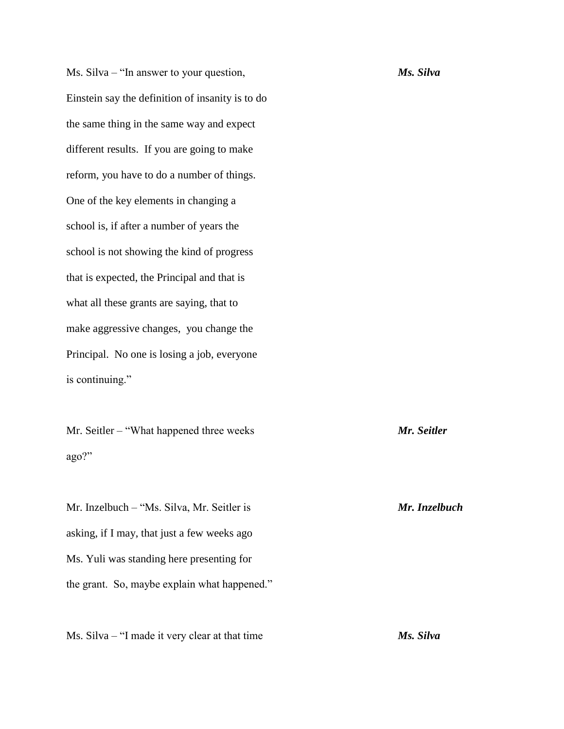Ms. Silva – "In answer to your question, Einstein say the definition of insanity is to do the same thing in the same way and expect different results. If you are going to make reform, you have to do a number of things. One of the key elements in changing a school is, if after a number of years the school is not showing the kind of progress that is expected, the Principal and that is what all these grants are saying, that to make aggressive changes, you change the Principal. No one is losing a job, everyone is continuing." ***Ms. Silva***

Mr. Seitler – "What happened three weeks ago?" ***Mr. Seitler***

Mr. Inzelbuch – "Ms. Silva, Mr. Seitler is asking, if I may, that just a few weeks ago Ms. Yuli was standing here presenting for the grant. So, maybe explain what happened." ***Mr. Inzelbuch***

Ms. Silva – "I made it very clear at that time ***Ms. Silva***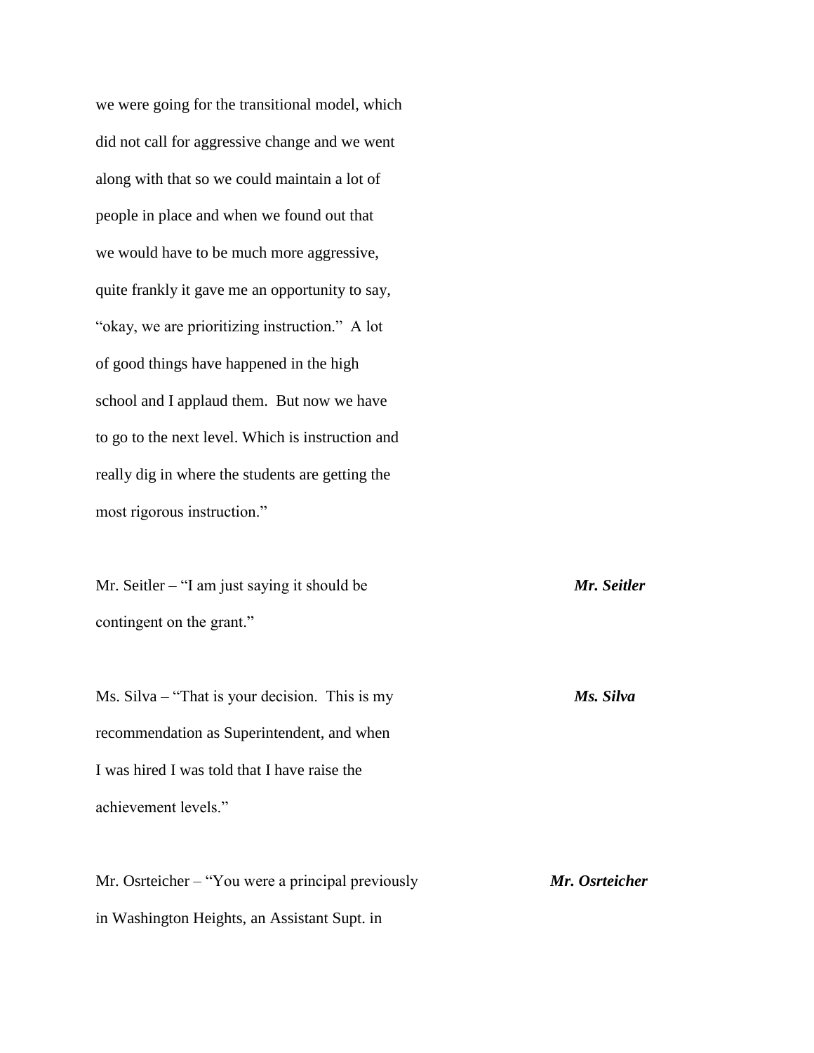we were going for the transitional model, which did not call for aggressive change and we went along with that so we could maintain a lot of people in place and when we found out that we would have to be much more aggressive, quite frankly it gave me an opportunity to say, "okay, we are prioritizing instruction." A lot of good things have happened in the high school and I applaud them. But now we have to go to the next level. Which is instruction and really dig in where the students are getting the most rigorous instruction."

***Mr. Seitler***

Mr. Seitler – "I am just saying it should be contingent on the grant."

***Ms. Silva***

Ms. Silva – "That is your decision. This is my recommendation as Superintendent, and when I was hired I was told that I have raise the achievement levels."

***Mr. Osrteicher***

Mr. Osrteicher – "You were a principal previously in Washington Heights, an Assistant Supt. in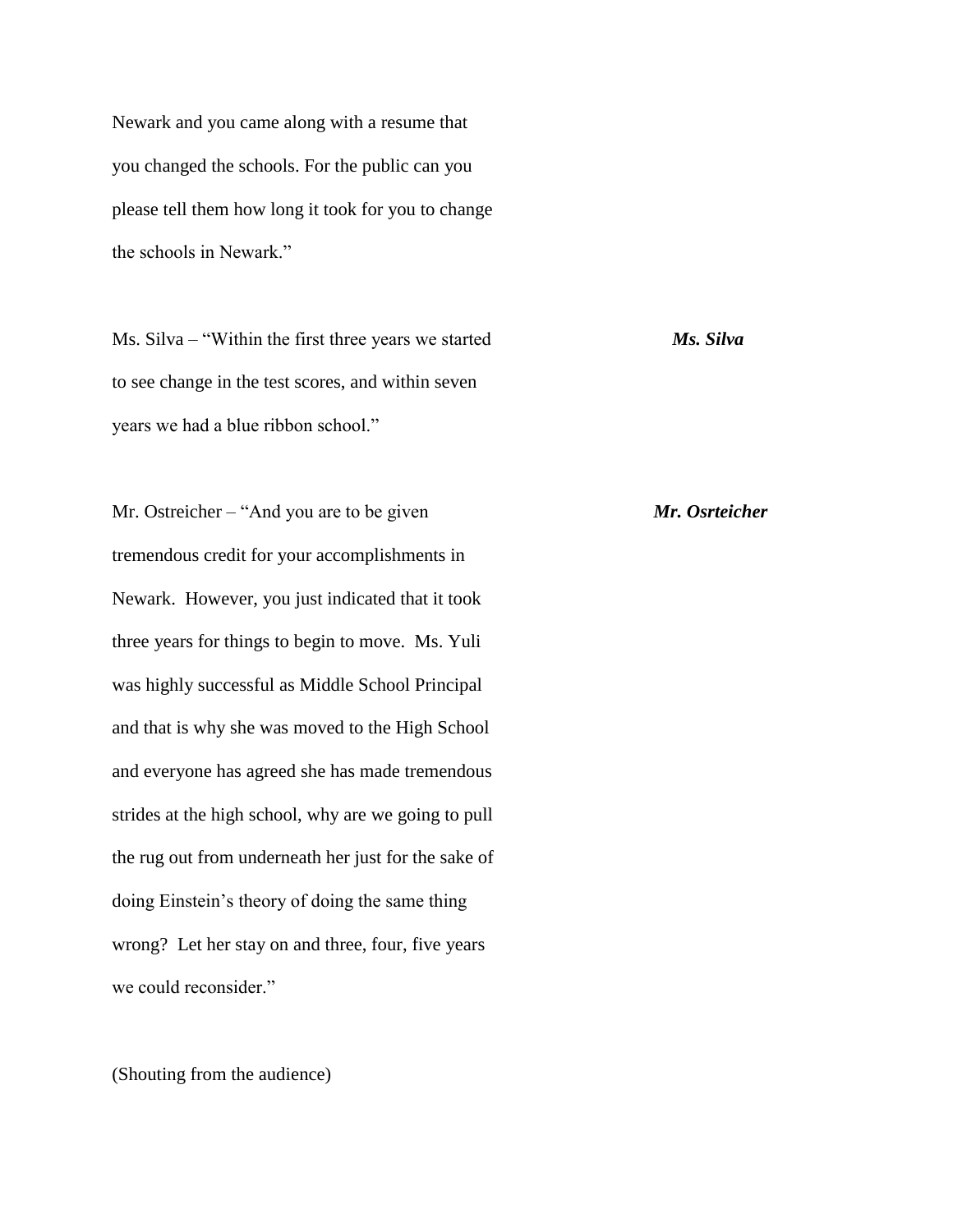Newark and you came along with a resume that you changed the schools. For the public can you please tell them how long it took for you to change the schools in Newark."

Ms. Silva – "Within the first three years we started to see change in the test scores, and within seven years we had a blue ribbon school." ***Ms. Silva***

Mr. Ostreicher – "And you are to be given tremendous credit for your accomplishments in Newark. However, you just indicated that it took three years for things to begin to move. Ms. Yuli was highly successful as Middle School Principal and that is why she was moved to the High School and everyone has agreed she has made tremendous strides at the high school, why are we going to pull the rug out from underneath her just for the sake of doing Einstein's theory of doing the same thing wrong? Let her stay on and three, four, five years we could reconsider." ***Mr. Osrteicher***

(Shouting from the audience)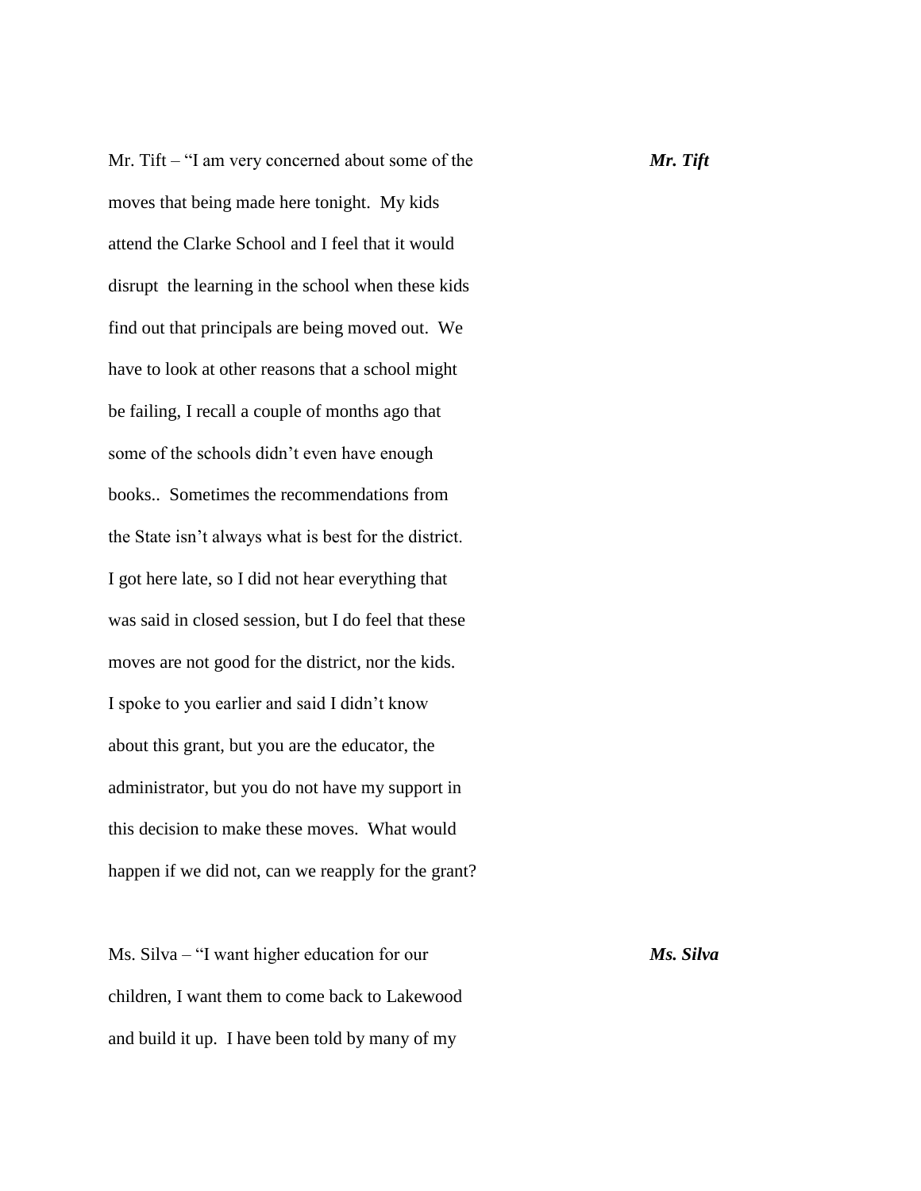Mr. Tift – "I am very concerned about some of the moves that being made here tonight. My kids attend the Clarke School and I feel that it would disrupt the learning in the school when these kids find out that principals are being moved out. We have to look at other reasons that a school might be failing, I recall a couple of months ago that some of the schools didn't even have enough books.. Sometimes the recommendations from the State isn't always what is best for the district. I got here late, so I did not hear everything that was said in closed session, but I do feel that these moves are not good for the district, nor the kids. I spoke to you earlier and said I didn't know about this grant, but you are the educator, the administrator, but you do not have my support in this decision to make these moves. What would happen if we did not, can we reapply for the grant?

***Mr. Tift***

Ms. Silva – "I want higher education for our children, I want them to come back to Lakewood and build it up. I have been told by many of my

***Ms. Silva***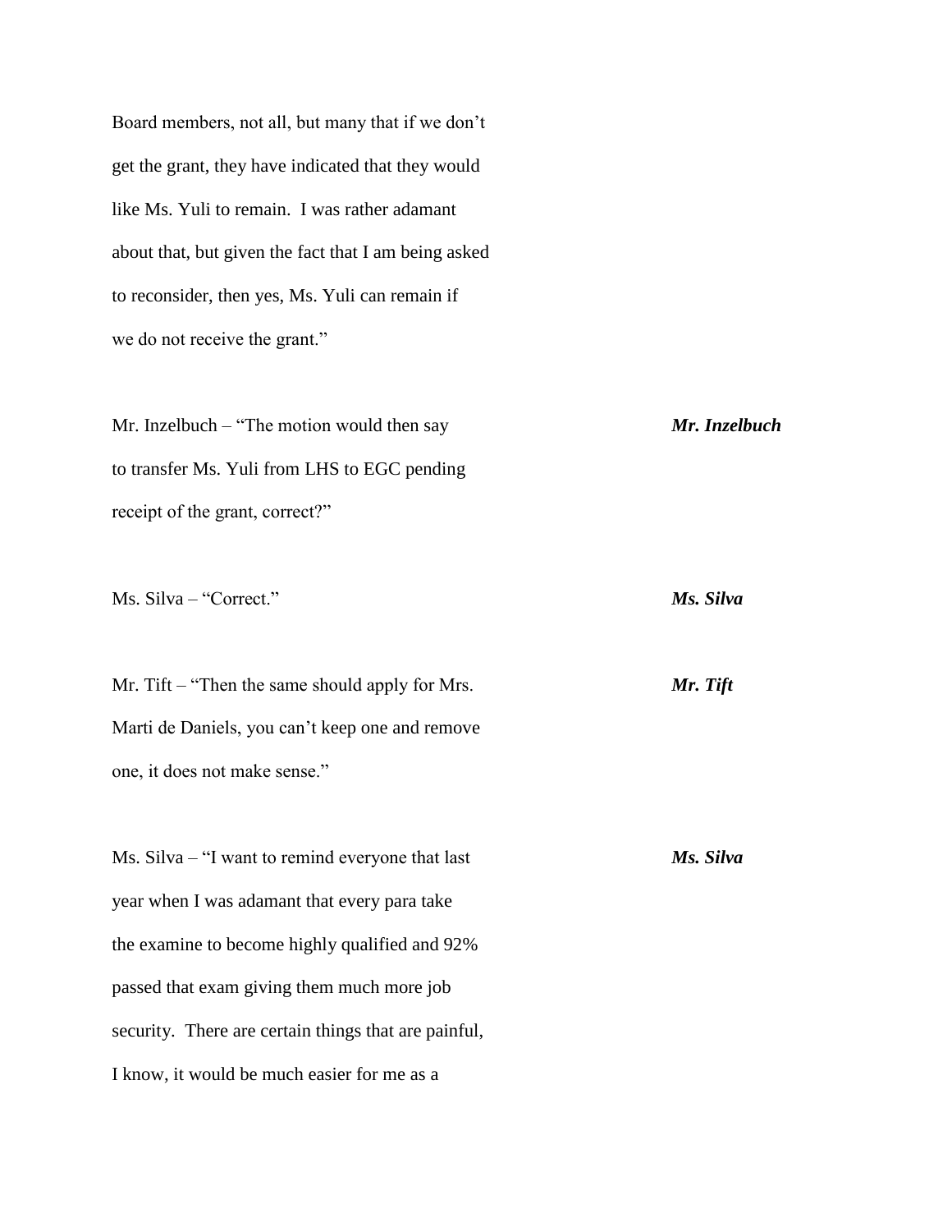Board members, not all, but many that if we don't get the grant, they have indicated that they would like Ms. Yuli to remain. I was rather adamant about that, but given the fact that I am being asked to reconsider, then yes, Ms. Yuli can remain if we do not receive the grant."

Mr. Inzelbuch – "The motion would then say to transfer Ms. Yuli from LHS to EGC pending receipt of the grant, correct?" ***Mr. Inzelbuch***

Ms. Silva – "Correct." ***Ms. Silva***

Mr. Tift – "Then the same should apply for Mrs. Marti de Daniels, you can't keep one and remove one, it does not make sense." ***Mr. Tift***

Ms. Silva – "I want to remind everyone that last year when I was adamant that every para take the examine to become highly qualified and 92% passed that exam giving them much more job security. There are certain things that are painful, I know, it would be much easier for me as a ***Ms. Silva***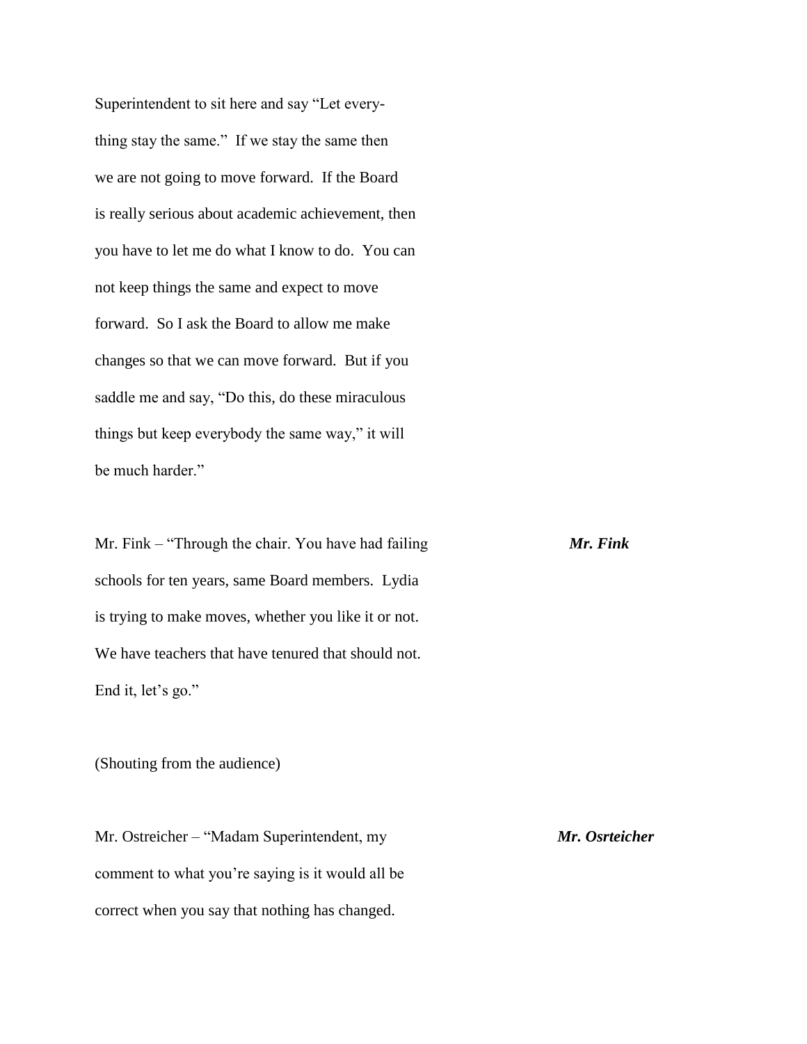Superintendent to sit here and say "Let every-
thing stay the same." If we stay the same then
we are not going to move forward. If the Board
is really serious about academic achievement, then
you have to let me do what I know to do. You can
not keep things the same and expect to move
forward. So I ask the Board to allow me make
changes so that we can move forward. But if you
saddle me and say, "Do this, do these miraculous
things but keep everybody the same way," it will
be much harder."

Mr. Fink – "Through the chair. You have had failing schools for ten years, same Board members. Lydia is trying to make moves, whether you like it or not. We have teachers that have tenured that should not. End it, let's go." ***Mr. Fink***

(Shouting from the audience)

Mr. Ostreicher – "Madam Superintendent, my comment to what you're saying is it would all be correct when you say that nothing has changed. ***Mr. Osrteicher***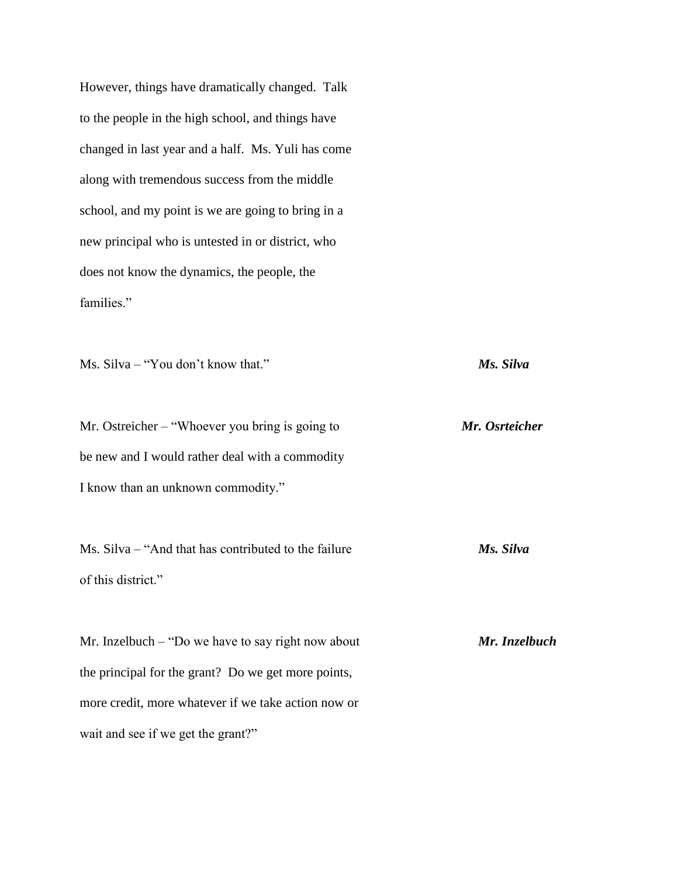However, things have dramatically changed. Talk to the people in the high school, and things have changed in last year and a half. Ms. Yuli has come along with tremendous success from the middle school, and my point is we are going to bring in a new principal who is untested in or district, who does not know the dynamics, the people, the families."

Ms. Silva – "You don't know that." ***Ms. Silva***

Mr. Ostreicher – "Whoever you bring is going to be new and I would rather deal with a commodity I know than an unknown commodity." ***Mr. Osrteicher***

Ms. Silva – "And that has contributed to the failure of this district." ***Ms. Silva***

Mr. Inzelbuch – "Do we have to say right now about the principal for the grant? Do we get more points, more credit, more whatever if we take action now or wait and see if we get the grant?" ***Mr. Inzelbuch***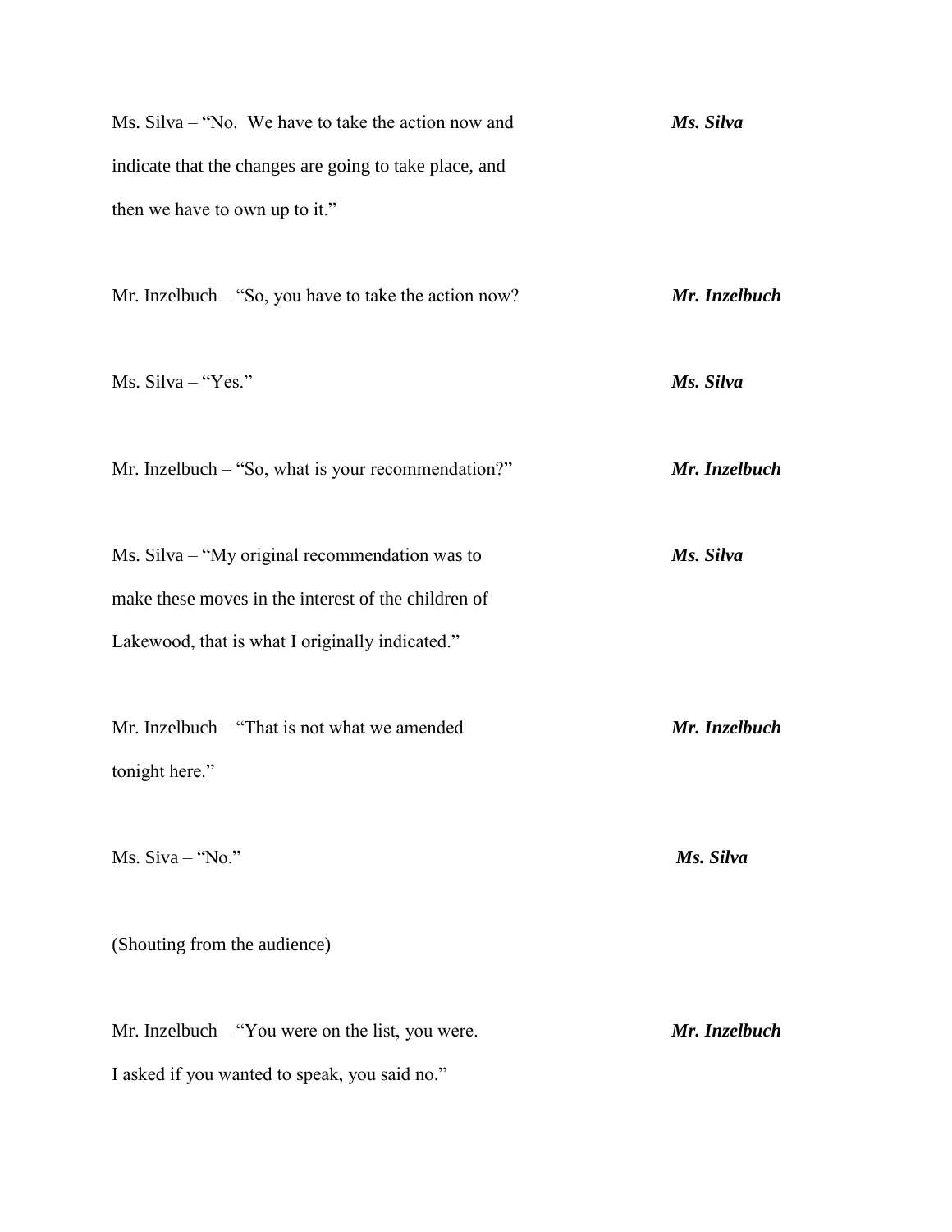Ms. Silva – "No. We have to take the action now and indicate that the changes are going to take place, and then we have to own up to it." ***Ms. Silva***

Mr. Inzelbuch – "So, you have to take the action now? ***Mr. Inzelbuch***

Ms. Silva – "Yes." ***Ms. Silva***

Mr. Inzelbuch – "So, what is your recommendation?" ***Mr. Inzelbuch***

Ms. Silva – "My original recommendation was to make these moves in the interest of the children of Lakewood, that is what I originally indicated." ***Ms. Silva***

Mr. Inzelbuch – "That is not what we amended tonight here." ***Mr. Inzelbuch***

Ms. Siva – "No." ***Ms. Silva***

(Shouting from the audience)

Mr. Inzelbuch – "You were on the list, you were. I asked if you wanted to speak, you said no." ***Mr. Inzelbuch***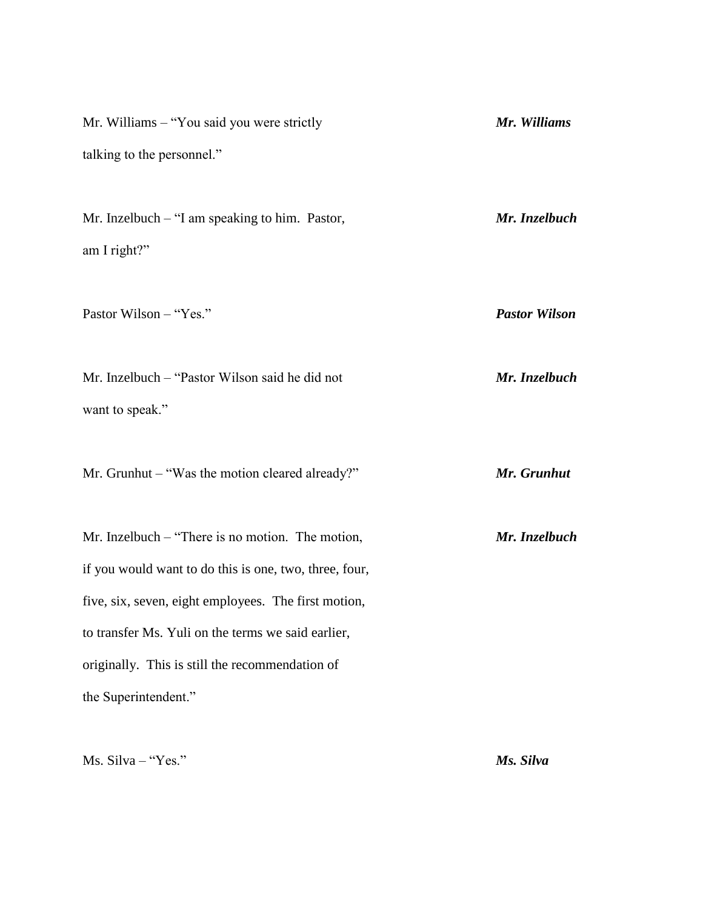Mr. Williams – "You said you were strictly talking to the personnel." ***Mr. Williams***

Mr. Inzelbuch – "I am speaking to him. Pastor, am I right?" ***Mr. Inzelbuch***

Pastor Wilson – "Yes." ***Pastor Wilson***

Mr. Inzelbuch – "Pastor Wilson said he did not want to speak." ***Mr. Inzelbuch***

Mr. Grunhut – "Was the motion cleared already?" ***Mr. Grunhut***

Mr. Inzelbuch – "There is no motion. The motion, if you would want to do this is one, two, three, four, five, six, seven, eight employees. The first motion, to transfer Ms. Yuli on the terms we said earlier, originally. This is still the recommendation of the Superintendent." ***Mr. Inzelbuch***

Ms. Silva – "Yes." ***Ms. Silva***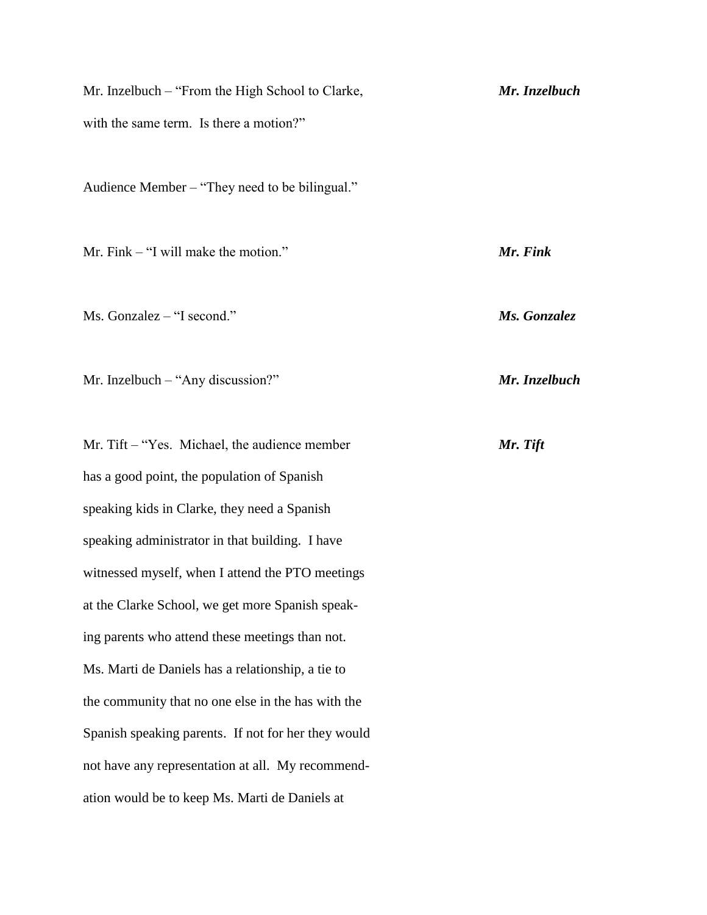Mr. Inzelbuch – "From the High School to Clarke, with the same term. Is there a motion?" ***Mr. Inzelbuch***

Audience Member – "They need to be bilingual."

Mr. Fink – "I will make the motion." ***Mr. Fink***

Ms. Gonzalez – "I second." ***Ms. Gonzalez***

Mr. Inzelbuch – "Any discussion?" ***Mr. Inzelbuch***

Mr. Tift – "Yes. Michael, the audience member has a good point, the population of Spanish speaking kids in Clarke, they need a Spanish speaking administrator in that building. I have witnessed myself, when I attend the PTO meetings at the Clarke School, we get more Spanish speaking parents who attend these meetings than not. Ms. Marti de Daniels has a relationship, a tie to the community that no one else in the has with the Spanish speaking parents. If not for her they would not have any representation at all. My recommendation would be to keep Ms. Marti de Daniels at ***Mr. Tift***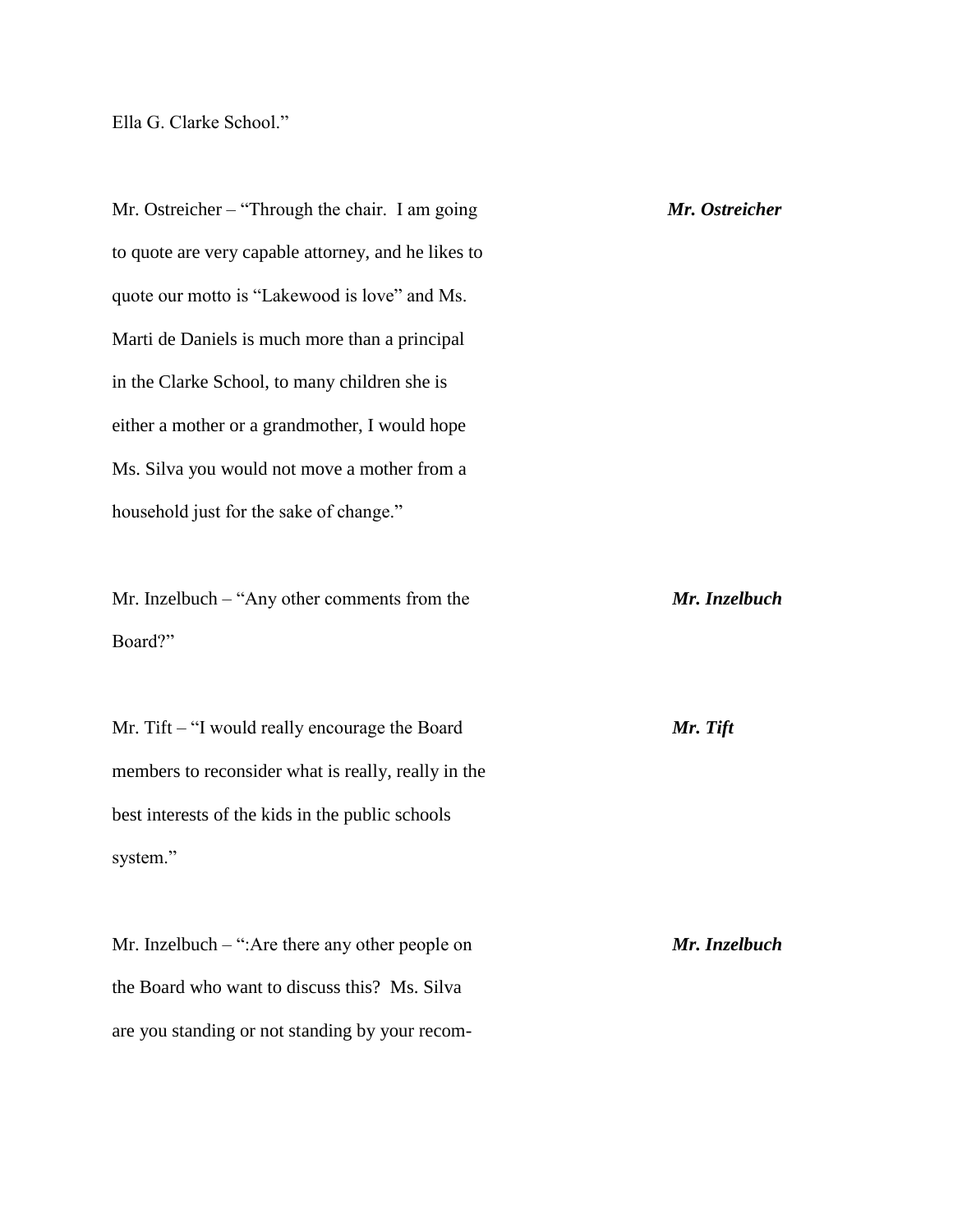Ella G. Clarke School."

Mr. Ostreicher – "Through the chair. I am going to quote are very capable attorney, and he likes to quote our motto is "Lakewood is love" and Ms. Marti de Daniels is much more than a principal in the Clarke School, to many children she is either a mother or a grandmother, I would hope Ms. Silva you would not move a mother from a household just for the sake of change." ***Mr. Ostreicher***

Mr. Inzelbuch – "Any other comments from the Board?" ***Mr. Inzelbuch***

Mr. Tift – "I would really encourage the Board members to reconsider what is really, really in the best interests of the kids in the public schools system." ***Mr. Tift***

Mr. Inzelbuch – ":Are there any other people on the Board who want to discuss this? Ms. Silva are you standing or not standing by your recom- ***Mr. Inzelbuch***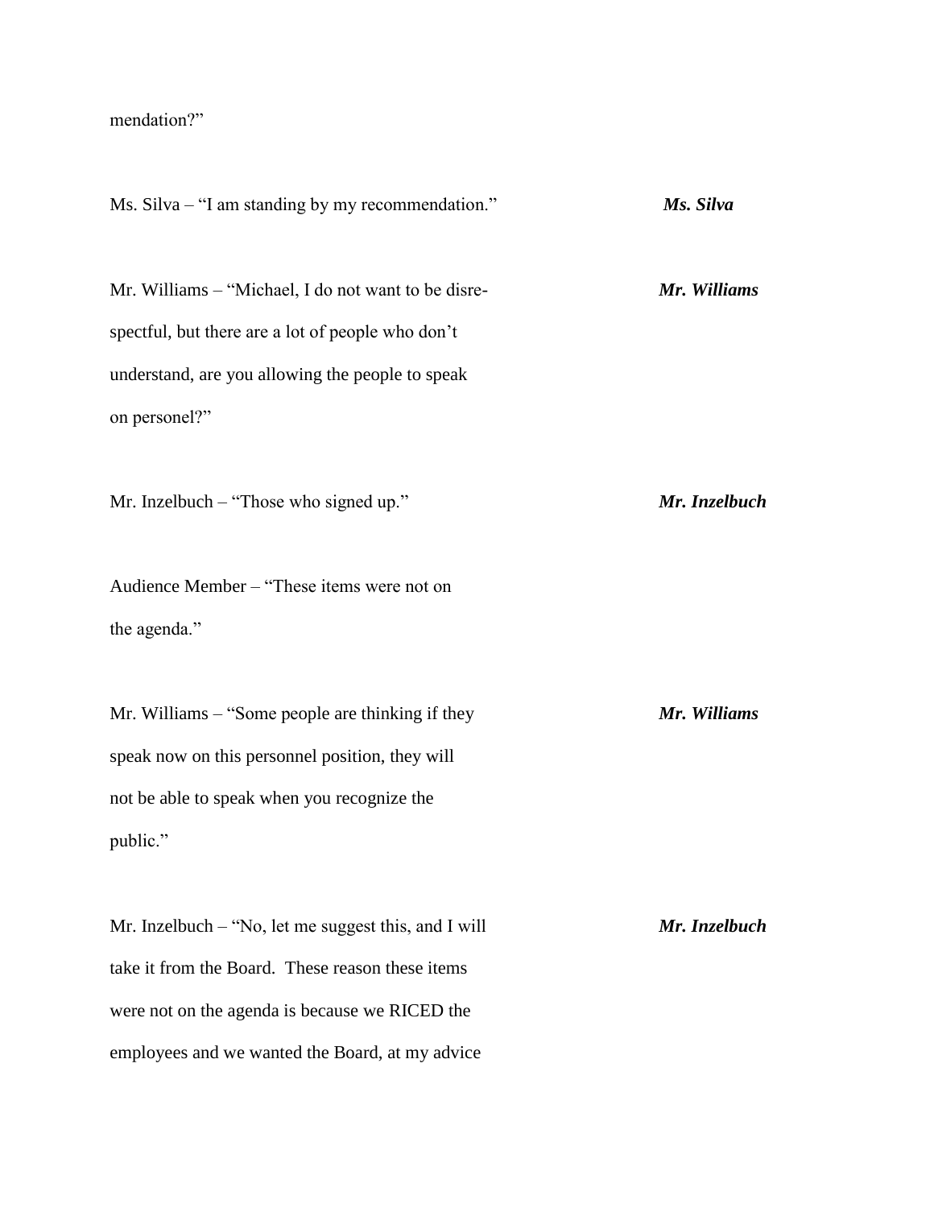mendation?"

Ms. Silva – "I am standing by my recommendation." ***Ms. Silva***

Mr. Williams – "Michael, I do not want to be disre-spectful, but there are a lot of people who don't understand, are you allowing the people to speak on personel?" ***Mr. Williams***

Mr. Inzelbuch – "Those who signed up." ***Mr. Inzelbuch***

Audience Member – "These items were not on the agenda."

Mr. Williams – "Some people are thinking if they speak now on this personnel position, they will not be able to speak when you recognize the public." ***Mr. Williams***

Mr. Inzelbuch – "No, let me suggest this, and I will take it from the Board. These reason these items were not on the agenda is because we RICED the employees and we wanted the Board, at my advice ***Mr. Inzelbuch***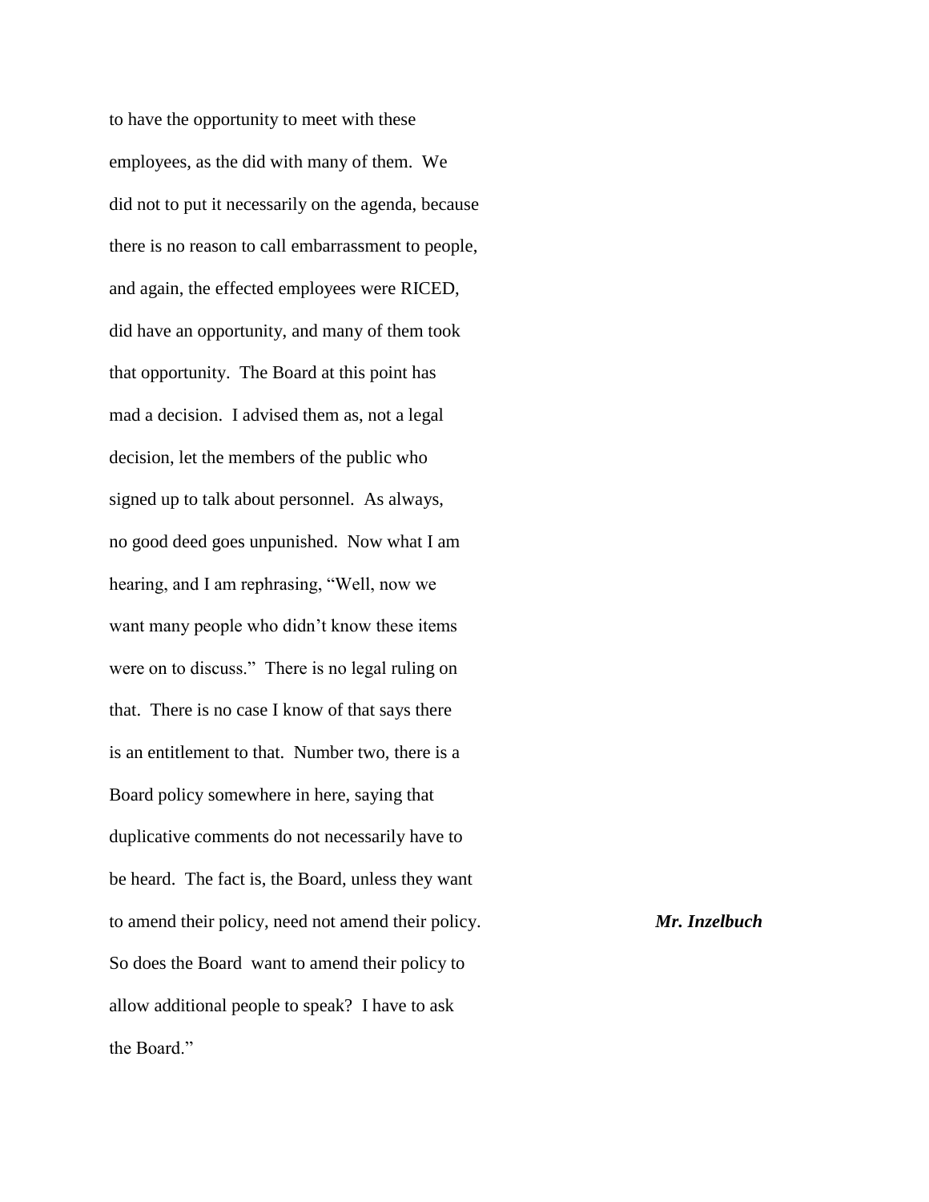to have the opportunity to meet with these employees, as the did with many of them. We did not to put it necessarily on the agenda, because there is no reason to call embarrassment to people, and again, the effected employees were RICED, did have an opportunity, and many of them took that opportunity. The Board at this point has mad a decision. I advised them as, not a legal decision, let the members of the public who signed up to talk about personnel. As always, no good deed goes unpunished. Now what I am hearing, and I am rephrasing, "Well, now we want many people who didn't know these items were on to discuss." There is no legal ruling on that. There is no case I know of that says there is an entitlement to that. Number two, there is a Board policy somewhere in here, saying that duplicative comments do not necessarily have to be heard. The fact is, the Board, unless they want to amend their policy, need not amend their policy. So does the Board want to amend their policy to allow additional people to speak? I have to ask the Board."

***Mr. Inzelbuch***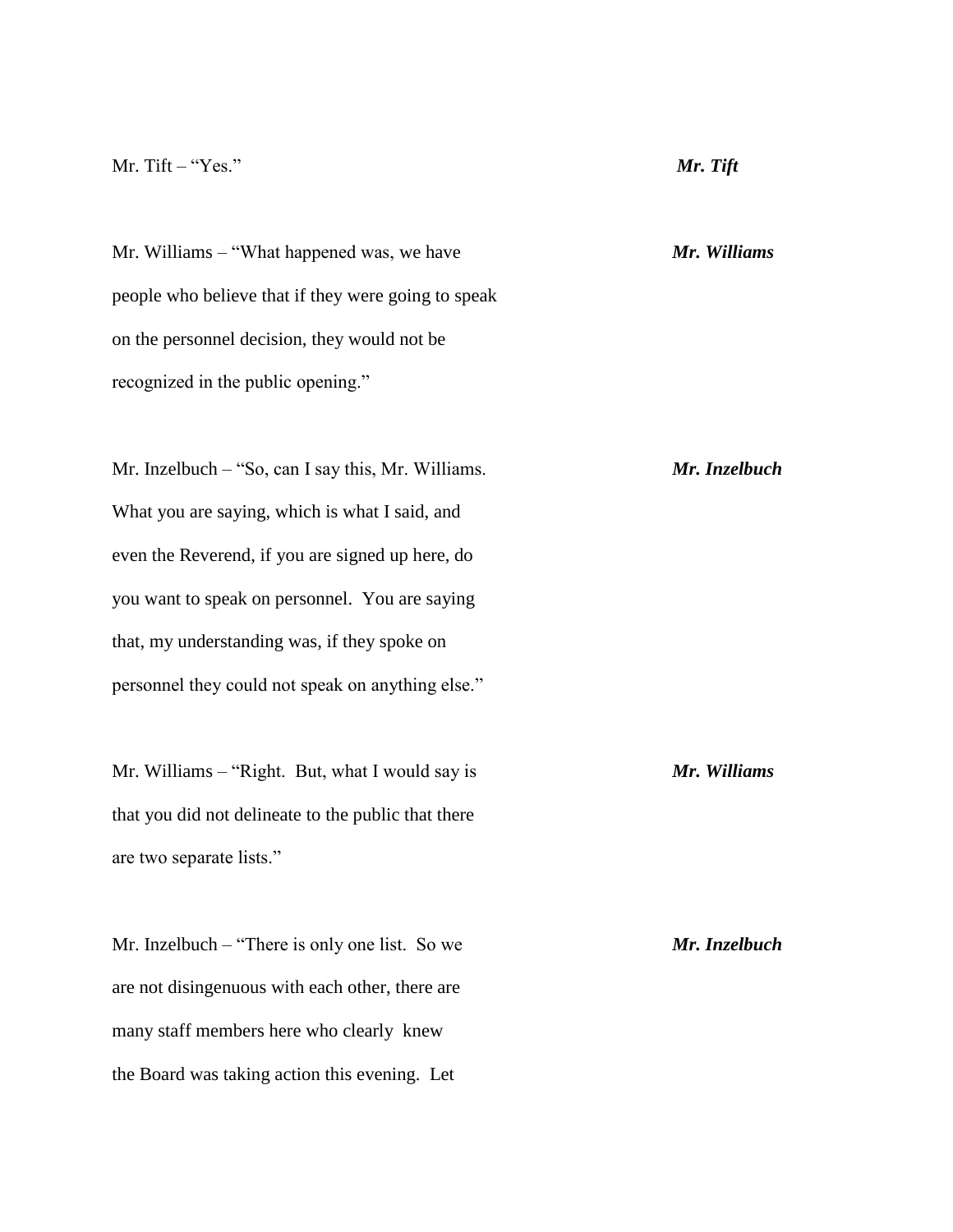Mr. Tift – "Yes." ***Mr. Tift***

Mr. Williams – "What happened was, we have people who believe that if they were going to speak on the personnel decision, they would not be recognized in the public opening." ***Mr. Williams***

Mr. Inzelbuch – "So, can I say this, Mr. Williams. What you are saying, which is what I said, and even the Reverend, if you are signed up here, do you want to speak on personnel. You are saying that, my understanding was, if they spoke on personnel they could not speak on anything else." ***Mr. Inzelbuch***

Mr. Williams – "Right. But, what I would say is that you did not delineate to the public that there are two separate lists." ***Mr. Williams***

Mr. Inzelbuch – "There is only one list. So we are not disingenuous with each other, there are many staff members here who clearly knew the Board was taking action this evening. Let ***Mr. Inzelbuch***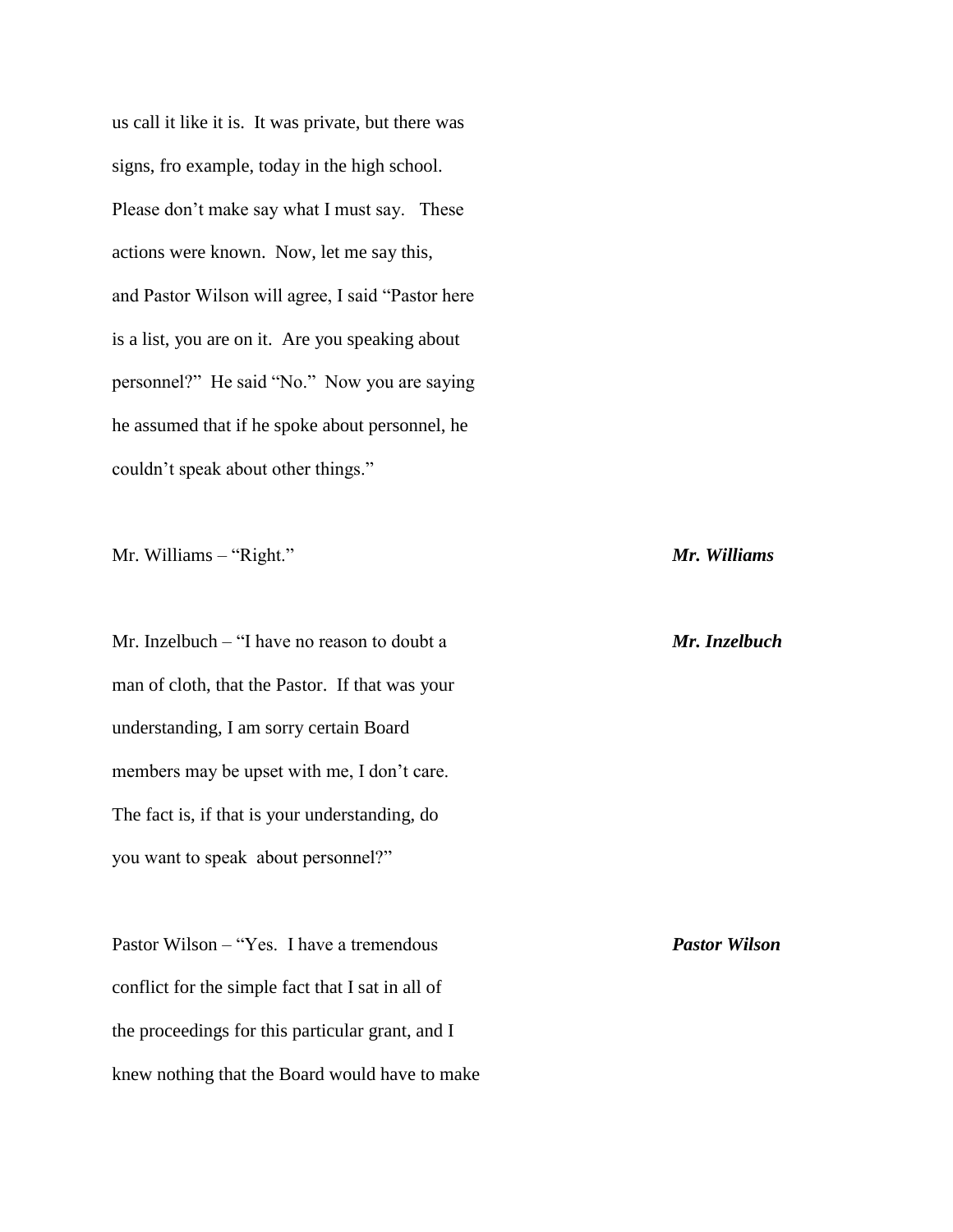us call it like it is. It was private, but there was signs, fro example, today in the high school. Please don't make say what I must say. These actions were known. Now, let me say this, and Pastor Wilson will agree, I said "Pastor here is a list, you are on it. Are you speaking about personnel?" He said "No." Now you are saying he assumed that if he spoke about personnel, he couldn't speak about other things."

Mr. Williams – "Right." ***Mr. Williams***

Mr. Inzelbuch – "I have no reason to doubt a man of cloth, that the Pastor. If that was your understanding, I am sorry certain Board members may be upset with me, I don't care. The fact is, if that is your understanding, do you want to speak about personnel?" ***Mr. Inzelbuch***

Pastor Wilson – "Yes. I have a tremendous conflict for the simple fact that I sat in all of the proceedings for this particular grant, and I knew nothing that the Board would have to make ***Pastor Wilson***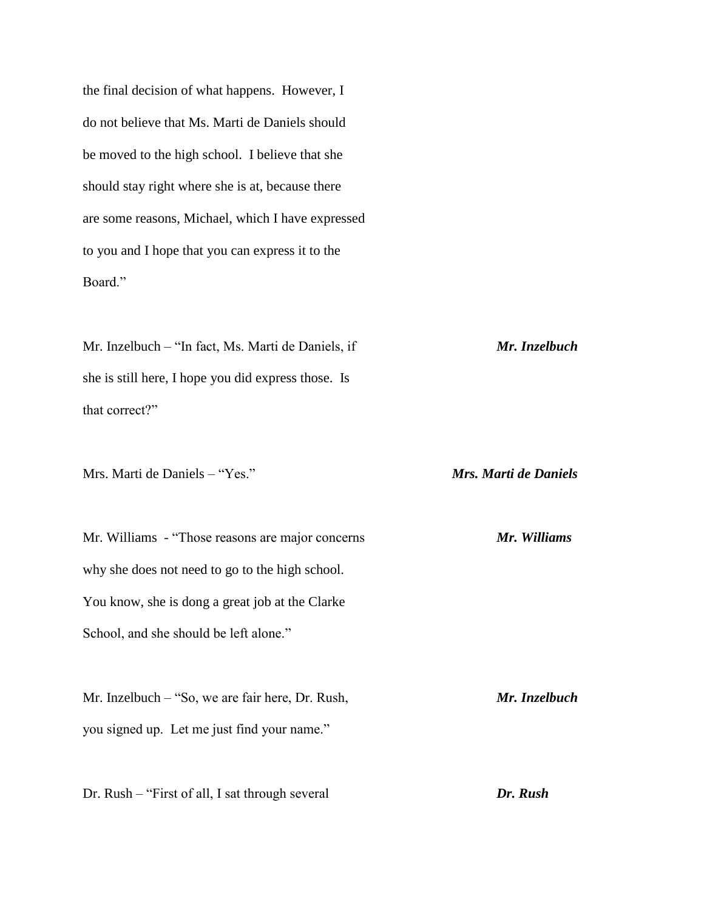the final decision of what happens. However, I do not believe that Ms. Marti de Daniels should be moved to the high school. I believe that she should stay right where she is at, because there are some reasons, Michael, which I have expressed to you and I hope that you can express it to the Board."

Mr. Inzelbuch – "In fact, Ms. Marti de Daniels, if she is still here, I hope you did express those. Is that correct?" ***Mr. Inzelbuch***

Mrs. Marti de Daniels – "Yes." ***Mrs. Marti de Daniels***

Mr. Williams - "Those reasons are major concerns why she does not need to go to the high school. You know, she is dong a great job at the Clarke School, and she should be left alone." ***Mr. Williams***

Mr. Inzelbuch – "So, we are fair here, Dr. Rush, you signed up. Let me just find your name." ***Mr. Inzelbuch***

Dr. Rush – "First of all, I sat through several ***Dr. Rush***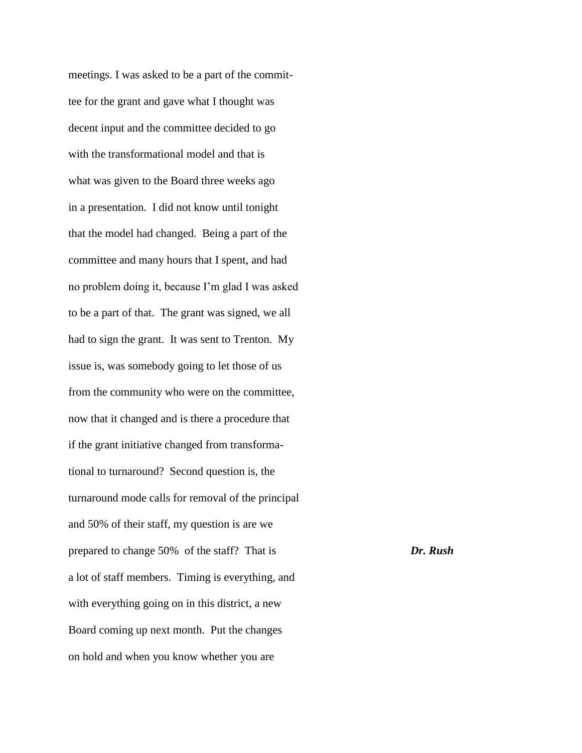meetings. I was asked to be a part of the commit-
tee for the grant and gave what I thought was
decent input and the committee decided to go
with the transformational model and that is
what was given to the Board three weeks ago
in a presentation. I did not know until tonight
that the model had changed. Being a part of the
committee and many hours that I spent, and had
no problem doing it, because I'm glad I was asked
to be a part of that. The grant was signed, we all
had to sign the grant. It was sent to Trenton. My
issue is, was somebody going to let those of us
from the community who were on the committee,
now that it changed and is there a procedure that
if the grant initiative changed from transforma-
tional to turnaround? Second question is, the
turnaround mode calls for removal of the principal
and 50% of their staff, my question is are we
prepared to change 50% of the staff? That is

***Dr. Rush***

a lot of staff members. Timing is everything, and
with everything going on in this district, a new
Board coming up next month. Put the changes
on hold and when you know whether you are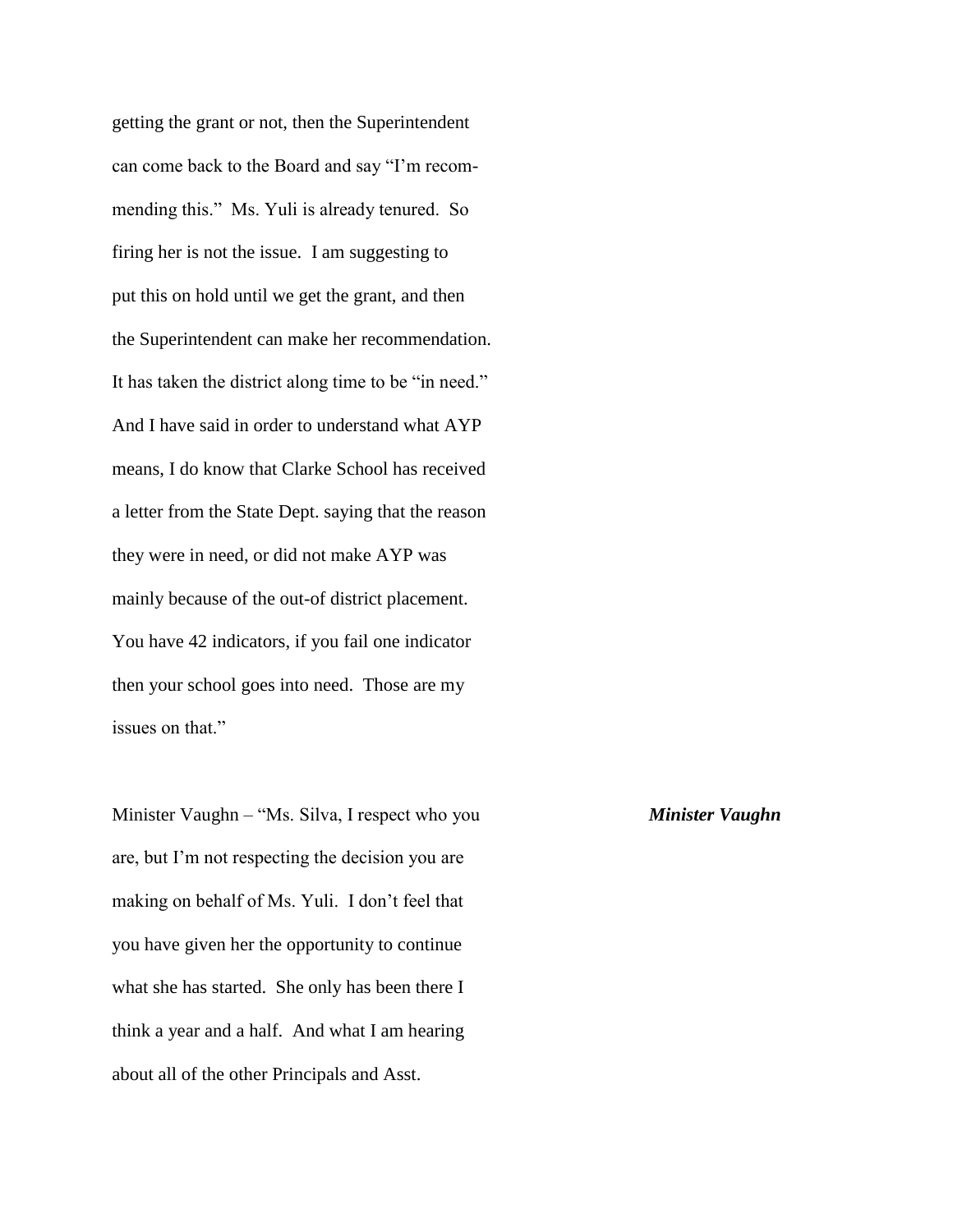getting the grant or not, then the Superintendent can come back to the Board and say "I'm recommending this." Ms. Yuli is already tenured. So firing her is not the issue. I am suggesting to put this on hold until we get the grant, and then the Superintendent can make her recommendation. It has taken the district along time to be "in need." And I have said in order to understand what AYP means, I do know that Clarke School has received a letter from the State Dept. saying that the reason they were in need, or did not make AYP was mainly because of the out-of district placement. You have 42 indicators, if you fail one indicator then your school goes into need. Those are my issues on that."

***Minister Vaughn***

Minister Vaughn – "Ms. Silva, I respect who you are, but I'm not respecting the decision you are making on behalf of Ms. Yuli. I don't feel that you have given her the opportunity to continue what she has started. She only has been there I think a year and a half. And what I am hearing about all of the other Principals and Asst.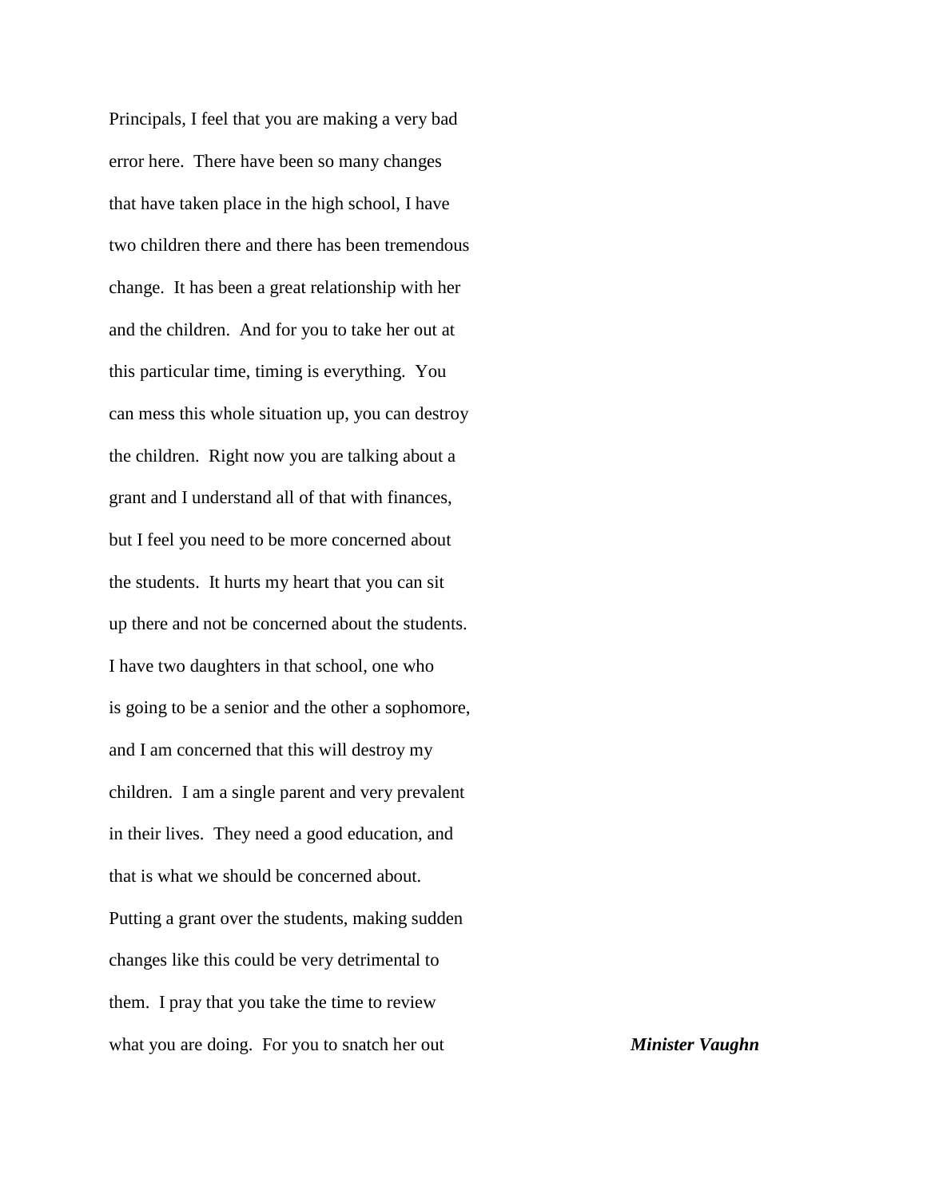Principals, I feel that you are making a very bad error here. There have been so many changes that have taken place in the high school, I have two children there and there has been tremendous change. It has been a great relationship with her and the children. And for you to take her out at this particular time, timing is everything. You can mess this whole situation up, you can destroy the children. Right now you are talking about a grant and I understand all of that with finances, but I feel you need to be more concerned about the students. It hurts my heart that you can sit up there and not be concerned about the students. I have two daughters in that school, one who is going to be a senior and the other a sophomore, and I am concerned that this will destroy my children. I am a single parent and very prevalent in their lives. They need a good education, and that is what we should be concerned about. Putting a grant over the students, making sudden changes like this could be very detrimental to them. I pray that you take the time to review what you are doing. For you to snatch her out

***Minister Vaughn***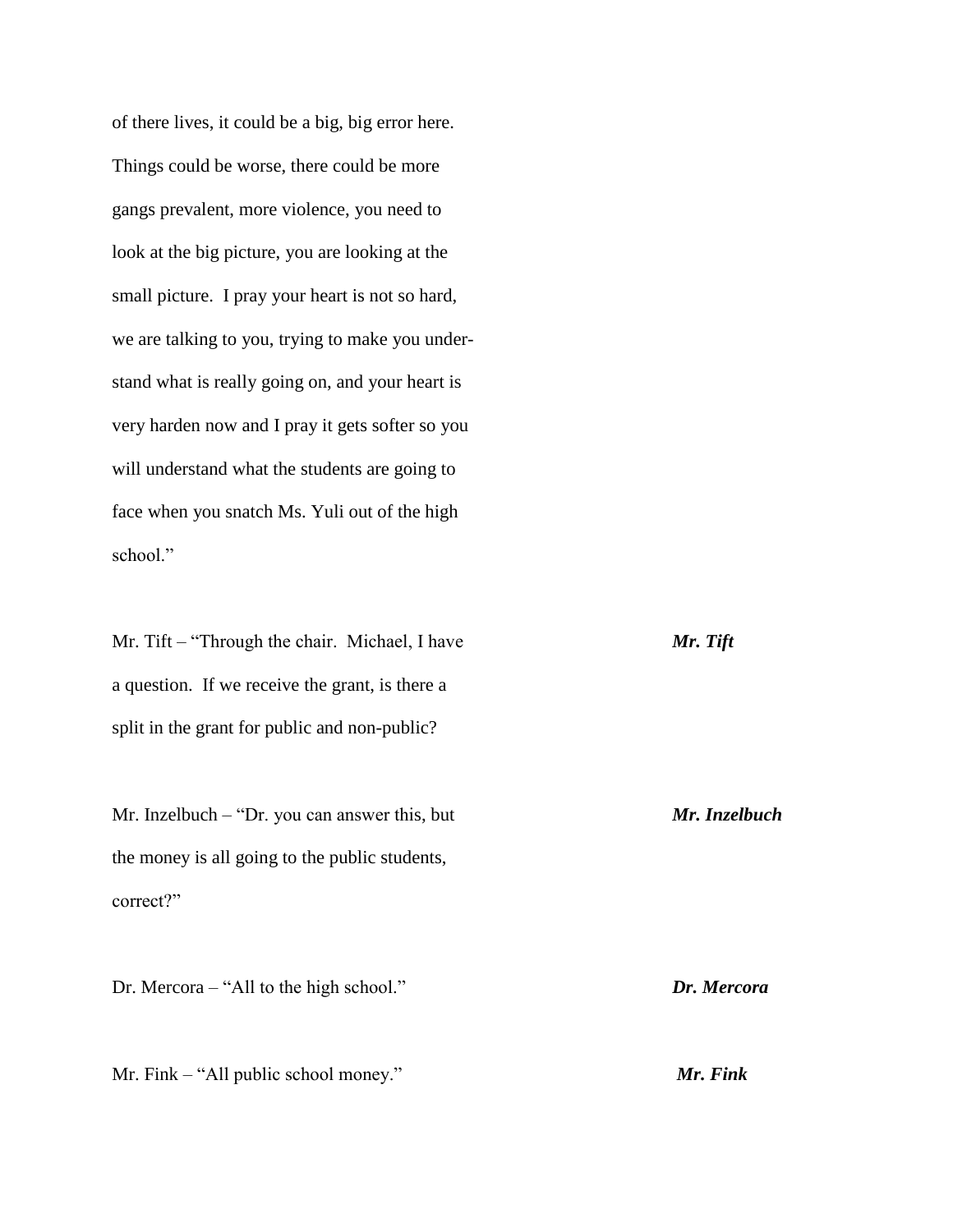of there lives, it could be a big, big error here. Things could be worse, there could be more gangs prevalent, more violence, you need to look at the big picture, you are looking at the small picture. I pray your heart is not so hard, we are talking to you, trying to make you understand what is really going on, and your heart is very harden now and I pray it gets softer so you will understand what the students are going to face when you snatch Ms. Yuli out of the high school."

Mr. Tift – "Through the chair. Michael, I have a question. If we receive the grant, is there a split in the grant for public and non-public? ***Mr. Tift***

Mr. Inzelbuch – "Dr. you can answer this, but the money is all going to the public students, correct?" ***Mr. Inzelbuch***

Dr. Mercora – "All to the high school." ***Dr. Mercora***

Mr. Fink – "All public school money." ***Mr. Fink***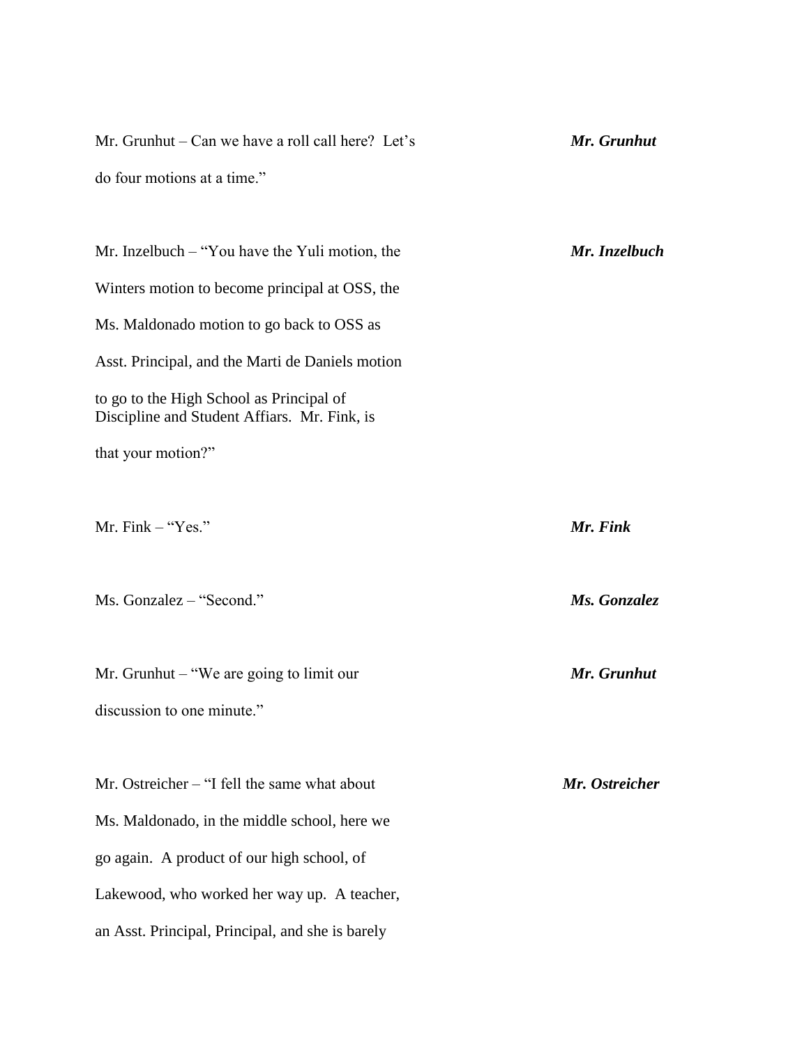Mr. Grunhut – Can we have a roll call here? Let's do four motions at a time." ***Mr. Grunhut***

Mr. Inzelbuch – "You have the Yuli motion, the Winters motion to become principal at OSS, the Ms. Maldonado motion to go back to OSS as Asst. Principal, and the Marti de Daniels motion to go to the High School as Principal of Discipline and Student Affiars. Mr. Fink, is that your motion?" ***Mr. Inzelbuch***

Mr. Fink – "Yes." ***Mr. Fink***

Ms. Gonzalez – "Second." ***Ms. Gonzalez***

Mr. Grunhut – "We are going to limit our discussion to one minute." ***Mr. Grunhut***

Mr. Ostreicher – "I fell the same what about Ms. Maldonado, in the middle school, here we go again. A product of our high school, of Lakewood, who worked her way up. A teacher, an Asst. Principal, Principal, and she is barely ***Mr. Ostreicher***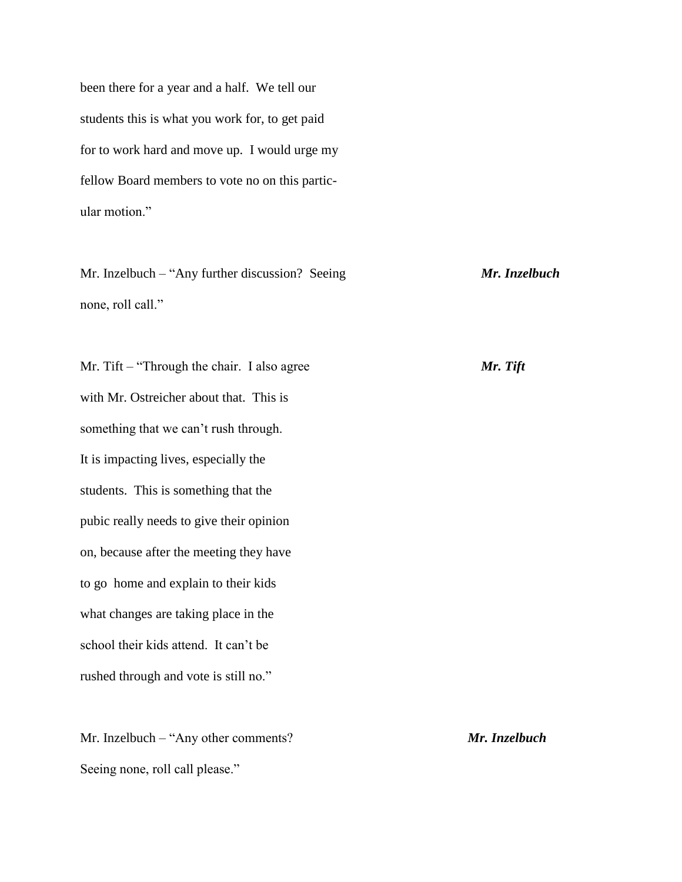been there for a year and a half. We tell our students this is what you work for, to get paid for to work hard and move up. I would urge my fellow Board members to vote no on this particular motion."

Mr. Inzelbuch – "Any further discussion? Seeing none, roll call." ***Mr. Inzelbuch***

Mr. Tift – "Through the chair. I also agree with Mr. Ostreicher about that. This is something that we can't rush through. It is impacting lives, especially the students. This is something that the pubic really needs to give their opinion on, because after the meeting they have to go home and explain to their kids what changes are taking place in the school their kids attend. It can't be rushed through and vote is still no." ***Mr. Tift***

Mr. Inzelbuch – "Any other comments? Seeing none, roll call please." ***Mr. Inzelbuch***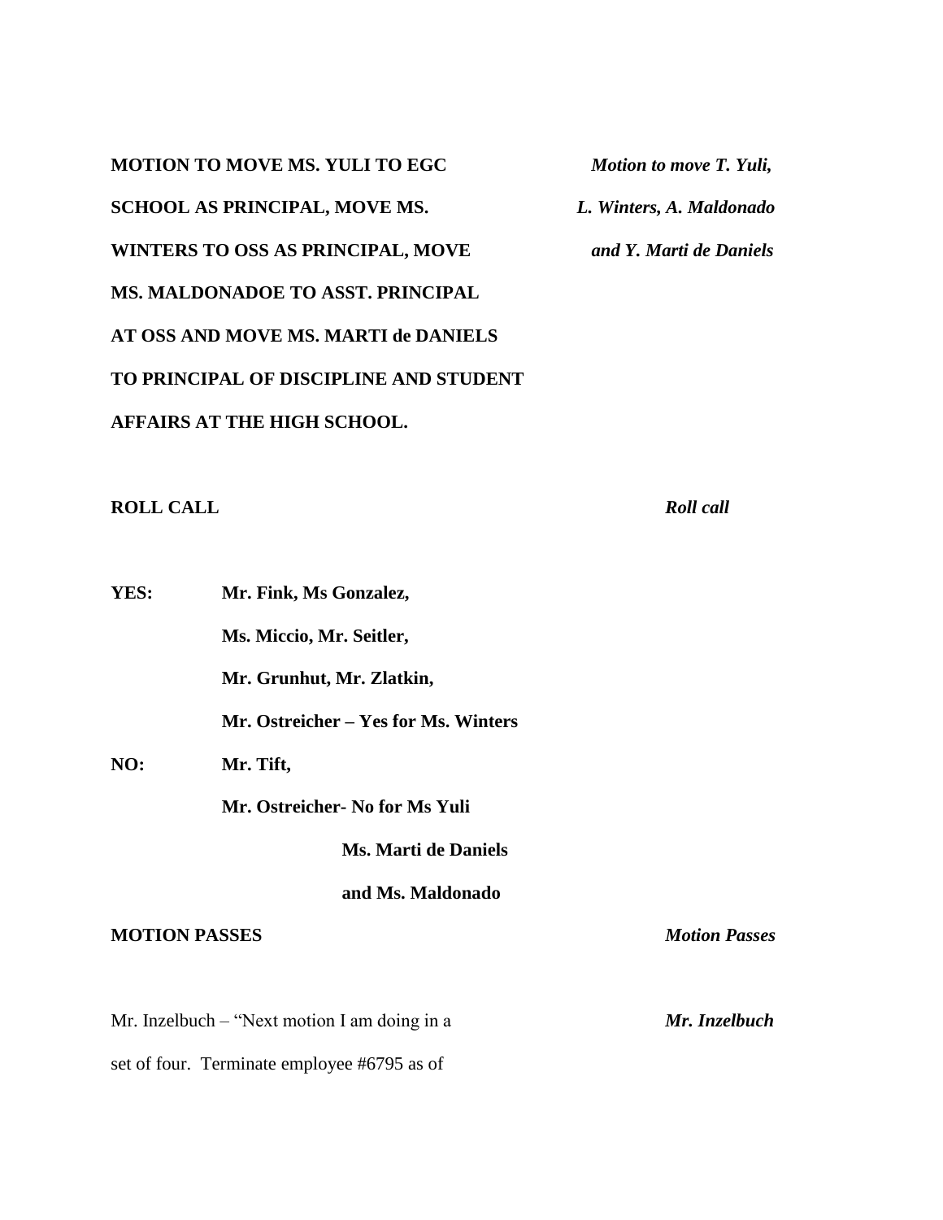**MOTION TO MOVE MS. YULI TO EGC SCHOOL AS PRINCIPAL, MOVE MS. WINTERS TO OSS AS PRINCIPAL, MOVE MS. MALDONADOE TO ASST. PRINCIPAL AT OSS AND MOVE MS. MARTI de DANIELS TO PRINCIPAL OF DISCIPLINE AND STUDENT AFFAIRS AT THE HIGH SCHOOL.**

***Motion to move T. Yuli, L. Winters, A. Maldonado and Y. Marti de Daniels***

**ROLL CALL**

***Roll call***

**YES:** **Mr. Fink, Ms Gonzalez, Ms. Miccio, Mr. Seitler, Mr. Grunhut, Mr. Zlatkin, Mr. Ostreicher – Yes for Ms. Winters**

**NO:** **Mr. Tift, Mr. Ostreicher- No for Ms Yuli Ms. Marti de Daniels and Ms. Maldonado**

**MOTION PASSES**

***Motion Passes***

***Mr. Inzelbuch***

Mr. Inzelbuch – "Next motion I am doing in a set of four. Terminate employee #6795 as of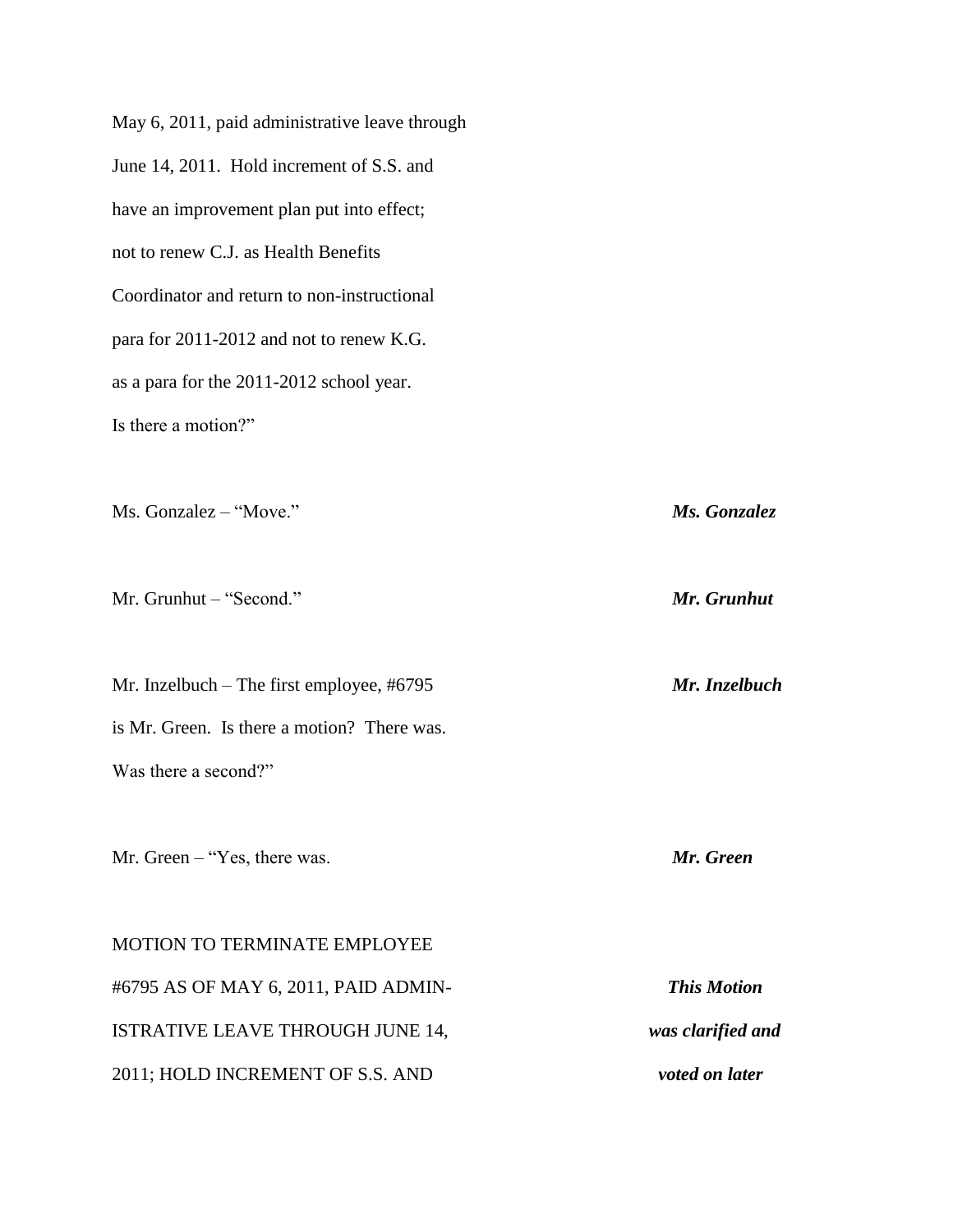May 6, 2011, paid administrative leave through June 14, 2011. Hold increment of S.S. and have an improvement plan put into effect; not to renew C.J. as Health Benefits Coordinator and return to non-instructional para for 2011-2012 and not to renew K.G. as a para for the 2011-2012 school year. Is there a motion?"

Ms. Gonzalez – "Move." ***Ms. Gonzalez***

Mr. Grunhut – "Second." ***Mr. Grunhut***

Mr. Inzelbuch – The first employee, #6795 is Mr. Green. Is there a motion? There was. Was there a second?" ***Mr. Inzelbuch***

Mr. Green – "Yes, there was. ***Mr. Green***

MOTION TO TERMINATE EMPLOYEE #6795 AS OF MAY 6, 2011, PAID ADMINISTRATIVE LEAVE THROUGH JUNE 14, 2011; HOLD INCREMENT OF S.S. AND

***This Motion was clarified and voted on later***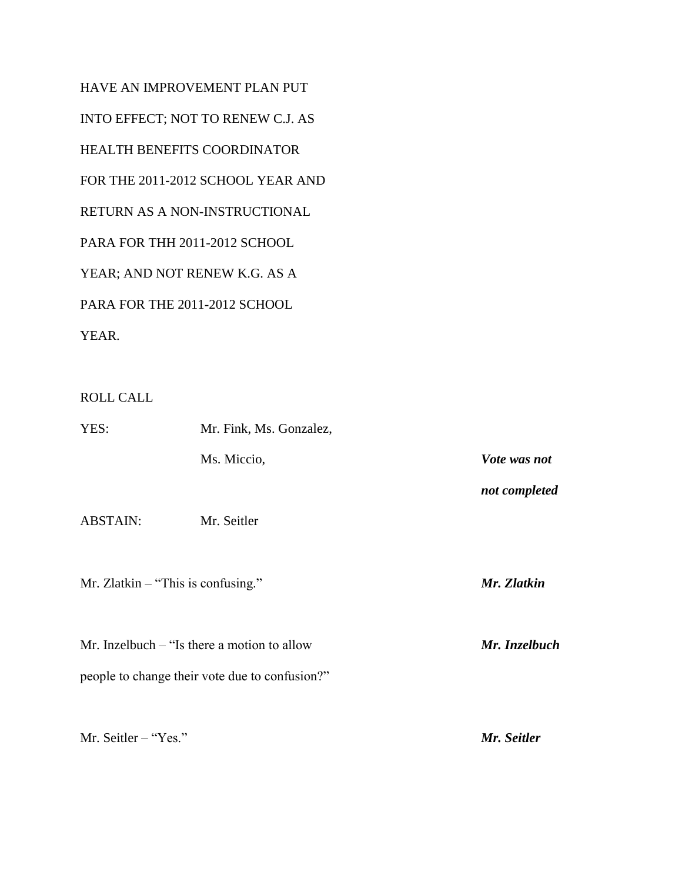HAVE AN IMPROVEMENT PLAN PUT INTO EFFECT; NOT TO RENEW C.J. AS HEALTH BENEFITS COORDINATOR FOR THE 2011-2012 SCHOOL YEAR AND RETURN AS A NON-INSTRUCTIONAL PARA FOR THH 2011-2012 SCHOOL YEAR; AND NOT RENEW K.G. AS A PARA FOR THE 2011-2012 SCHOOL YEAR.

ROLL CALL

| | | |
|---|---|---|
| YES: | Mr. Fink, Ms. Gonzalez, | |
| | Ms. Miccio, | ***Vote was not*** |
| | | ***not completed*** |
| ABSTAIN: | Mr. Seitler | |

Mr. Zlatkin – "This is confusing." ***Mr. Zlatkin***

Mr. Inzelbuch – "Is there a motion to allow people to change their vote due to confusion?" ***Mr. Inzelbuch***

Mr. Seitler – "Yes." ***Mr. Seitler***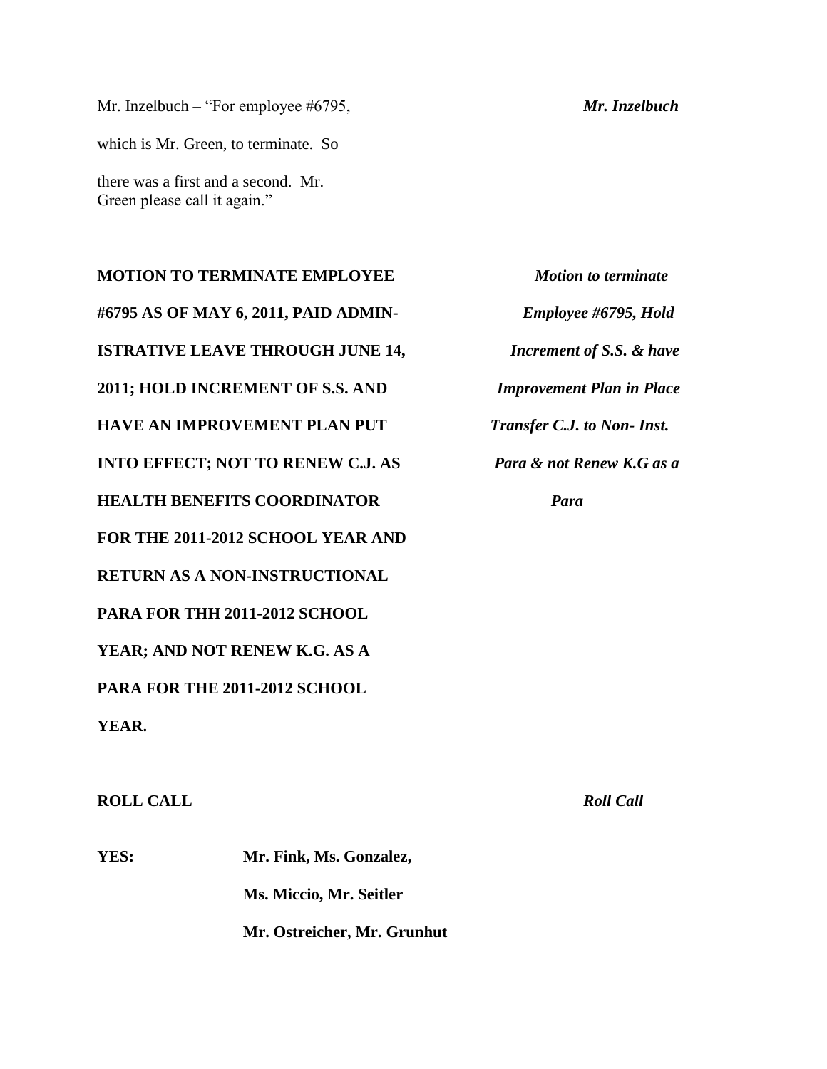Mr. Inzelbuch – "For employee #6795, which is Mr. Green, to terminate. So there was a first and a second. Mr. Green please call it again."

***Mr. Inzelbuch***

**MOTION TO TERMINATE EMPLOYEE #6795 AS OF MAY 6, 2011, PAID ADMINISTRATIVE LEAVE THROUGH JUNE 14, 2011; HOLD INCREMENT OF S.S. AND HAVE AN IMPROVEMENT PLAN PUT INTO EFFECT; NOT TO RENEW C.J. AS HEALTH BENEFITS COORDINATOR FOR THE 2011-2012 SCHOOL YEAR AND RETURN AS A NON-INSTRUCTIONAL PARA FOR THH 2011-2012 SCHOOL YEAR; AND NOT RENEW K.G. AS A PARA FOR THE 2011-2012 SCHOOL YEAR.**

***Motion to terminate Employee #6795, Hold Increment of S.S. & have Improvement Plan in Place Transfer C.J. to Non- Inst. Para & not Renew K.G as a Para***

**ROLL CALL**

***Roll Call***

**YES:** **Mr. Fink, Ms. Gonzalez, Ms. Miccio, Mr. Seitler Mr. Ostreicher, Mr. Grunhut**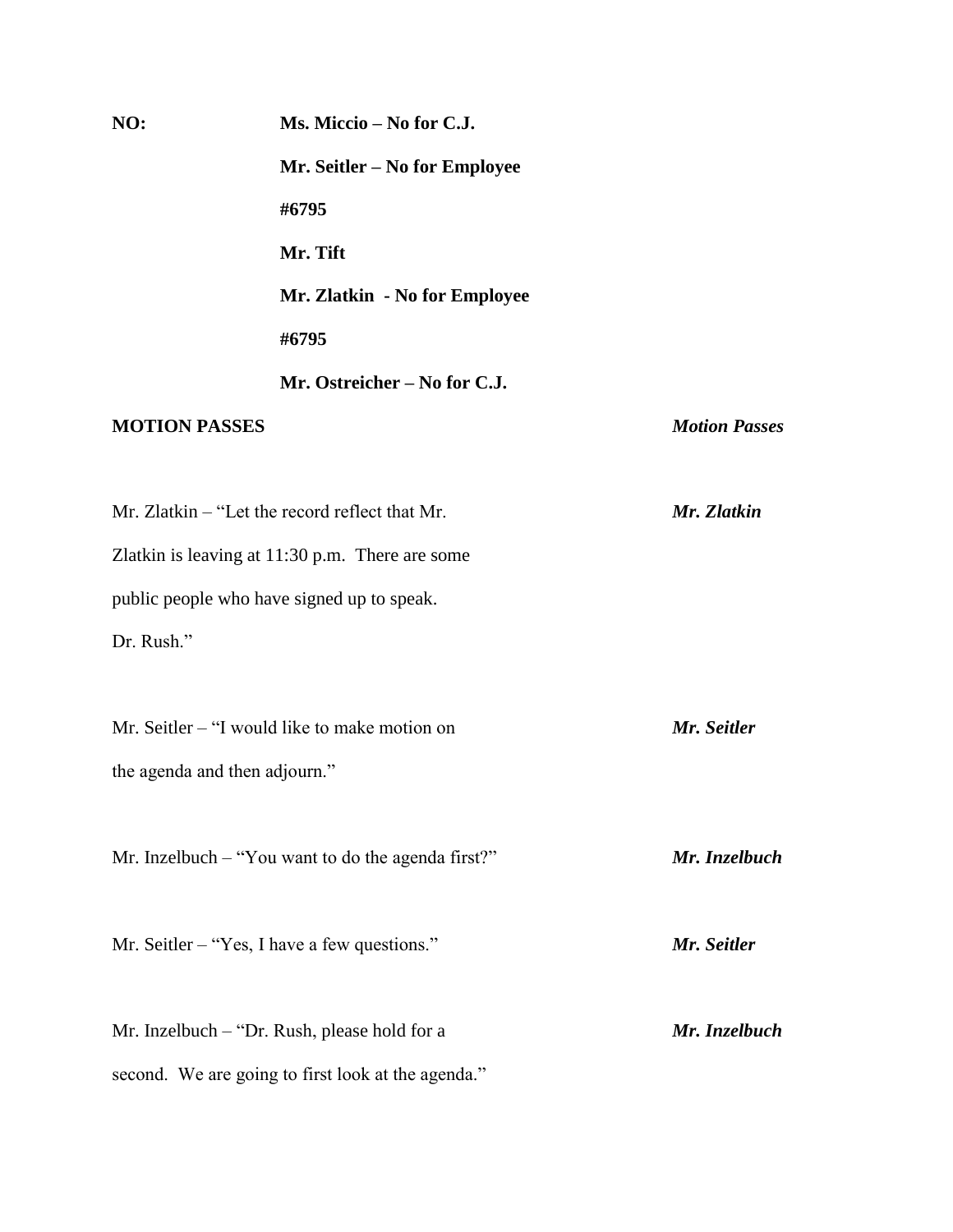**NO:** **Ms. Miccio – No for C.J.**

**Mr. Seitler – No for Employee #6795**

**Mr. Tift**

**Mr. Zlatkin - No for Employee #6795**

**Mr. Ostreicher – No for C.J.**

**MOTION PASSES** ***Motion Passes***

Mr. Zlatkin – "Let the record reflect that Mr. Zlatkin is leaving at 11:30 p.m. There are some public people who have signed up to speak. Dr. Rush." ***Mr. Zlatkin***

Mr. Seitler – "I would like to make motion on the agenda and then adjourn." ***Mr. Seitler***

Mr. Inzelbuch – "You want to do the agenda first?" ***Mr. Inzelbuch***

Mr. Seitler – "Yes, I have a few questions." ***Mr. Seitler***

Mr. Inzelbuch – "Dr. Rush, please hold for a second. We are going to first look at the agenda." ***Mr. Inzelbuch***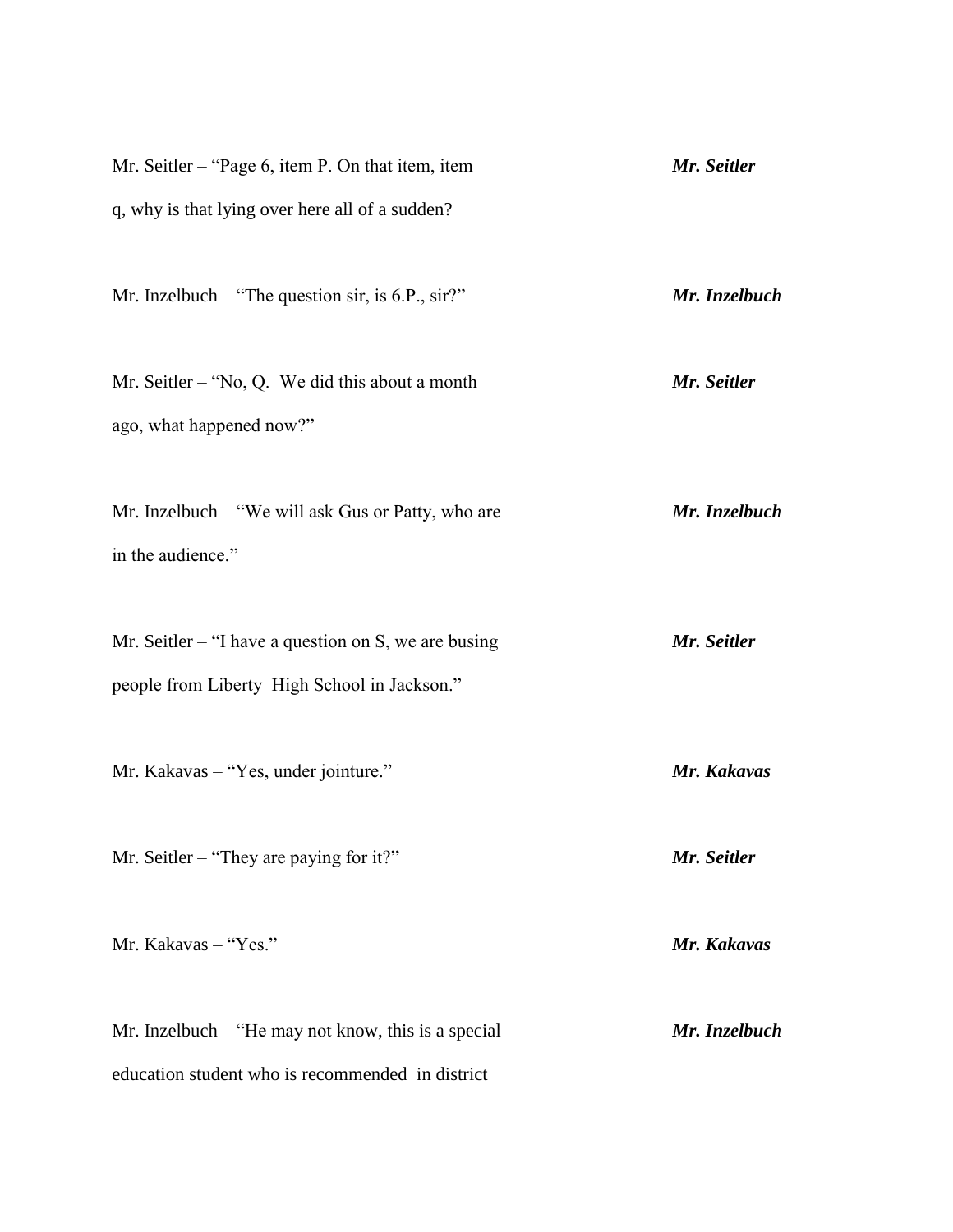Mr. Seitler – “Page 6, item P. On that item, item q, why is that lying over here all of a sudden? *Mr. Seitler*

Mr. Inzelbuch – “The question sir, is 6.P., sir?” *Mr. Inzelbuch*

Mr. Seitler – “No, Q. We did this about a month ago, what happened now?” *Mr. Seitler*

Mr. Inzelbuch – “We will ask Gus or Patty, who are in the audience.” *Mr. Inzelbuch*

Mr. Seitler – “I have a question on S, we are busing people from Liberty High School in Jackson.” *Mr. Seitler*

Mr. Kakavas – “Yes, under jointure.” *Mr. Kakavas*

Mr. Seitler – “They are paying for it?” *Mr. Seitler*

Mr. Kakavas – “Yes.” *Mr. Kakavas*

Mr. Inzelbuch – “He may not know, this is a special education student who is recommended in district *Mr. Inzelbuch*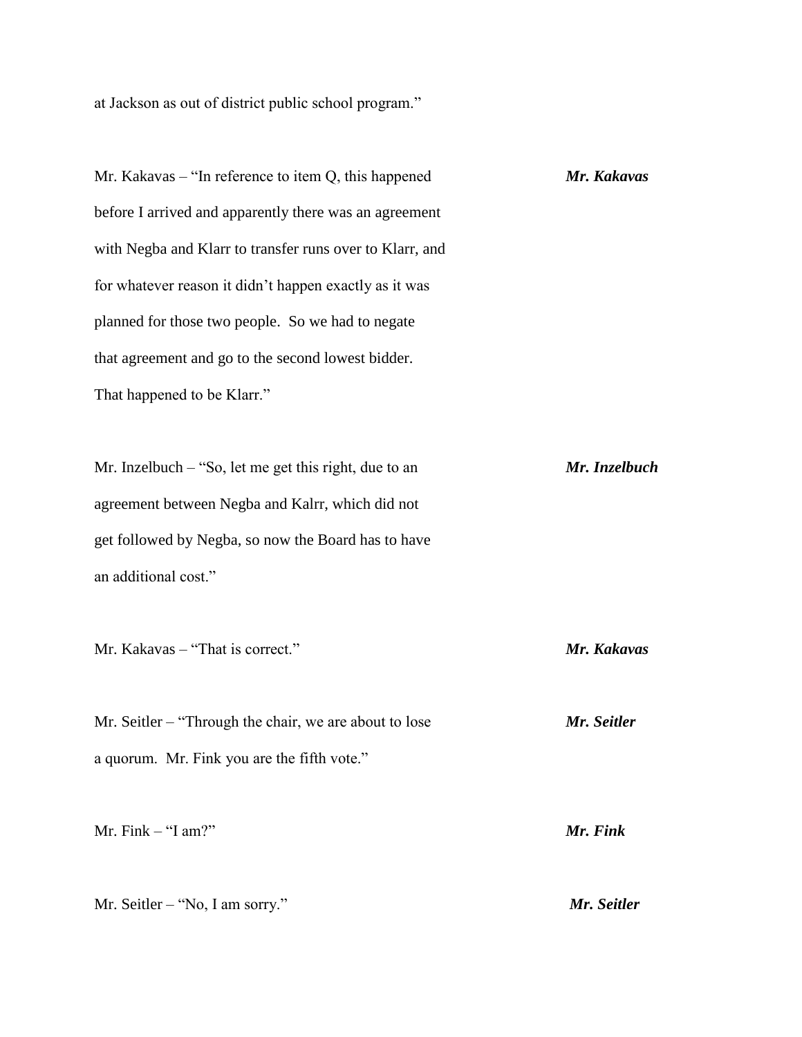at Jackson as out of district public school program."

Mr. Kakavas – "In reference to item Q, this happened before I arrived and apparently there was an agreement with Negba and Klarr to transfer runs over to Klarr, and for whatever reason it didn't happen exactly as it was planned for those two people. So we had to negate that agreement and go to the second lowest bidder. That happened to be Klarr." ***Mr. Kakavas***

Mr. Inzelbuch – "So, let me get this right, due to an agreement between Negba and Kalrr, which did not get followed by Negba, so now the Board has to have an additional cost." ***Mr. Inzelbuch***

Mr. Kakavas – "That is correct." ***Mr. Kakavas***

Mr. Seitler – "Through the chair, we are about to lose a quorum. Mr. Fink you are the fifth vote." ***Mr. Seitler***

Mr. Fink – "I am?" ***Mr. Fink***

Mr. Seitler – "No, I am sorry." ***Mr. Seitler***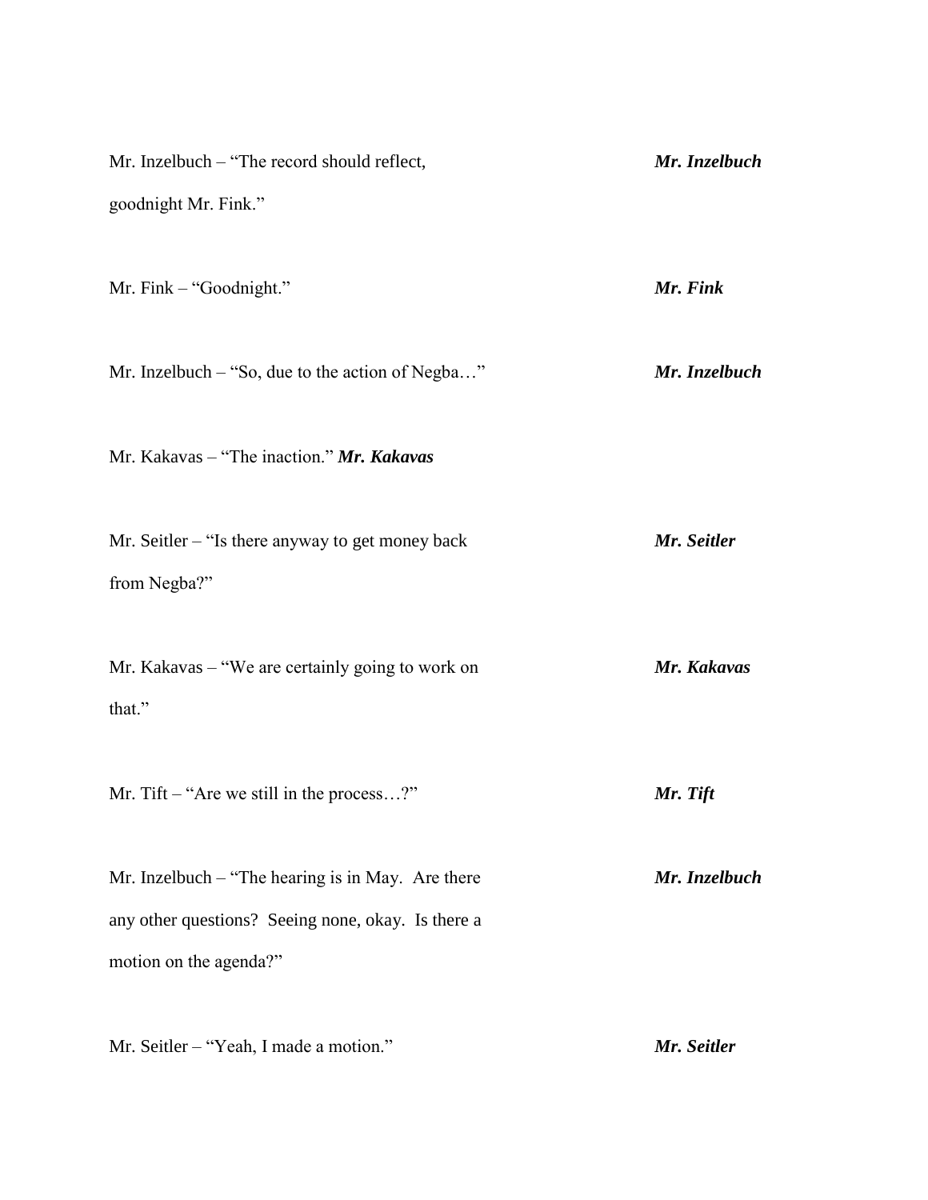Mr. Inzelbuch – "The record should reflect, goodnight Mr. Fink." ***Mr. Inzelbuch***

Mr. Fink – "Goodnight." ***Mr. Fink***

Mr. Inzelbuch – "So, due to the action of Negba…" ***Mr. Inzelbuch***

Mr. Kakavas – "The inaction." ***Mr. Kakavas***

Mr. Seitler – "Is there anyway to get money back from Negba?" ***Mr. Seitler***

Mr. Kakavas – "We are certainly going to work on that." ***Mr. Kakavas***

Mr. Tift – "Are we still in the process…?" ***Mr. Tift***

Mr. Inzelbuch – "The hearing is in May. Are there any other questions? Seeing none, okay. Is there a motion on the agenda?" ***Mr. Inzelbuch***

Mr. Seitler – "Yeah, I made a motion." ***Mr. Seitler***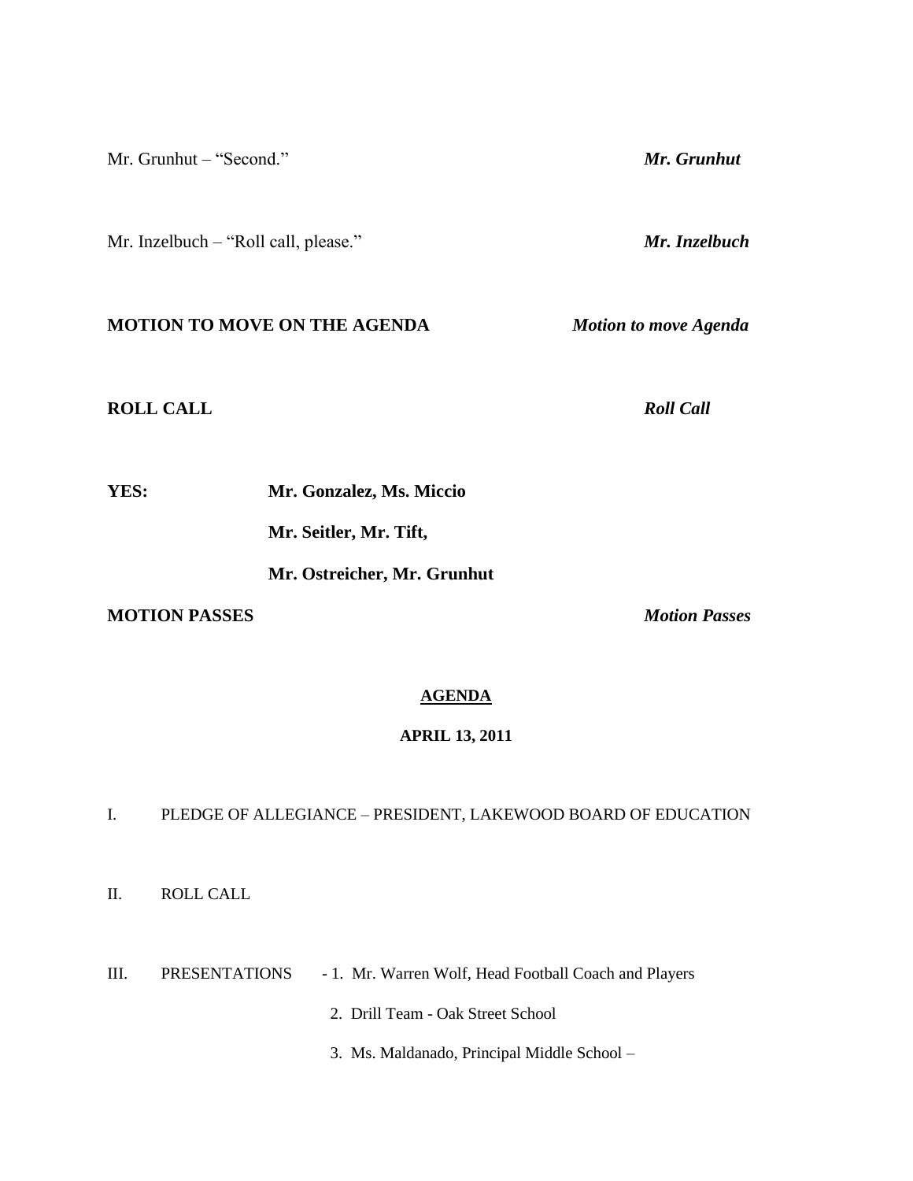Mr. Grunhut – "Second." ***Mr. Grunhut***

Mr. Inzelbuch – "Roll call, please." ***Mr. Inzelbuch***

**MOTION TO MOVE ON THE AGENDA** ***Motion to move Agenda***

**ROLL CALL** ***Roll Call***

**YES:** **Mr. Gonzalez, Ms. Miccio**

**Mr. Seitler, Mr. Tift,**

**Mr. Ostreicher, Mr. Grunhut**

**MOTION PASSES** ***Motion Passes***

**AGENDA**

**APRIL 13, 2011**

I. PLEDGE OF ALLEGIANCE – PRESIDENT, LAKEWOOD BOARD OF EDUCATION

II. ROLL CALL

III. PRESENTATIONS - 1. Mr. Warren Wolf, Head Football Coach and Players

2. Drill Team - Oak Street School

3. Ms. Maldanado, Principal Middle School –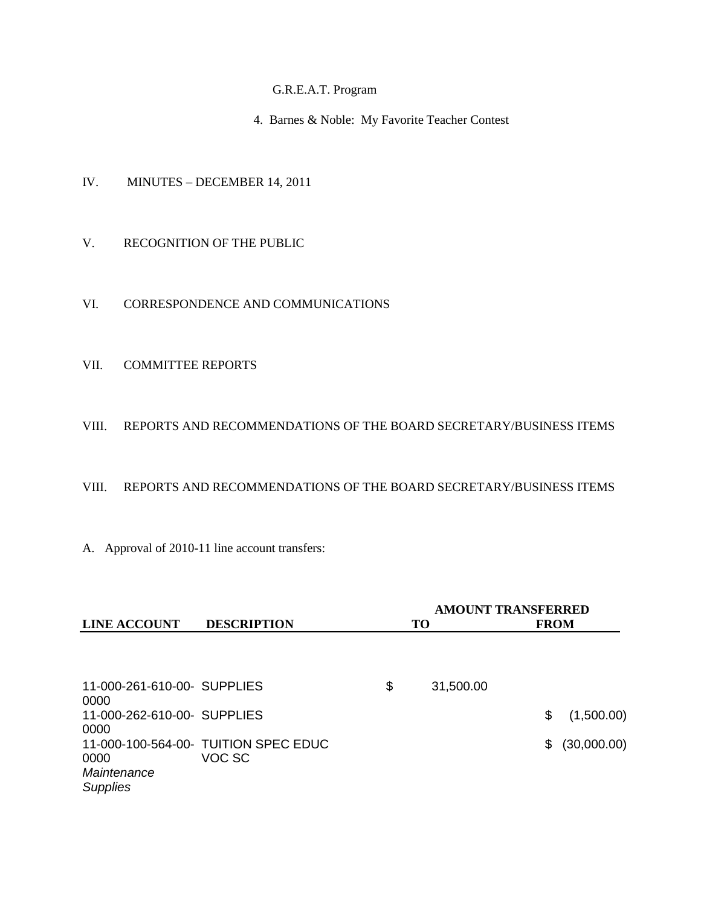G.R.E.A.T. Program

4. Barnes & Noble: My Favorite Teacher Contest

IV. MINUTES – DECEMBER 14, 2011

V. RECOGNITION OF THE PUBLIC

VI. CORRESPONDENCE AND COMMUNICATIONS

VII. COMMITTEE REPORTS

VIII. REPORTS AND RECOMMENDATIONS OF THE BOARD SECRETARY/BUSINESS ITEMS

VIII. REPORTS AND RECOMMENDATIONS OF THE BOARD SECRETARY/BUSINESS ITEMS

A. Approval of 2010-11 line account transfers:

| LINE ACCOUNT | DESCRIPTION | AMOUNT TRANSFERRED TO | FROM |
|---|---|---|---|
| 11-000-261-610-00-0000 | SUPPLIES | $ 31,500.00 | |
| 11-000-262-610-00-0000 | SUPPLIES | | $ (1,500.00) |
| 11-000-100-564-00-0000 | TUITION SPEC EDUC VOC SC | | $ (30,000.00) |
| *Maintenance Supplies* | | | |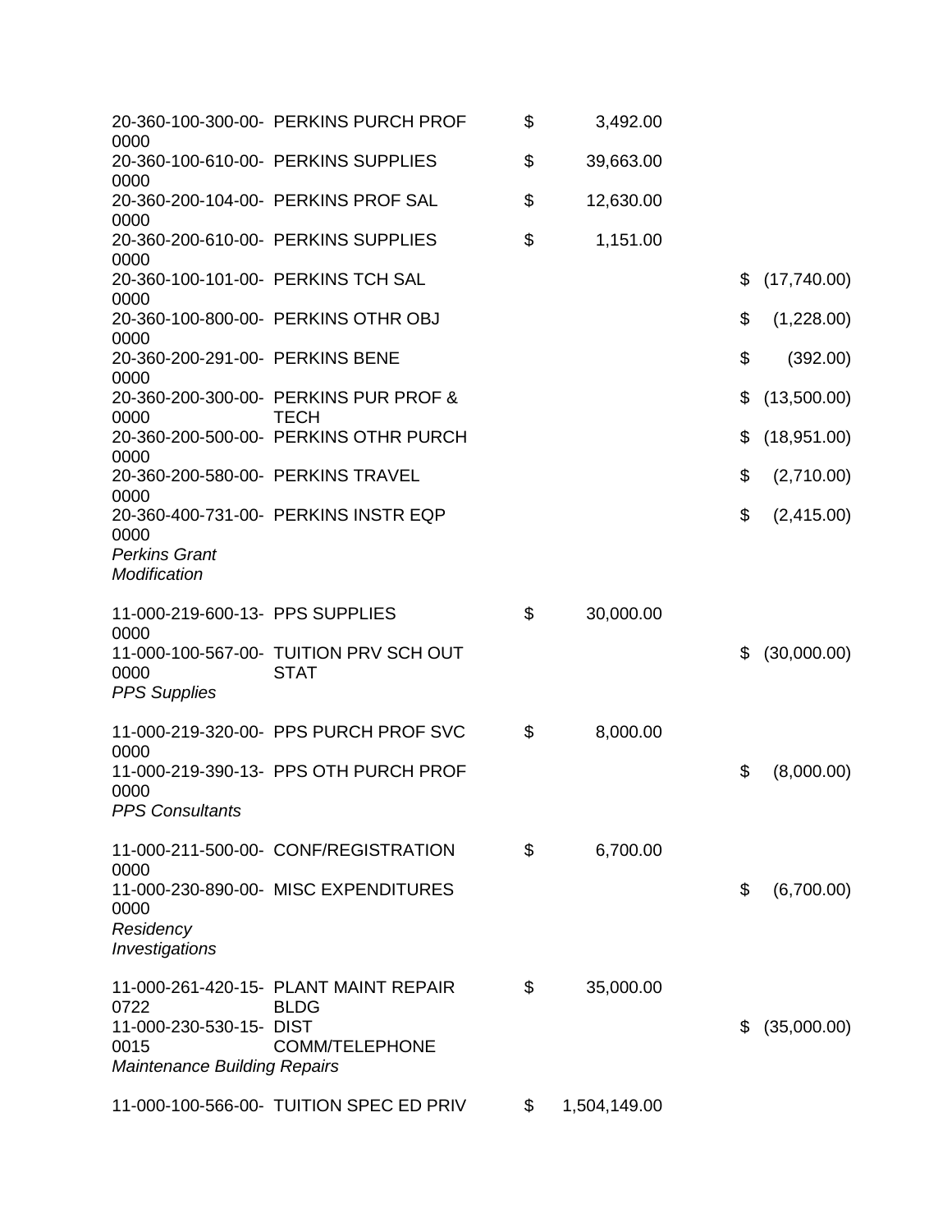| Account | Description | Increase | Decrease |
|---|---|---|---|
| 20-360-100-300-00-0000 | PERKINS PURCH PROF | $ 3,492.00 | |
| 20-360-100-610-00-0000 | PERKINS SUPPLIES | $ 39,663.00 | |
| 20-360-200-104-00-0000 | PERKINS PROF SAL | $ 12,630.00 | |
| 20-360-200-610-00-0000 | PERKINS SUPPLIES | $ 1,151.00 | |
| 20-360-100-101-00-0000 | PERKINS TCH SAL | | $ (17,740.00) |
| 20-360-100-800-00-0000 | PERKINS OTHR OBJ | | $ (1,228.00) |
| 20-360-200-291-00-0000 | PERKINS BENE | | $ (392.00) |
| 20-360-200-300-00-0000 | PERKINS PUR PROF & TECH | | $ (13,500.00) |
| 20-360-200-500-00-0000 | PERKINS OTHR PURCH | | $ (18,951.00) |
| 20-360-200-580-00-0000 | PERKINS TRAVEL | | $ (2,710.00) |
| 20-360-400-731-00-0000 | PERKINS INSTR EQP | | $ (2,415.00) |
| *Perkins Grant Modification* | | | |
| | | | |
| 11-000-219-600-13-0000 | PPS SUPPLIES | $ 30,000.00 | |
| 11-000-100-567-00-0000 | TUITION PRV SCH OUT STAT | | $ (30,000.00) |
| *PPS Supplies* | | | |
| | | | |
| 11-000-219-320-00-0000 | PPS PURCH PROF SVC | $ 8,000.00 | |
| 11-000-219-390-13-0000 | PPS OTH PURCH PROF | | $ (8,000.00) |
| *PPS Consultants* | | | |
| | | | |
| 11-000-211-500-00-0000 | CONF/REGISTRATION | $ 6,700.00 | |
| 11-000-230-890-00-0000 | MISC EXPENDITURES | | $ (6,700.00) |
| *Residency Investigations* | | | |
| | | | |
| 11-000-261-420-15-0722 | PLANT MAINT REPAIR BLDG | $ 35,000.00 | |
| 11-000-230-530-15-0015 | DIST COMM/TELEPHONE | | $ (35,000.00) |
| *Maintenance Building Repairs* | | | |
| | | | |
| 11-000-100-566-00- | TUITION SPEC ED PRIV | $ 1,504,149.00 | |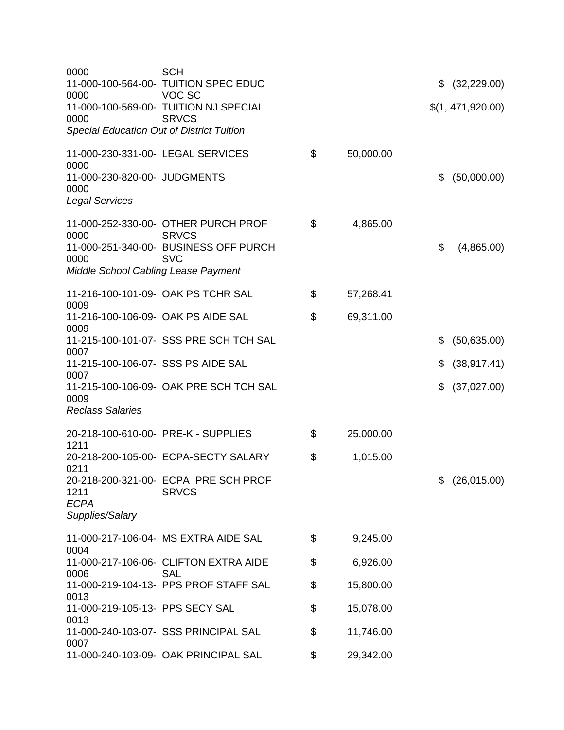| Account | Description | Debit | Credit |
|---|---|---|---|
| 0000 | SCH | | |
| 11-000-100-564-00-0000 | TUITION SPEC EDUC VOC SC | | $ (32,229.00) |
| 11-000-100-569-00-0000 | TUITION NJ SPECIAL SRVCS | | $(1, 471,920.00) |
| *Special Education Out of District Tuition* | | | |
| 11-000-230-331-00-0000 | LEGAL SERVICES | $ 50,000.00 | |
| 11-000-230-820-00-0000 | JUDGMENTS | | $ (50,000.00) |
| *Legal Services* | | | |
| 11-000-252-330-00-0000 | OTHER PURCH PROF SRVCS | $ 4,865.00 | |
| 11-000-251-340-00-0000 | BUSINESS OFF PURCH SVC | | $ (4,865.00) |
| *Middle School Cabling Lease Payment* | | | |
| 11-216-100-101-09-0009 | OAK PS TCHR SAL | $ 57,268.41 | |
| 11-216-100-106-09-0009 | OAK PS AIDE SAL | $ 69,311.00 | |
| 11-215-100-101-07-0007 | SSS PRE SCH TCH SAL | | $ (50,635.00) |
| 11-215-100-106-07-0007 | SSS PS AIDE SAL | | $ (38,917.41) |
| 11-215-100-106-09-0009 | OAK PRE SCH TCH SAL | | $ (37,027.00) |
| *Reclass Salaries* | | | |
| 20-218-100-610-00-1211 | PRE-K - SUPPLIES | $ 25,000.00 | |
| 20-218-200-105-00-0211 | ECPA-SECTY SALARY | $ 1,015.00 | |
| 20-218-200-321-00-1211 | ECPA PRE SCH PROF SRVCS | | $ (26,015.00) |
| *ECPA Supplies/Salary* | | | |
| 11-000-217-106-04-0004 | MS EXTRA AIDE SAL | $ 9,245.00 | |
| 11-000-217-106-06-0006 | CLIFTON EXTRA AIDE SAL | $ 6,926.00 | |
| 11-000-219-104-13-0013 | PPS PROF STAFF SAL | $ 15,800.00 | |
| 11-000-219-105-13-0013 | PPS SECY SAL | $ 15,078.00 | |
| 11-000-240-103-07-0007 | SSS PRINCIPAL SAL | $ 11,746.00 | |
| 11-000-240-103-09- | OAK PRINCIPAL SAL | $ 29,342.00 | |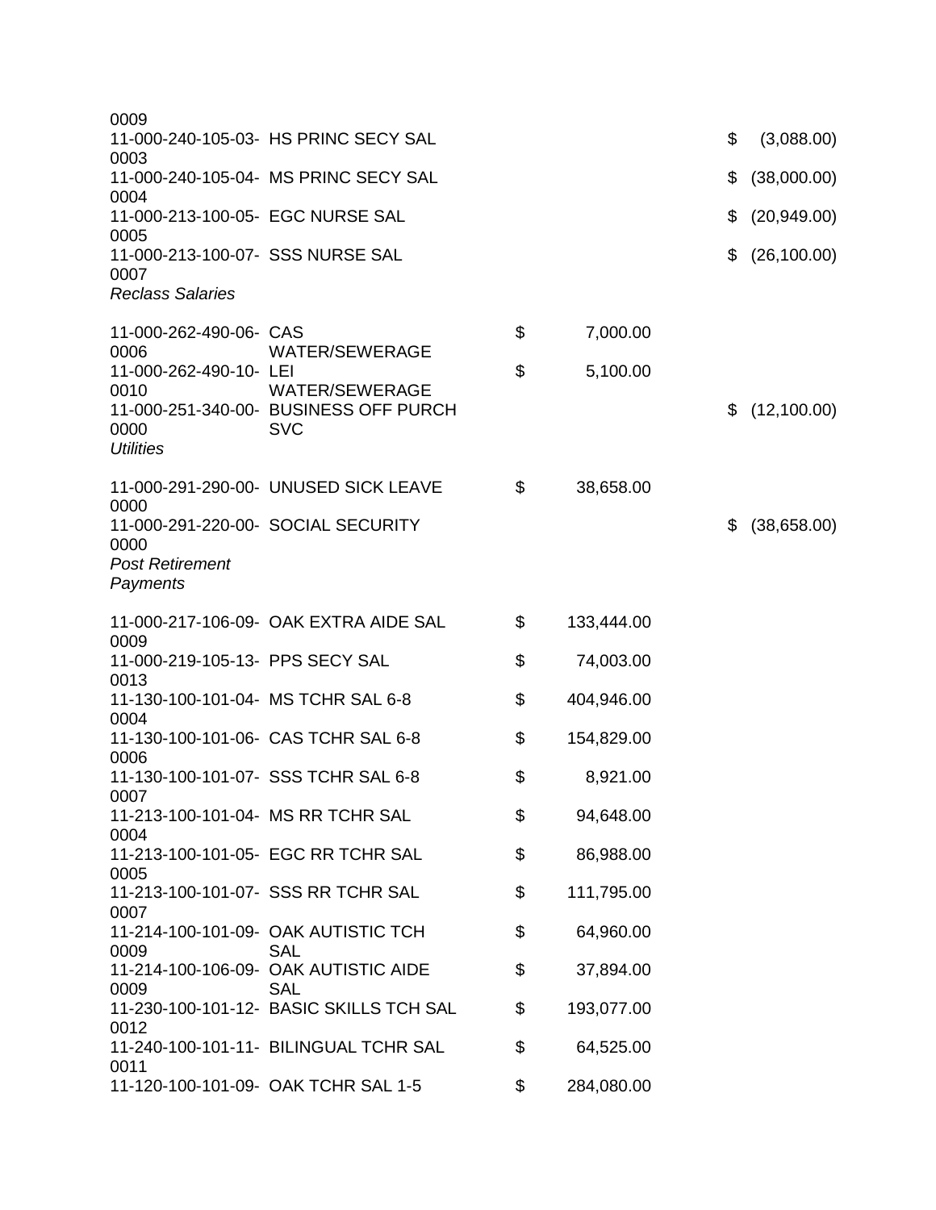| Account | Description | Debit | Credit |
|---|---|---|---|
| 0009 | | | |
| 11-000-240-105-03-0003 | HS PRINC SECY SAL | | $ (3,088.00) |
| 11-000-240-105-04-0004 | MS PRINC SECY SAL | | $ (38,000.00) |
| 11-000-213-100-05-0005 | EGC NURSE SAL | | $ (20,949.00) |
| 11-000-213-100-07-0007 | SSS NURSE SAL | | $ (26,100.00) |
| *Reclass Salaries* | | | |
| 11-000-262-490-06-0006 | CAS WATER/SEWERAGE | $ 7,000.00 | |
| 11-000-262-490-10-0010 | LEI WATER/SEWERAGE | $ 5,100.00 | |
| 11-000-251-340-00-0000 | BUSINESS OFF PURCH SVC | | $ (12,100.00) |
| *Utilities* | | | |
| 11-000-291-290-00-0000 | UNUSED SICK LEAVE | $ 38,658.00 | |
| 11-000-291-220-00-0000 | SOCIAL SECURITY | | $ (38,658.00) |
| *Post Retirement Payments* | | | |
| 11-000-217-106-09-0009 | OAK EXTRA AIDE SAL | $ 133,444.00 | |
| 11-000-219-105-13-0013 | PPS SECY SAL | $ 74,003.00 | |
| 11-130-100-101-04-0004 | MS TCHR SAL 6-8 | $ 404,946.00 | |
| 11-130-100-101-06-0006 | CAS TCHR SAL 6-8 | $ 154,829.00 | |
| 11-130-100-101-07-0007 | SSS TCHR SAL 6-8 | $ 8,921.00 | |
| 11-213-100-101-04-0004 | MS RR TCHR SAL | $ 94,648.00 | |
| 11-213-100-101-05-0005 | EGC RR TCHR SAL | $ 86,988.00 | |
| 11-213-100-101-07-0007 | SSS RR TCHR SAL | $ 111,795.00 | |
| 11-214-100-101-09-0009 | OAK AUTISTIC TCH SAL | $ 64,960.00 | |
| 11-214-100-106-09-0009 | OAK AUTISTIC AIDE SAL | $ 37,894.00 | |
| 11-230-100-101-12-0012 | BASIC SKILLS TCH SAL | $ 193,077.00 | |
| 11-240-100-101-11-0011 | BILINGUAL TCHR SAL | $ 64,525.00 | |
| 11-120-100-101-09- | OAK TCHR SAL 1-5 | $ 284,080.00 | |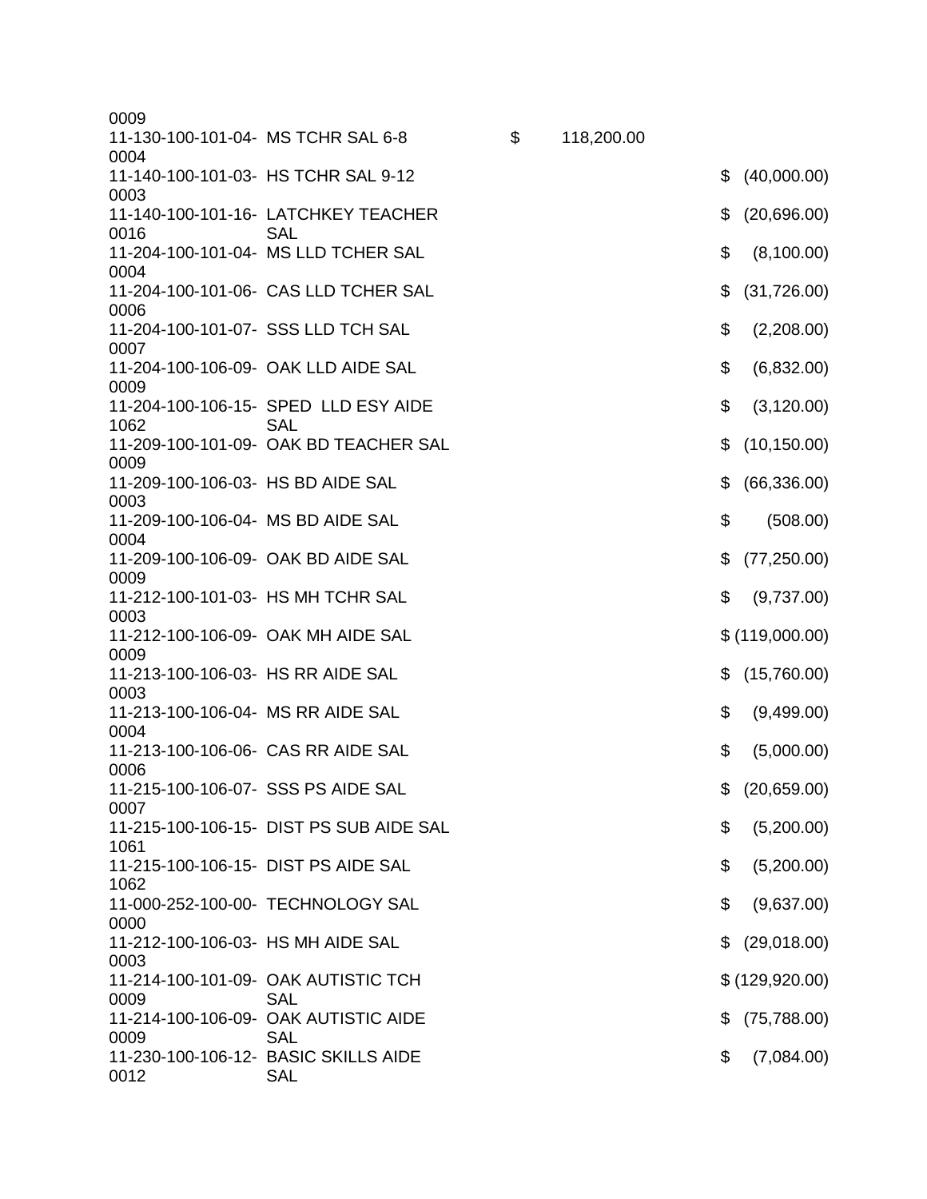| Account | Description | Increase | Decrease |
|---|---|---|---|
| 0009 | | | |
| 11-130-100-101-04-0004 | MS TCHR SAL 6-8 | $ 118,200.00 | |
| 11-140-100-101-03-0003 | HS TCHR SAL 9-12 | | $ (40,000.00) |
| 11-140-100-101-16-0016 | LATCHKEY TEACHER SAL | | $ (20,696.00) |
| 11-204-100-101-04-0004 | MS LLD TCHER SAL | | $ (8,100.00) |
| 11-204-100-101-06-0006 | CAS LLD TCHER SAL | | $ (31,726.00) |
| 11-204-100-101-07-0007 | SSS LLD TCH SAL | | $ (2,208.00) |
| 11-204-100-106-09-0009 | OAK LLD AIDE SAL | | $ (6,832.00) |
| 11-204-100-106-15-1062 | SPED LLD ESY AIDE SAL | | $ (3,120.00) |
| 11-209-100-101-09-0009 | OAK BD TEACHER SAL | | $ (10,150.00) |
| 11-209-100-106-03-0003 | HS BD AIDE SAL | | $ (66,336.00) |
| 11-209-100-106-04-0004 | MS BD AIDE SAL | | $ (508.00) |
| 11-209-100-106-09-0009 | OAK BD AIDE SAL | | $ (77,250.00) |
| 11-212-100-101-03-0003 | HS MH TCHR SAL | | $ (9,737.00) |
| 11-212-100-106-09-0009 | OAK MH AIDE SAL | | $ (119,000.00) |
| 11-213-100-106-03-0003 | HS RR AIDE SAL | | $ (15,760.00) |
| 11-213-100-106-04-0004 | MS RR AIDE SAL | | $ (9,499.00) |
| 11-213-100-106-06-0006 | CAS RR AIDE SAL | | $ (5,000.00) |
| 11-215-100-106-07-0007 | SSS PS AIDE SAL | | $ (20,659.00) |
| 11-215-100-106-15-1061 | DIST PS SUB AIDE SAL | | $ (5,200.00) |
| 11-215-100-106-15-1062 | DIST PS AIDE SAL | | $ (5,200.00) |
| 11-000-252-100-00-0000 | TECHNOLOGY SAL | | $ (9,637.00) |
| 11-212-100-106-03-0003 | HS MH AIDE SAL | | $ (29,018.00) |
| 11-214-100-101-09-0009 | OAK AUTISTIC TCH SAL | | $ (129,920.00) |
| 11-214-100-106-09-0009 | OAK AUTISTIC AIDE SAL | | $ (75,788.00) |
| 11-230-100-106-12-0012 | BASIC SKILLS AIDE SAL | | $ (7,084.00) |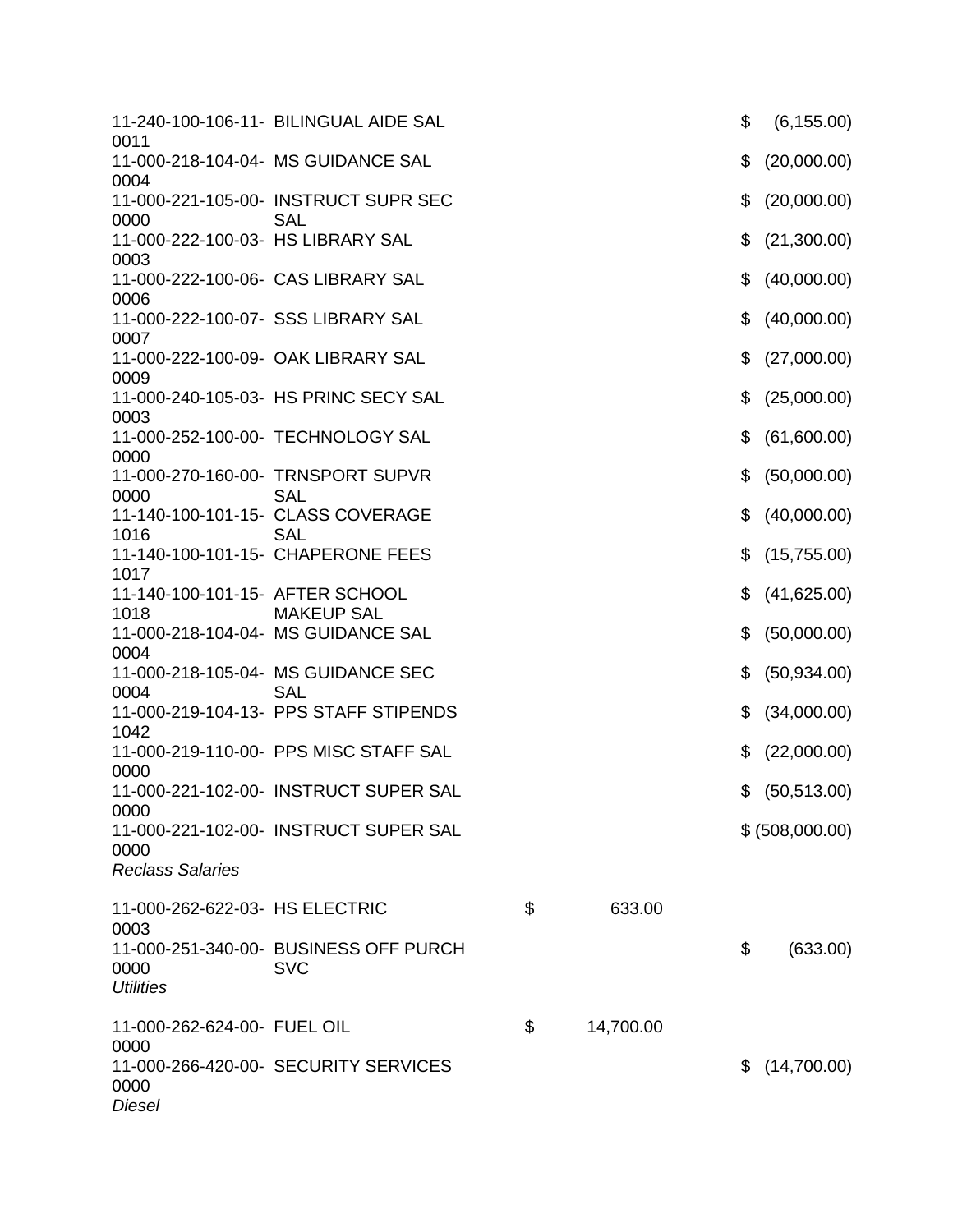| Account | Description | Debit | Credit |
|---|---|---|---|
| 11-240-100-106-11-0011 | BILINGUAL AIDE SAL | | $ (6,155.00) |
| 11-000-218-104-04-0004 | MS GUIDANCE SAL | | $ (20,000.00) |
| 11-000-221-105-00-0000 | INSTRUCT SUPR SEC SAL | | $ (20,000.00) |
| 11-000-222-100-03-0003 | HS LIBRARY SAL | | $ (21,300.00) |
| 11-000-222-100-06-0006 | CAS LIBRARY SAL | | $ (40,000.00) |
| 11-000-222-100-07-0007 | SSS LIBRARY SAL | | $ (40,000.00) |
| 11-000-222-100-09-0009 | OAK LIBRARY SAL | | $ (27,000.00) |
| 11-000-240-105-03-0003 | HS PRINC SECY SAL | | $ (25,000.00) |
| 11-000-252-100-00-0000 | TECHNOLOGY SAL | | $ (61,600.00) |
| 11-000-270-160-00-0000 | TRNSPORT SUPVR SAL | | $ (50,000.00) |
| 11-140-100-101-15-1016 | CLASS COVERAGE SAL | | $ (40,000.00) |
| 11-140-100-101-15-1017 | CHAPERONE FEES | | $ (15,755.00) |
| 11-140-100-101-15-1018 | AFTER SCHOOL MAKEUP SAL | | $ (41,625.00) |
| 11-000-218-104-04-0004 | MS GUIDANCE SAL | | $ (50,000.00) |
| 11-000-218-105-04-0004 | MS GUIDANCE SEC SAL | | $ (50,934.00) |
| 11-000-219-104-13-1042 | PPS STAFF STIPENDS | | $ (34,000.00) |
| 11-000-219-110-00-0000 | PPS MISC STAFF SAL | | $ (22,000.00) |
| 11-000-221-102-00-0000 | INSTRUCT SUPER SAL | | $ (50,513.00) |
| 11-000-221-102-00-0000 | INSTRUCT SUPER SAL | | $ (508,000.00) |
| *Reclass Salaries* | | | |
| | | | |
| 11-000-262-622-03-0003 | HS ELECTRIC | $ 633.00 | |
| 11-000-251-340-00-0000 | BUSINESS OFF PURCH SVC | | $ (633.00) |
| *Utilities* | | | |
| | | | |
| 11-000-262-624-00-0000 | FUEL OIL | $ 14,700.00 | |
| 11-000-266-420-00-0000 | SECURITY SERVICES | | $ (14,700.00) |
| *Diesel* | | | |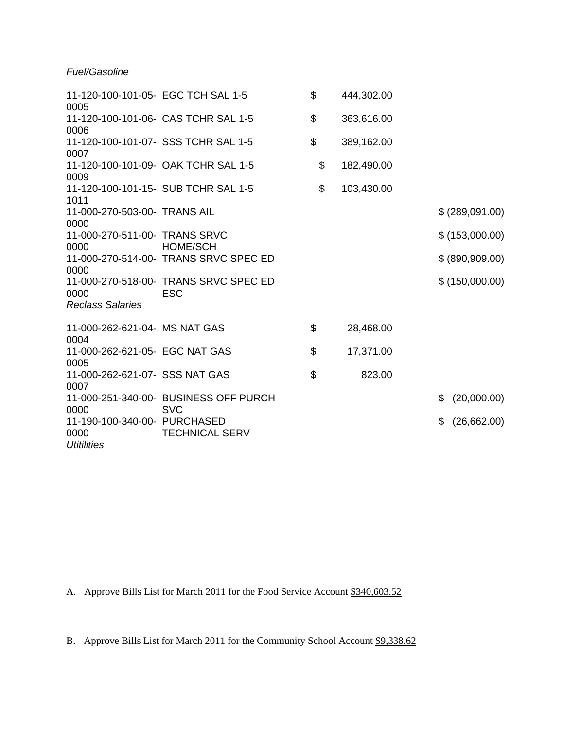*Fuel/Gasoline*

| Account | Description | Amount | Amount |
|---|---|---|---|
| 11-120-100-101-05-0005 | EGC TCH SAL 1-5 | $ 444,302.00 | |
| 11-120-100-101-06-0006 | CAS TCHR SAL 1-5 | $ 363,616.00 | |
| 11-120-100-101-07-0007 | SSS TCHR SAL 1-5 | $ 389,162.00 | |
| 11-120-100-101-09-0009 | OAK TCHR SAL 1-5 | $ 182,490.00 | |
| 11-120-100-101-15-1011 | SUB TCHR SAL 1-5 | $ 103,430.00 | |
| 11-000-270-503-00-0000 | TRANS AIL | | $ (289,091.00) |
| 11-000-270-511-00-0000 | TRANS SRVC HOME/SCH | | $ (153,000.00) |
| 11-000-270-514-00-0000 | TRANS SRVC SPEC ED | | $ (890,909.00) |
| 11-000-270-518-00-0000 | TRANS SRVC SPEC ED ESC | | $ (150,000.00) |

*Reclass Salaries*

| Account | Description | Amount | Amount |
|---|---|---|---|
| 11-000-262-621-04-0004 | MS NAT GAS | $ 28,468.00 | |
| 11-000-262-621-05-0005 | EGC NAT GAS | $ 17,371.00 | |
| 11-000-262-621-07-0007 | SSS NAT GAS | $ 823.00 | |
| 11-000-251-340-00-0000 | BUSINESS OFF PURCH SVC | | $ (20,000.00) |
| 11-190-100-340-00-0000 | PURCHASED TECHNICAL SERV | | $ (26,662.00) |

*Utitilities*

A. Approve Bills List for March 2011 for the Food Service Account $340,603.52

B. Approve Bills List for March 2011 for the Community School Account $9,338.62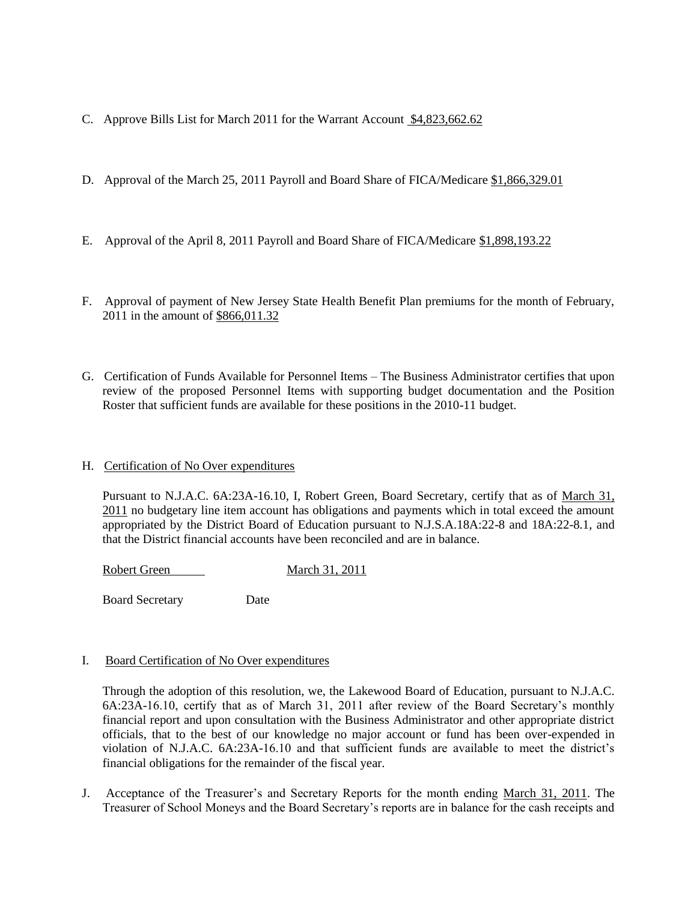C. Approve Bills List for March 2011 for the Warrant Account $4,823,662.62

D. Approval of the March 25, 2011 Payroll and Board Share of FICA/Medicare $1,866,329.01

E. Approval of the April 8, 2011 Payroll and Board Share of FICA/Medicare $1,898,193.22

F. Approval of payment of New Jersey State Health Benefit Plan premiums for the month of February, 2011 in the amount of $866,011.32

G. Certification of Funds Available for Personnel Items – The Business Administrator certifies that upon review of the proposed Personnel Items with supporting budget documentation and the Position Roster that sufficient funds are available for these positions in the 2010-11 budget.

H. Certification of No Over expenditures

Pursuant to N.J.A.C. 6A:23A-16.10, I, Robert Green, Board Secretary, certify that as of March 31, 2011 no budgetary line item account has obligations and payments which in total exceed the amount appropriated by the District Board of Education pursuant to N.J.S.A.18A:22-8 and 18A:22-8.1, and that the District financial accounts have been reconciled and are in balance.

Robert Green March 31, 2011

Board Secretary Date

I. Board Certification of No Over expenditures

Through the adoption of this resolution, we, the Lakewood Board of Education, pursuant to N.J.A.C. 6A:23A-16.10, certify that as of March 31, 2011 after review of the Board Secretary's monthly financial report and upon consultation with the Business Administrator and other appropriate district officials, that to the best of our knowledge no major account or fund has been over-expended in violation of N.J.A.C. 6A:23A-16.10 and that sufficient funds are available to meet the district's financial obligations for the remainder of the fiscal year.

J. Acceptance of the Treasurer's and Secretary Reports for the month ending March 31, 2011. The Treasurer of School Moneys and the Board Secretary's reports are in balance for the cash receipts and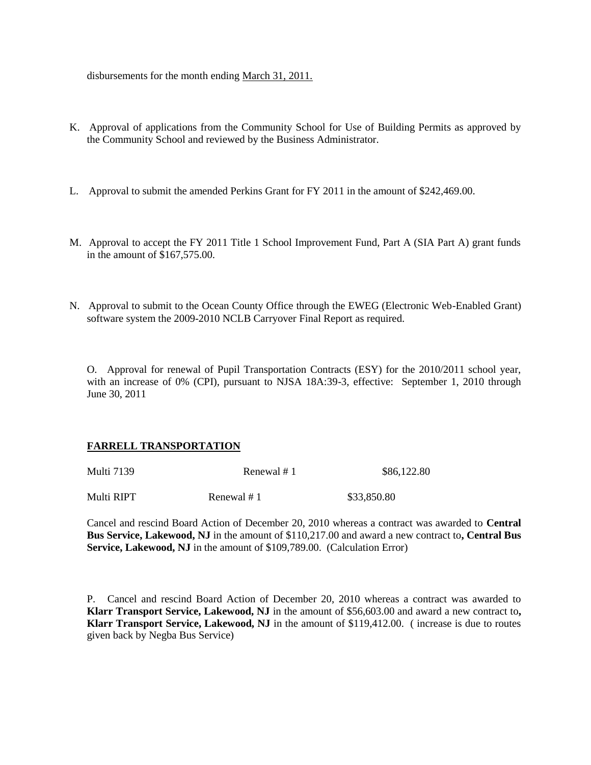disbursements for the month ending March 31, 2011.

K. Approval of applications from the Community School for Use of Building Permits as approved by the Community School and reviewed by the Business Administrator.

L. Approval to submit the amended Perkins Grant for FY 2011 in the amount of $242,469.00.

M. Approval to accept the FY 2011 Title 1 School Improvement Fund, Part A (SIA Part A) grant funds in the amount of $167,575.00.

N. Approval to submit to the Ocean County Office through the EWEG (Electronic Web-Enabled Grant) software system the 2009-2010 NCLB Carryover Final Report as required.

O. Approval for renewal of Pupil Transportation Contracts (ESY) for the 2010/2011 school year, with an increase of 0% (CPI), pursuant to NJSA 18A:39-3, effective: September 1, 2010 through June 30, 2011

**FARRELL TRANSPORTATION**

| | | |
|---|---|---|
| Multi 7139 | Renewal # 1 | $86,122.80 |
| Multi RIPT | Renewal # 1 | $33,850.80 |

Cancel and rescind Board Action of December 20, 2010 whereas a contract was awarded to **Central Bus Service, Lakewood, NJ** in the amount of $110,217.00 and award a new contract to**, Central Bus Service, Lakewood, NJ** in the amount of $109,789.00. (Calculation Error)

P. Cancel and rescind Board Action of December 20, 2010 whereas a contract was awarded to **Klarr Transport Service, Lakewood, NJ** in the amount of $56,603.00 and award a new contract to**, Klarr Transport Service, Lakewood, NJ** in the amount of $119,412.00. ( increase is due to routes given back by Negba Bus Service)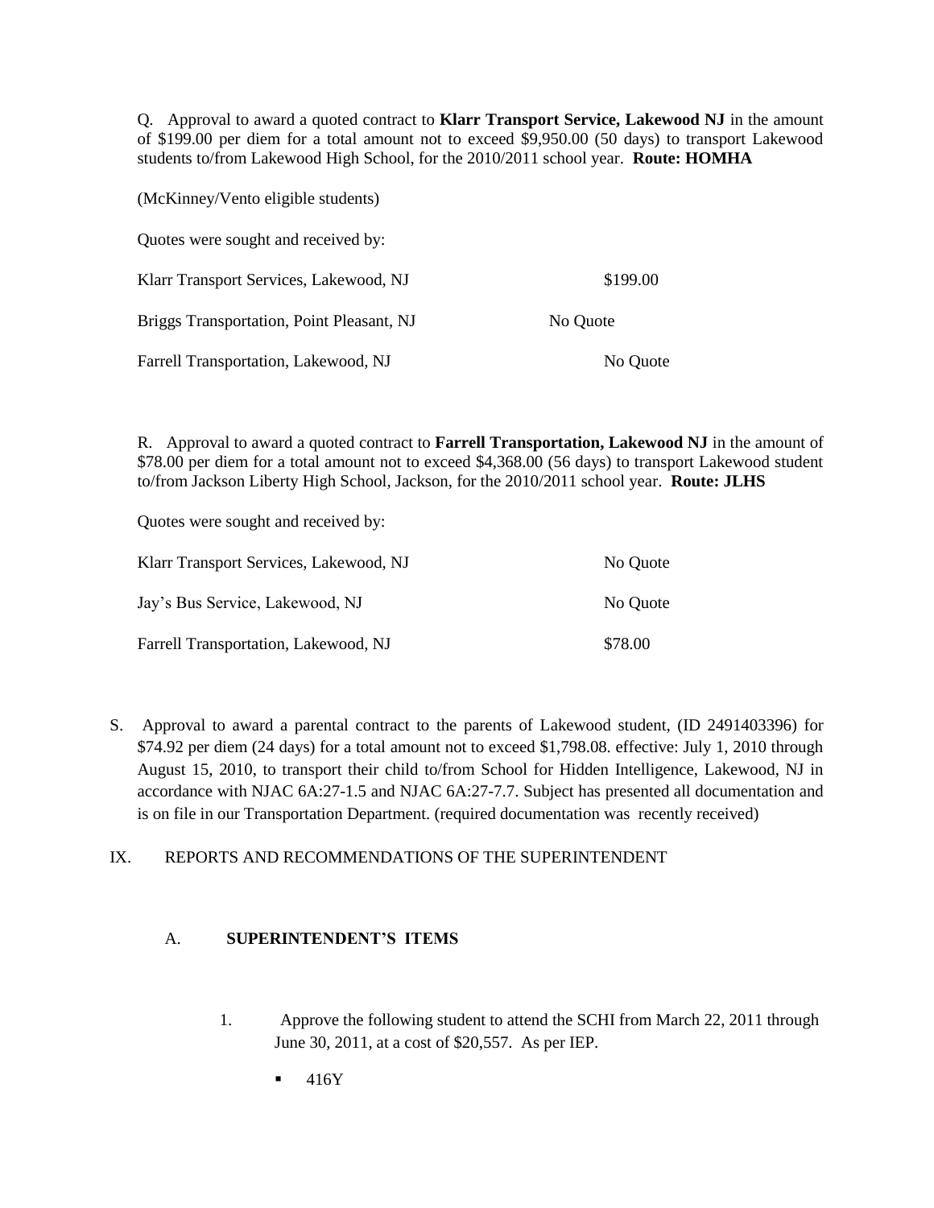Q. Approval to award a quoted contract to **Klarr Transport Service, Lakewood NJ** in the amount of $199.00 per diem for a total amount not to exceed $9,950.00 (50 days) to transport Lakewood students to/from Lakewood High School, for the 2010/2011 school year. **Route: HOMHA**

(McKinney/Vento eligible students)

Quotes were sought and received by:

| | |
|---|---|
| Klarr Transport Services, Lakewood, NJ | $199.00 |
| Briggs Transportation, Point Pleasant, NJ | No Quote |
| Farrell Transportation, Lakewood, NJ | No Quote |

R. Approval to award a quoted contract to **Farrell Transportation, Lakewood NJ** in the amount of $78.00 per diem for a total amount not to exceed $4,368.00 (56 days) to transport Lakewood student to/from Jackson Liberty High School, Jackson, for the 2010/2011 school year. **Route: JLHS**

Quotes were sought and received by:

| | |
|---|---|
| Klarr Transport Services, Lakewood, NJ | No Quote |
| Jay's Bus Service, Lakewood, NJ | No Quote |
| Farrell Transportation, Lakewood, NJ | $78.00 |

S. Approval to award a parental contract to the parents of Lakewood student, (ID 2491403396) for $74.92 per diem (24 days) for a total amount not to exceed $1,798.08. effective: July 1, 2010 through August 15, 2010, to transport their child to/from School for Hidden Intelligence, Lakewood, NJ in accordance with NJAC 6A:27-1.5 and NJAC 6A:27-7.7. Subject has presented all documentation and is on file in our Transportation Department. (required documentation was recently received)

IX. REPORTS AND RECOMMENDATIONS OF THE SUPERINTENDENT

A. **SUPERINTENDENT'S ITEMS**

1. Approve the following student to attend the SCHI from March 22, 2011 through June 30, 2011, at a cost of $20,557. As per IEP.

   - 416Y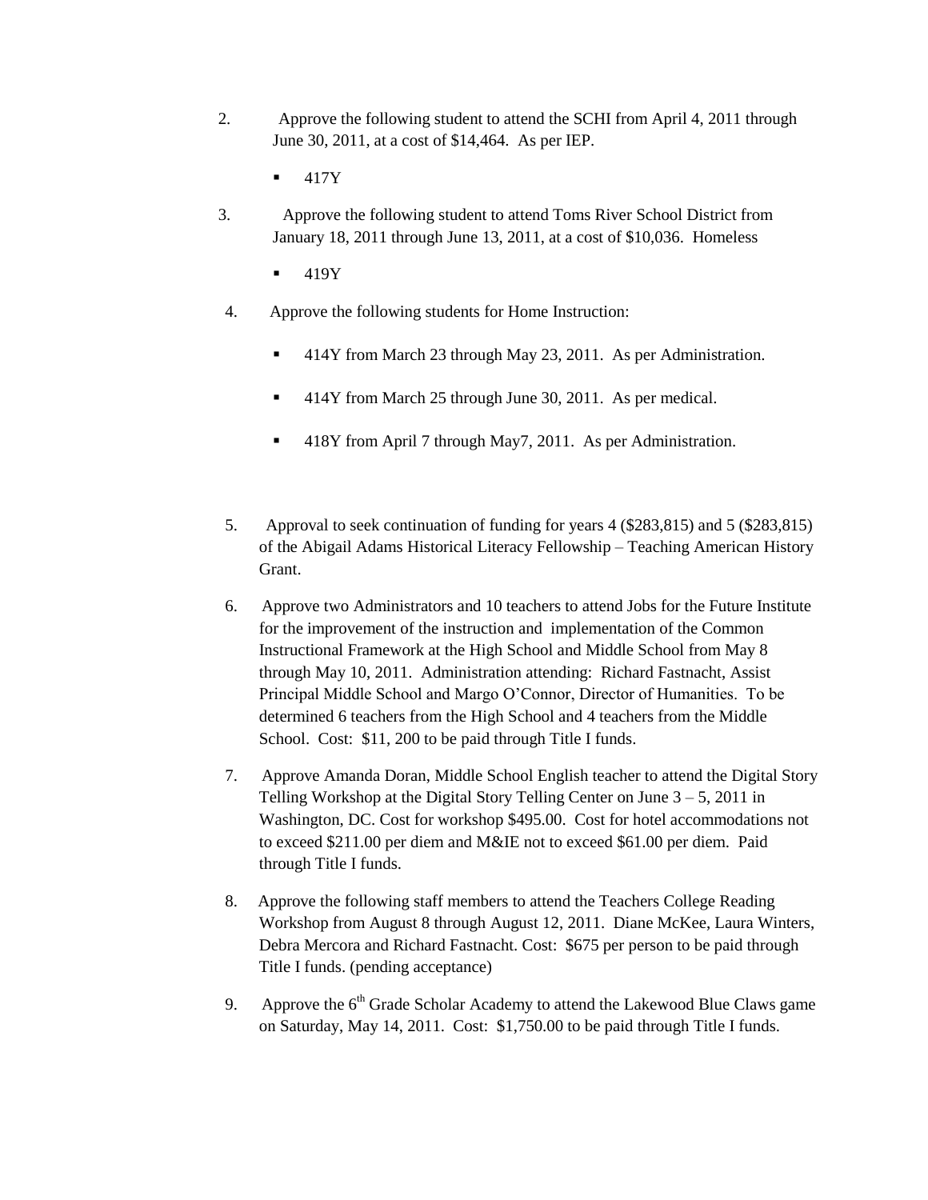2. Approve the following student to attend the SCHI from April 4, 2011 through June 30, 2011, at a cost of $14,464. As per IEP.

   - 417Y

3. Approve the following student to attend Toms River School District from January 18, 2011 through June 13, 2011, at a cost of $10,036. Homeless

   - 419Y

4. Approve the following students for Home Instruction:

   - 414Y from March 23 through May 23, 2011. As per Administration.
   - 414Y from March 25 through June 30, 2011. As per medical.
   - 418Y from April 7 through May7, 2011. As per Administration.

5. Approval to seek continuation of funding for years 4 ($283,815) and 5 ($283,815) of the Abigail Adams Historical Literacy Fellowship – Teaching American History Grant.

6. Approve two Administrators and 10 teachers to attend Jobs for the Future Institute for the improvement of the instruction and implementation of the Common Instructional Framework at the High School and Middle School from May 8 through May 10, 2011. Administration attending: Richard Fastnacht, Assist Principal Middle School and Margo O'Connor, Director of Humanities. To be determined 6 teachers from the High School and 4 teachers from the Middle School. Cost: $11, 200 to be paid through Title I funds.

7. Approve Amanda Doran, Middle School English teacher to attend the Digital Story Telling Workshop at the Digital Story Telling Center on June 3 – 5, 2011 in Washington, DC. Cost for workshop $495.00. Cost for hotel accommodations not to exceed $211.00 per diem and M&IE not to exceed $61.00 per diem. Paid through Title I funds.

8. Approve the following staff members to attend the Teachers College Reading Workshop from August 8 through August 12, 2011. Diane McKee, Laura Winters, Debra Mercora and Richard Fastnacht. Cost: $675 per person to be paid through Title I funds. (pending acceptance)

9. Approve the 6th Grade Scholar Academy to attend the Lakewood Blue Claws game on Saturday, May 14, 2011. Cost: $1,750.00 to be paid through Title I funds.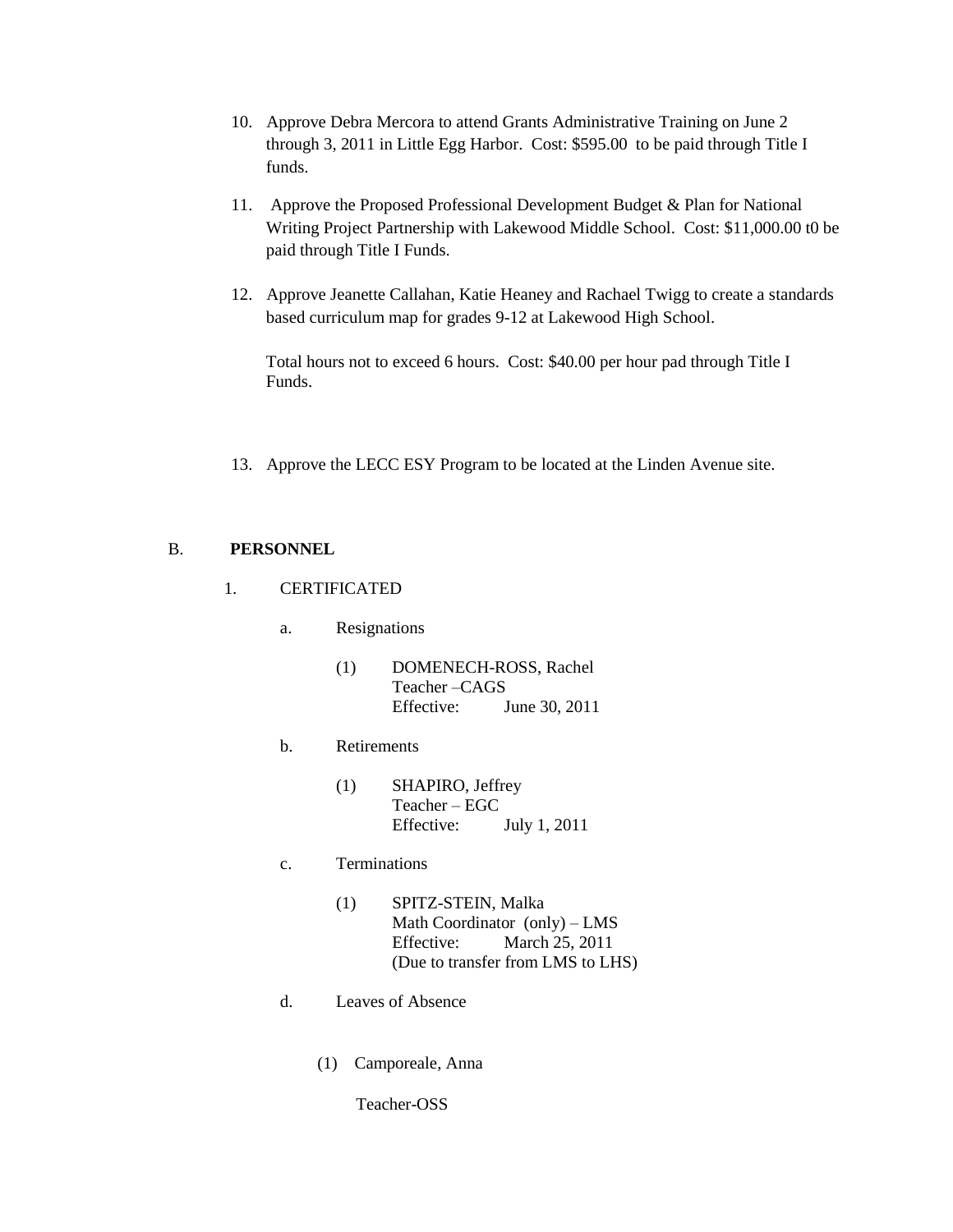10. Approve Debra Mercora to attend Grants Administrative Training on June 2 through 3, 2011 in Little Egg Harbor. Cost: $595.00 to be paid through Title I funds.

11. Approve the Proposed Professional Development Budget & Plan for National Writing Project Partnership with Lakewood Middle School. Cost: $11,000.00 t0 be paid through Title I Funds.

12. Approve Jeanette Callahan, Katie Heaney and Rachael Twigg to create a standards based curriculum map for grades 9-12 at Lakewood High School.

    Total hours not to exceed 6 hours. Cost: $40.00 per hour pad through Title I Funds.

13. Approve the LECC ESY Program to be located at the Linden Avenue site.

B. **PERSONNEL**

1. CERTIFICATED

   a. Resignations

      (1) DOMENECH-ROSS, Rachel
      Teacher –CAGS
      Effective: June 30, 2011

   b. Retirements

      (1) SHAPIRO, Jeffrey
      Teacher – EGC
      Effective: July 1, 2011

   c. Terminations

      (1) SPITZ-STEIN, Malka
      Math Coordinator (only) – LMS
      Effective: March 25, 2011
      (Due to transfer from LMS to LHS)

   d. Leaves of Absence

      (1) Camporeale, Anna

      Teacher-OSS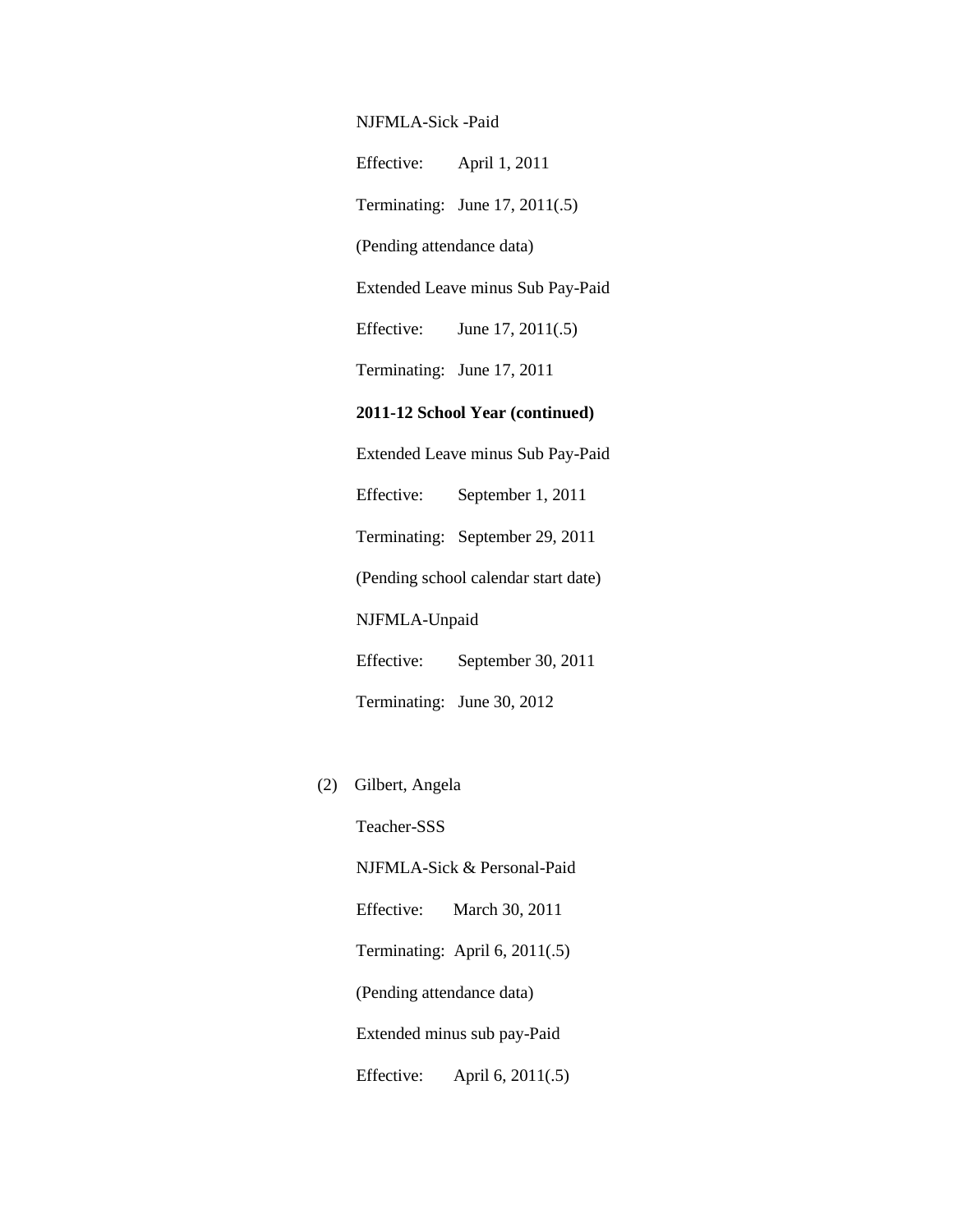NJFMLA-Sick -Paid

Effective: April 1, 2011

Terminating: June 17, 2011(.5)

(Pending attendance data)

Extended Leave minus Sub Pay-Paid

Effective: June 17, 2011(.5)

Terminating: June 17, 2011

**2011-12 School Year (continued)**

Extended Leave minus Sub Pay-Paid

Effective: September 1, 2011

Terminating: September 29, 2011

(Pending school calendar start date)

NJFMLA-Unpaid

Effective: September 30, 2011

Terminating: June 30, 2012

(2) Gilbert, Angela

Teacher-SSS

NJFMLA-Sick & Personal-Paid

Effective: March 30, 2011

Terminating: April 6, 2011(.5)

(Pending attendance data)

Extended minus sub pay-Paid

Effective: April 6, 2011(.5)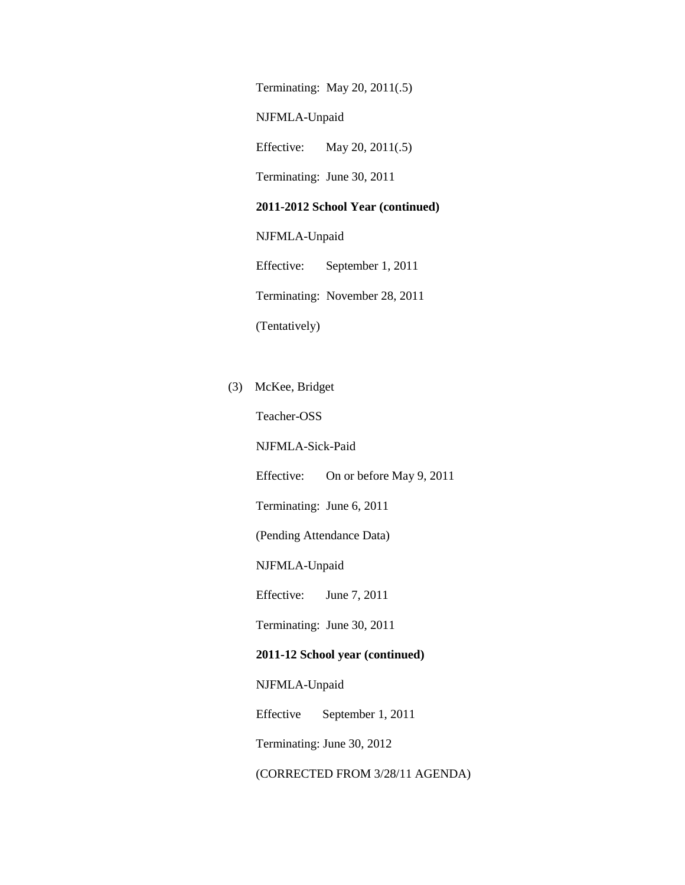Terminating: May 20, 2011(.5)

NJFMLA-Unpaid

Effective: May 20, 2011(.5)

Terminating: June 30, 2011

**2011-2012 School Year (continued)**

NJFMLA-Unpaid

Effective: September 1, 2011

Terminating: November 28, 2011

(Tentatively)

(3) McKee, Bridget

Teacher-OSS

NJFMLA-Sick-Paid

Effective: On or before May 9, 2011

Terminating: June 6, 2011

(Pending Attendance Data)

NJFMLA-Unpaid

Effective: June 7, 2011

Terminating: June 30, 2011

**2011-12 School year (continued)**

NJFMLA-Unpaid

Effective September 1, 2011

Terminating: June 30, 2012

(CORRECTED FROM 3/28/11 AGENDA)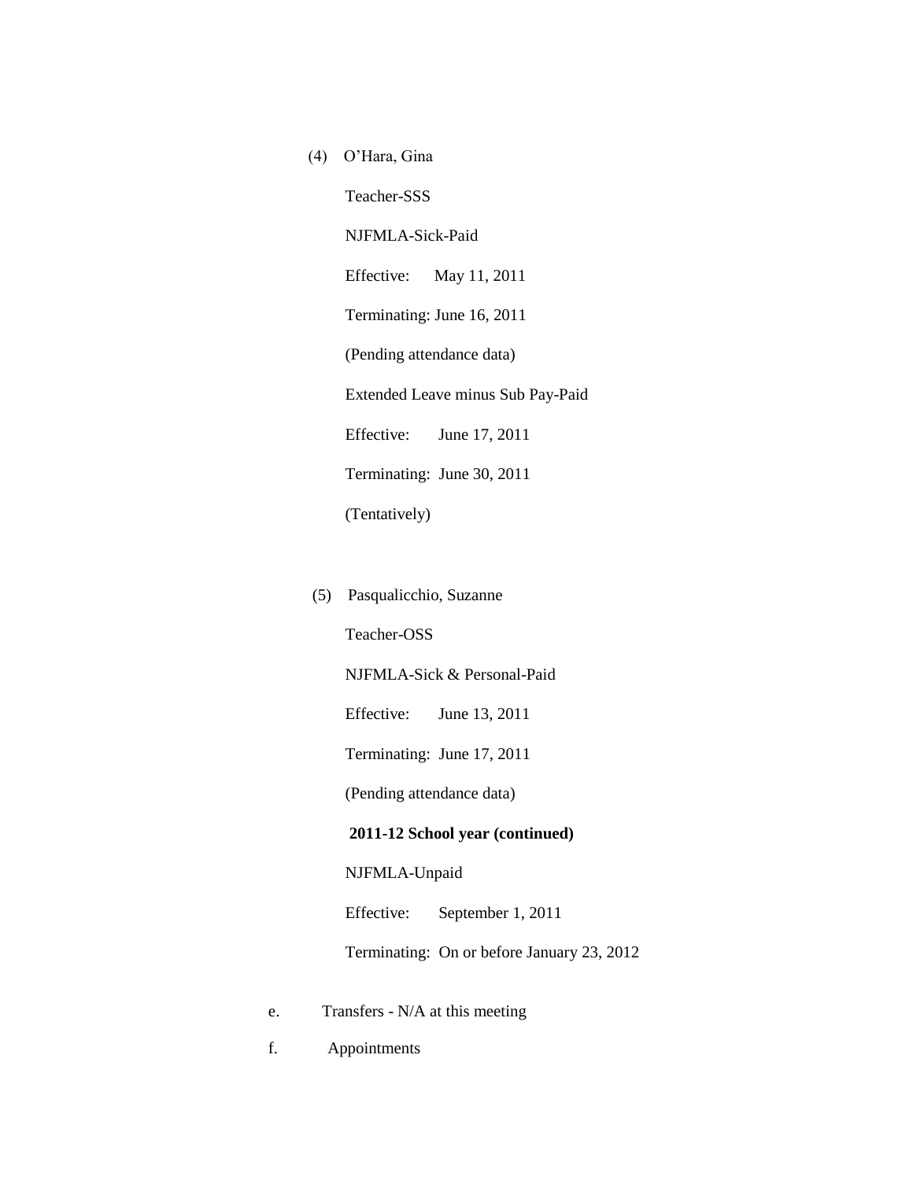(4) O'Hara, Gina

Teacher-SSS

NJFMLA-Sick-Paid

Effective: May 11, 2011

Terminating: June 16, 2011

(Pending attendance data)

Extended Leave minus Sub Pay-Paid

Effective: June 17, 2011

Terminating: June 30, 2011

(Tentatively)

(5) Pasqualicchio, Suzanne

Teacher-OSS

NJFMLA-Sick & Personal-Paid

Effective: June 13, 2011

Terminating: June 17, 2011

(Pending attendance data)

**2011-12 School year (continued)**

NJFMLA-Unpaid

Effective: September 1, 2011

Terminating: On or before January 23, 2012

e. Transfers - N/A at this meeting

f. Appointments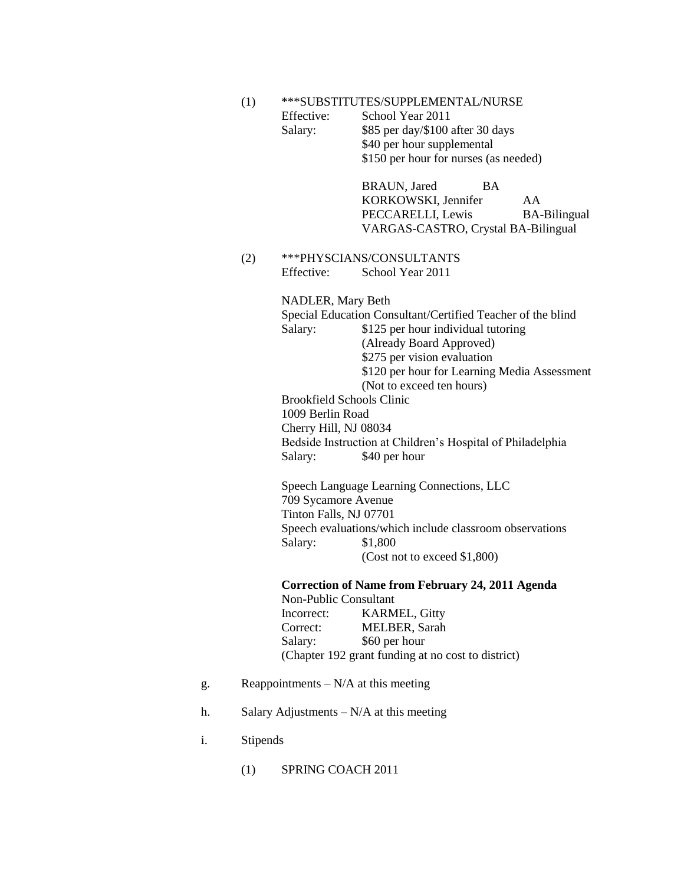(1) ***SUBSTITUTES/SUPPLEMENTAL/NURSE

Effective: School Year 2011

Salary: $85 per day/$100 after 30 days
$40 per hour supplemental
$150 per hour for nurses (as needed)

BRAUN, Jared BA
KORKOWSKI, Jennifer AA
PECCARELLI, Lewis BA-Bilingual
VARGAS-CASTRO, Crystal BA-Bilingual

(2) ***PHYSCIANS/CONSULTANTS

Effective: School Year 2011

NADLER, Mary Beth
Special Education Consultant/Certified Teacher of the blind
Salary: $125 per hour individual tutoring
(Already Board Approved)
$275 per vision evaluation
$120 per hour for Learning Media Assessment
(Not to exceed ten hours)

Brookfield Schools Clinic
1009 Berlin Road
Cherry Hill, NJ 08034
Bedside Instruction at Children's Hospital of Philadelphia
Salary: $40 per hour

Speech Language Learning Connections, LLC
709 Sycamore Avenue
Tinton Falls, NJ 07701
Speech evaluations/which include classroom observations
Salary: $1,800
(Cost not to exceed $1,800)

**Correction of Name from February 24, 2011 Agenda**
Non-Public Consultant
Incorrect: KARMEL, Gitty
Correct: MELBER, Sarah
Salary: $60 per hour
(Chapter 192 grant funding at no cost to district)

g. Reappointments – N/A at this meeting

h. Salary Adjustments – N/A at this meeting

i. Stipends

(1) SPRING COACH 2011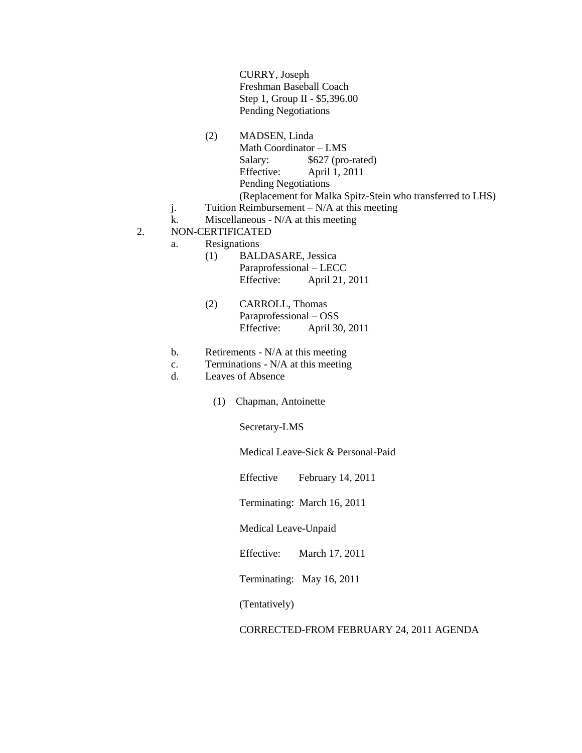CURRY, Joseph
Freshman Baseball Coach
Step 1, Group II - $5,396.00
Pending Negotiations

(2) MADSEN, Linda
Math Coordinator – LMS
Salary: $627 (pro-rated)
Effective: April 1, 2011
Pending Negotiations
(Replacement for Malka Spitz-Stein who transferred to LHS)

j. Tuition Reimbursement – N/A at this meeting

k. Miscellaneous - N/A at this meeting

2. NON-CERTIFICATED

a. Resignations

(1) BALDASARE, Jessica
Paraprofessional – LECC
Effective: April 21, 2011

(2) CARROLL, Thomas
Paraprofessional – OSS
Effective: April 30, 2011

b. Retirements - N/A at this meeting

c. Terminations - N/A at this meeting

d. Leaves of Absence

(1) Chapman, Antoinette

Secretary-LMS

Medical Leave-Sick & Personal-Paid

Effective February 14, 2011

Terminating: March 16, 2011

Medical Leave-Unpaid

Effective: March 17, 2011

Terminating: May 16, 2011

(Tentatively)

CORRECTED-FROM FEBRUARY 24, 2011 AGENDA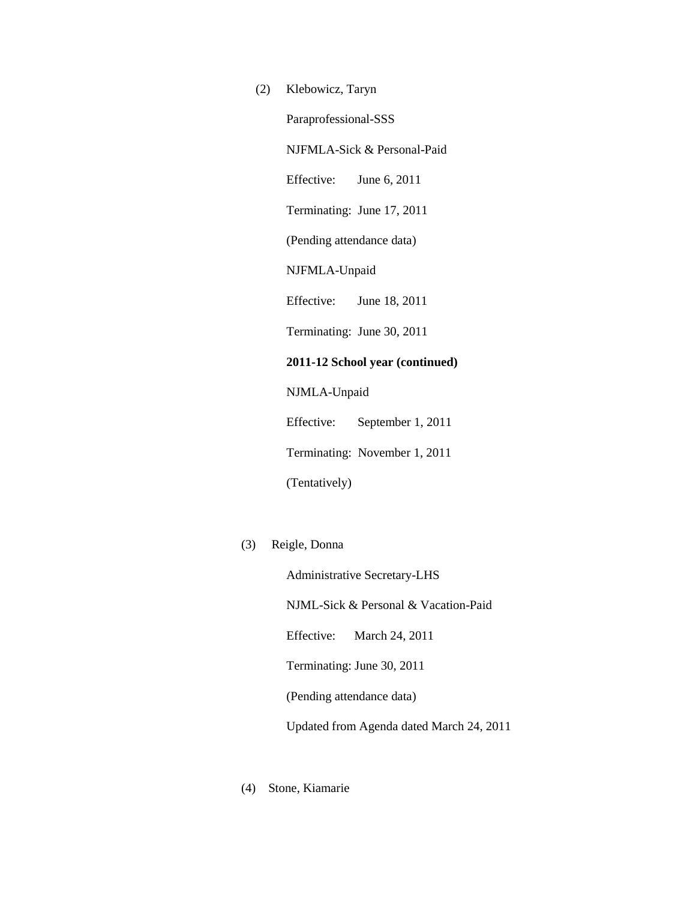(2) Klebowicz, Taryn

Paraprofessional-SSS

NJFMLA-Sick & Personal-Paid

Effective: June 6, 2011

Terminating: June 17, 2011

(Pending attendance data)

NJFMLA-Unpaid

Effective: June 18, 2011

Terminating: June 30, 2011

**2011-12 School year (continued)**

NJMLA-Unpaid

Effective: September 1, 2011

Terminating: November 1, 2011

(Tentatively)

(3) Reigle, Donna

Administrative Secretary-LHS

NJML-Sick & Personal & Vacation-Paid

Effective: March 24, 2011

Terminating: June 30, 2011

(Pending attendance data)

Updated from Agenda dated March 24, 2011

(4) Stone, Kiamarie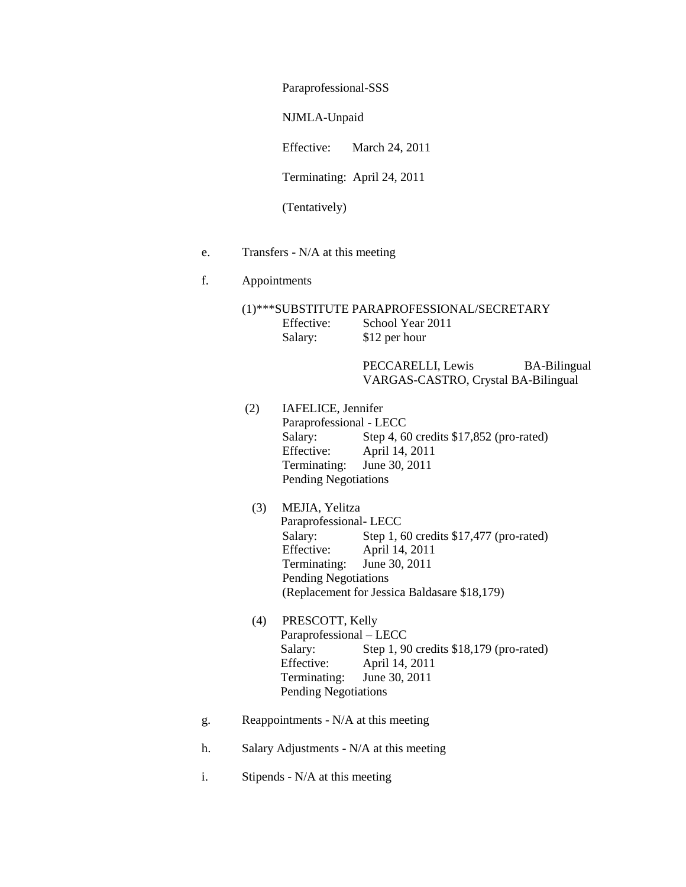Paraprofessional-SSS

NJMLA-Unpaid

Effective: March 24, 2011

Terminating: April 24, 2011

(Tentatively)

e. Transfers - N/A at this meeting

f. Appointments

(1)***SUBSTITUTE PARAPROFESSIONAL/SECRETARY
Effective: School Year 2011
Salary: $12 per hour

PECCARELLI, Lewis BA-Bilingual
VARGAS-CASTRO, Crystal BA-Bilingual

(2) IAFELICE, Jennifer
Paraprofessional - LECC
Salary: Step 4, 60 credits $17,852 (pro-rated)
Effective: April 14, 2011
Terminating: June 30, 2011
Pending Negotiations

(3) MEJIA, Yelitza
Paraprofessional- LECC
Salary: Step 1, 60 credits $17,477 (pro-rated)
Effective: April 14, 2011
Terminating: June 30, 2011
Pending Negotiations
(Replacement for Jessica Baldasare $18,179)

(4) PRESCOTT, Kelly
Paraprofessional – LECC
Salary: Step 1, 90 credits $18,179 (pro-rated)
Effective: April 14, 2011
Terminating: June 30, 2011
Pending Negotiations

g. Reappointments - N/A at this meeting

h. Salary Adjustments - N/A at this meeting

i. Stipends - N/A at this meeting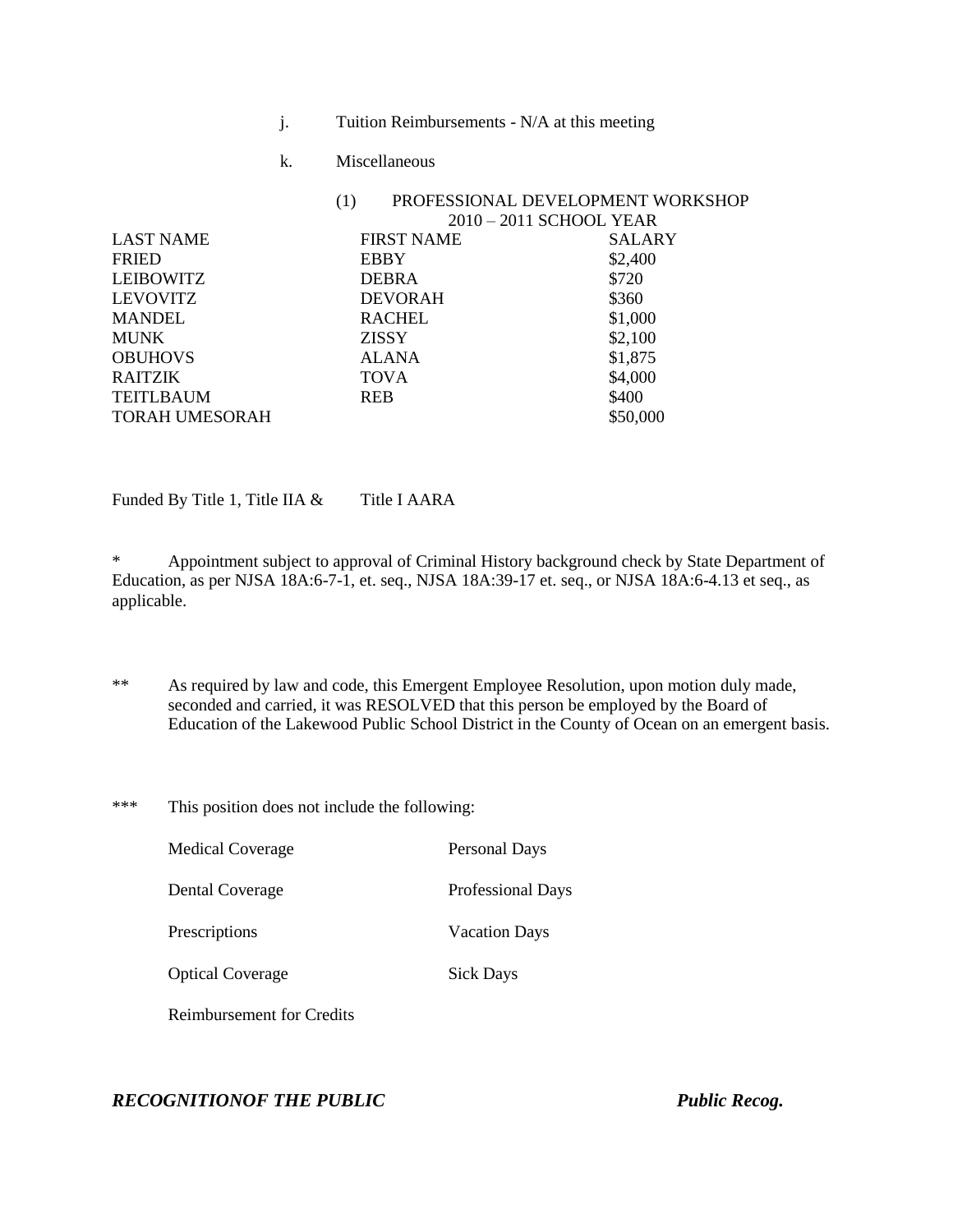j. Tuition Reimbursements - N/A at this meeting

k. Miscellaneous

(1) PROFESSIONAL DEVELOPMENT WORKSHOP
2010 – 2011 SCHOOL YEAR

| LAST NAME | FIRST NAME | SALARY |
|---|---|---|
| FRIED | EBBY | $2,400 |
| LEIBOWITZ | DEBRA | $720 |
| LEVOVITZ | DEVORAH | $360 |
| MANDEL | RACHEL | $1,000 |
| MUNK | ZISSY | $2,100 |
| OBUHOVS | ALANA | $1,875 |
| RAITZIK | TOVA | $4,000 |
| TEITLBAUM | REB | $400 |
| TORAH UMESORAH | | $50,000 |

Funded By Title 1, Title IIA & Title I AARA

* Appointment subject to approval of Criminal History background check by State Department of Education, as per NJSA 18A:6-7-1, et. seq., NJSA 18A:39-17 et. seq., or NJSA 18A:6-4.13 et seq., as applicable.

** As required by law and code, this Emergent Employee Resolution, upon motion duly made, seconded and carried, it was RESOLVED that this person be employed by the Board of Education of the Lakewood Public School District in the County of Ocean on an emergent basis.

*** This position does not include the following:

| | |
|---|---|
| Medical Coverage | Personal Days |
| Dental Coverage | Professional Days |
| Prescriptions | Vacation Days |
| Optical Coverage | Sick Days |
| Reimbursement for Credits | |

***RECOGNITIONOF THE PUBLIC*** ***Public Recog.***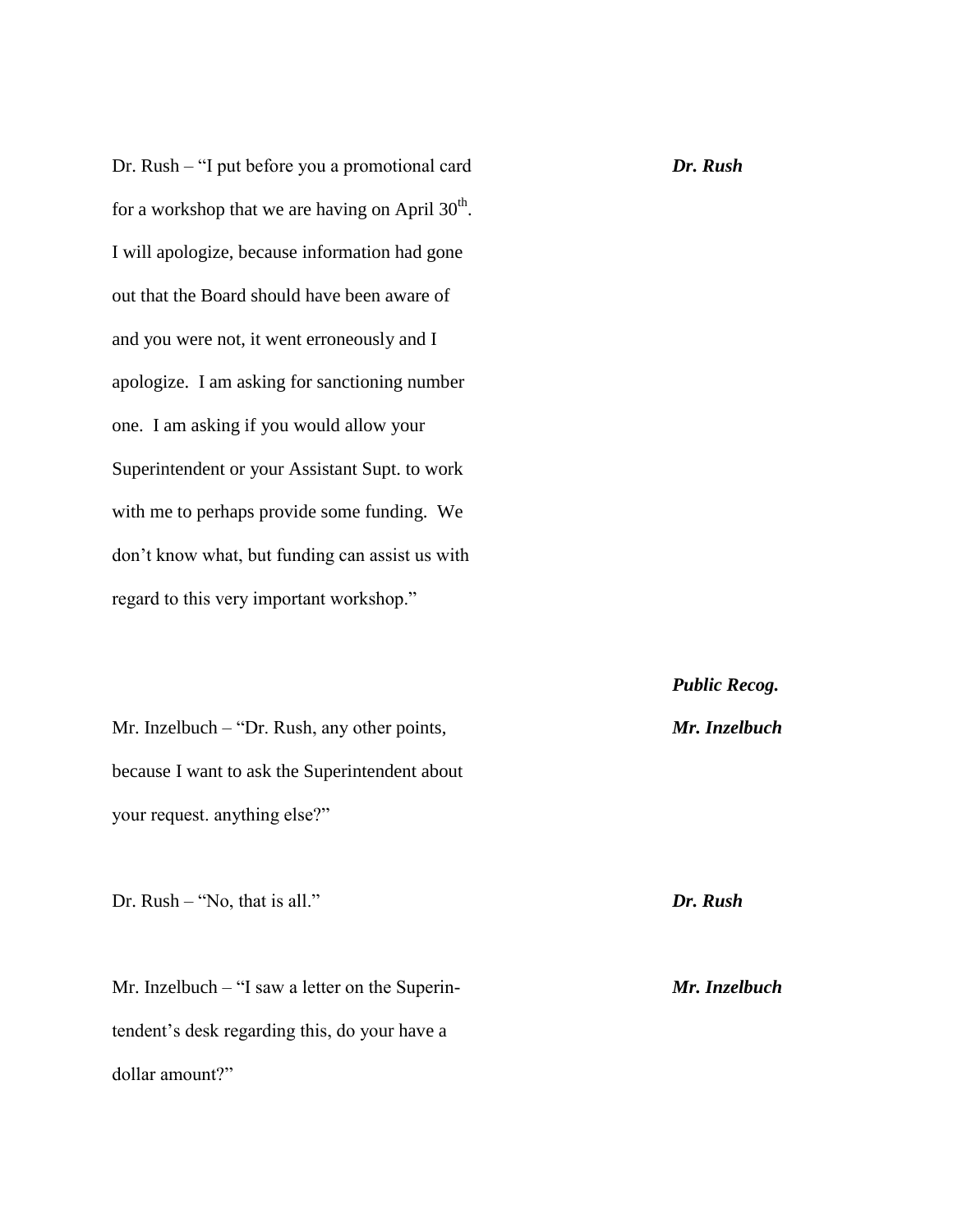Dr. Rush – "I put before you a promotional card for a workshop that we are having on April 30th. I will apologize, because information had gone out that the Board should have been aware of and you were not, it went erroneously and I apologize. I am asking for sanctioning number one. I am asking if you would allow your Superintendent or your Assistant Supt. to work with me to perhaps provide some funding. We don't know what, but funding can assist us with regard to this very important workshop." ***Dr. Rush***

***Public Recog.***

Mr. Inzelbuch – "Dr. Rush, any other points, because I want to ask the Superintendent about your request. anything else?" ***Mr. Inzelbuch***

Dr. Rush – "No, that is all." ***Dr. Rush***

Mr. Inzelbuch – "I saw a letter on the Superintendent's desk regarding this, do your have a dollar amount?" ***Mr. Inzelbuch***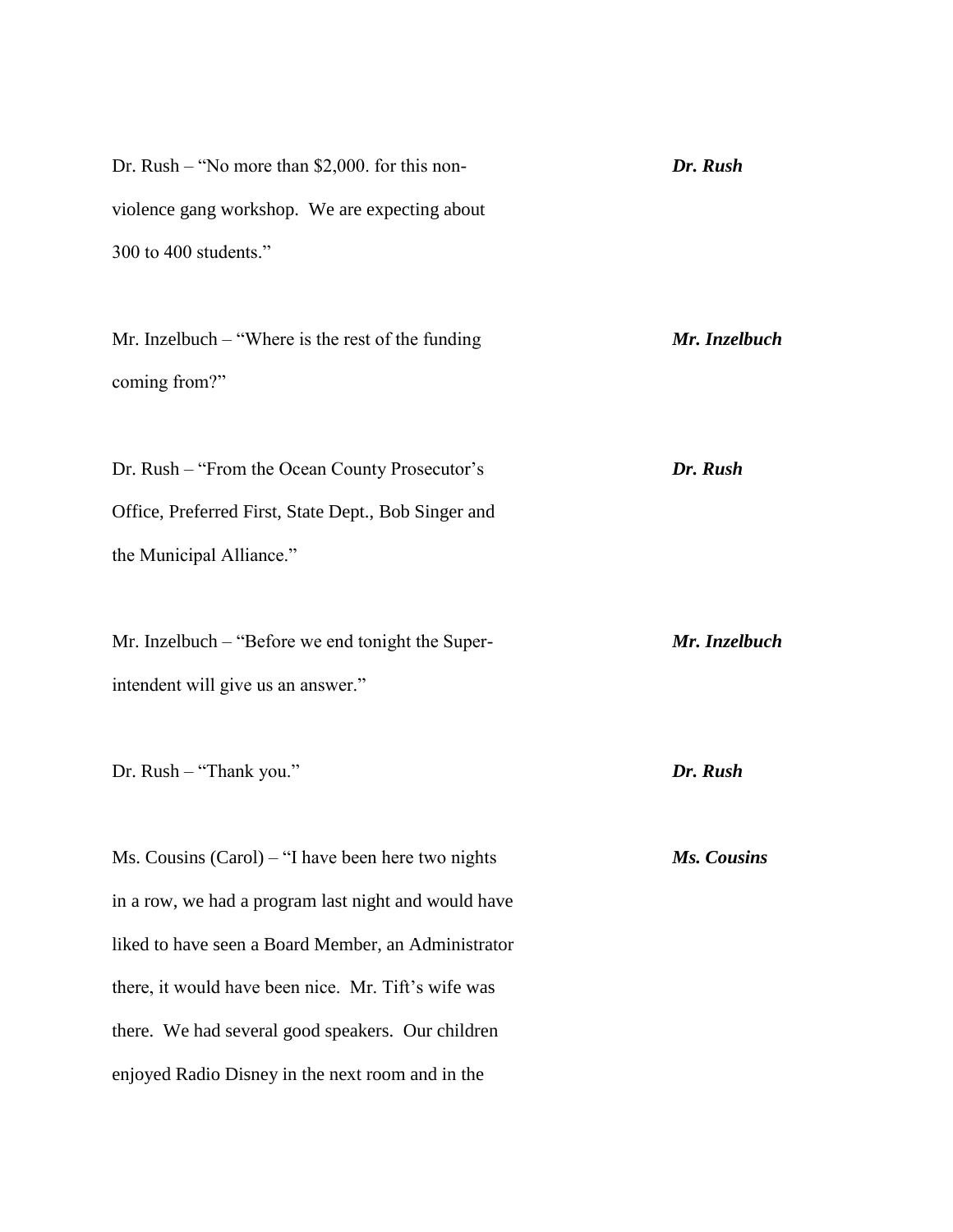Dr. Rush – "No more than $2,000. for this non-violence gang workshop. We are expecting about 300 to 400 students." ***Dr. Rush***

Mr. Inzelbuch – "Where is the rest of the funding coming from?" ***Mr. Inzelbuch***

Dr. Rush – "From the Ocean County Prosecutor's Office, Preferred First, State Dept., Bob Singer and the Municipal Alliance." ***Dr. Rush***

Mr. Inzelbuch – "Before we end tonight the Superintendent will give us an answer." ***Mr. Inzelbuch***

Dr. Rush – "Thank you." ***Dr. Rush***

Ms. Cousins (Carol) – "I have been here two nights in a row, we had a program last night and would have liked to have seen a Board Member, an Administrator there, it would have been nice. Mr. Tift's wife was there. We had several good speakers. Our children enjoyed Radio Disney in the next room and in the ***Ms. Cousins***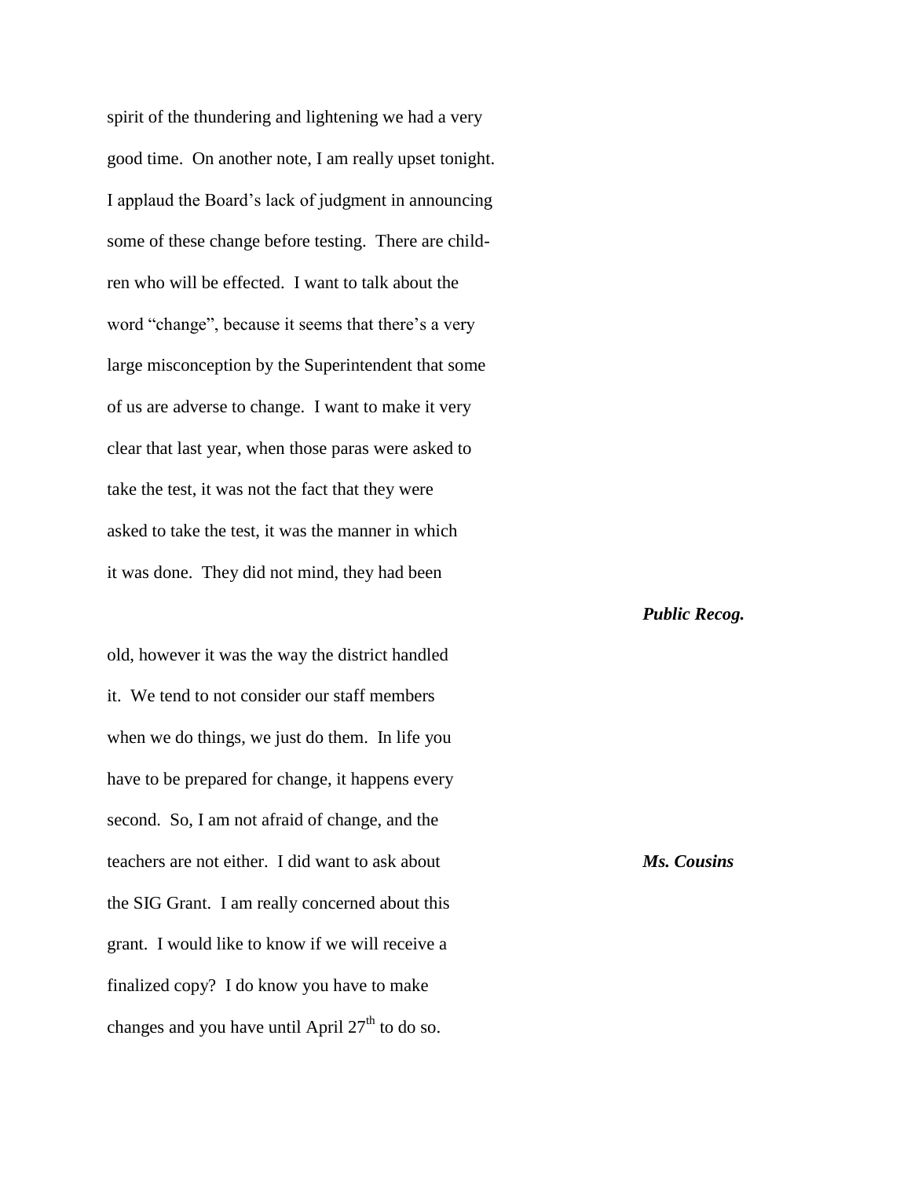spirit of the thundering and lightening we had a very good time. On another note, I am really upset tonight. I applaud the Board's lack of judgment in announcing some of these change before testing. There are child-ren who will be effected. I want to talk about the word "change", because it seems that there's a very large misconception by the Superintendent that some of us are adverse to change. I want to make it very clear that last year, when those paras were asked to take the test, it was not the fact that they were asked to take the test, it was the manner in which it was done. They did not mind, they had been

***Public Recog.***

old, however it was the way the district handled it. We tend to not consider our staff members when we do things, we just do them. In life you have to be prepared for change, it happens every second. So, I am not afraid of change, and the teachers are not either. I did want to ask about the SIG Grant. I am really concerned about this grant. I would like to know if we will receive a finalized copy? I do know you have to make changes and you have until April 27th to do so.

***Ms. Cousins***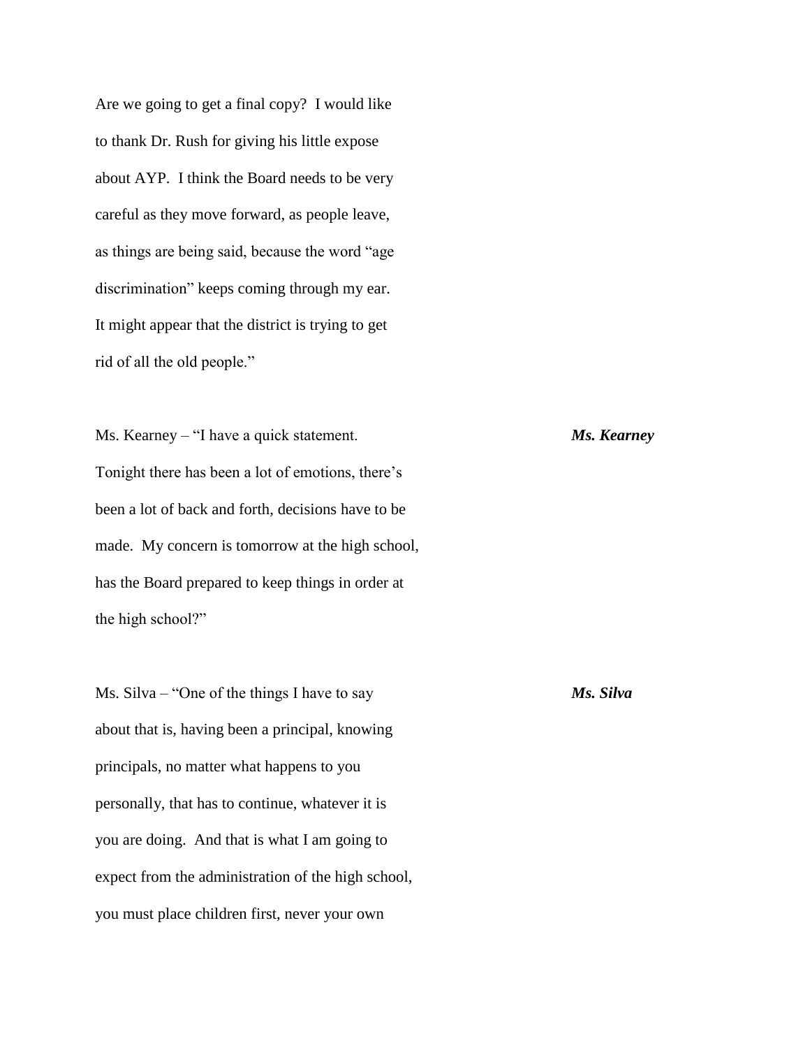Are we going to get a final copy? I would like to thank Dr. Rush for giving his little expose about AYP. I think the Board needs to be very careful as they move forward, as people leave, as things are being said, because the word "age discrimination" keeps coming through my ear. It might appear that the district is trying to get rid of all the old people."

***Ms. Kearney***

Ms. Kearney – "I have a quick statement. Tonight there has been a lot of emotions, there's been a lot of back and forth, decisions have to be made. My concern is tomorrow at the high school, has the Board prepared to keep things in order at the high school?"

***Ms. Silva***

Ms. Silva – "One of the things I have to say about that is, having been a principal, knowing principals, no matter what happens to you personally, that has to continue, whatever it is you are doing. And that is what I am going to expect from the administration of the high school, you must place children first, never your own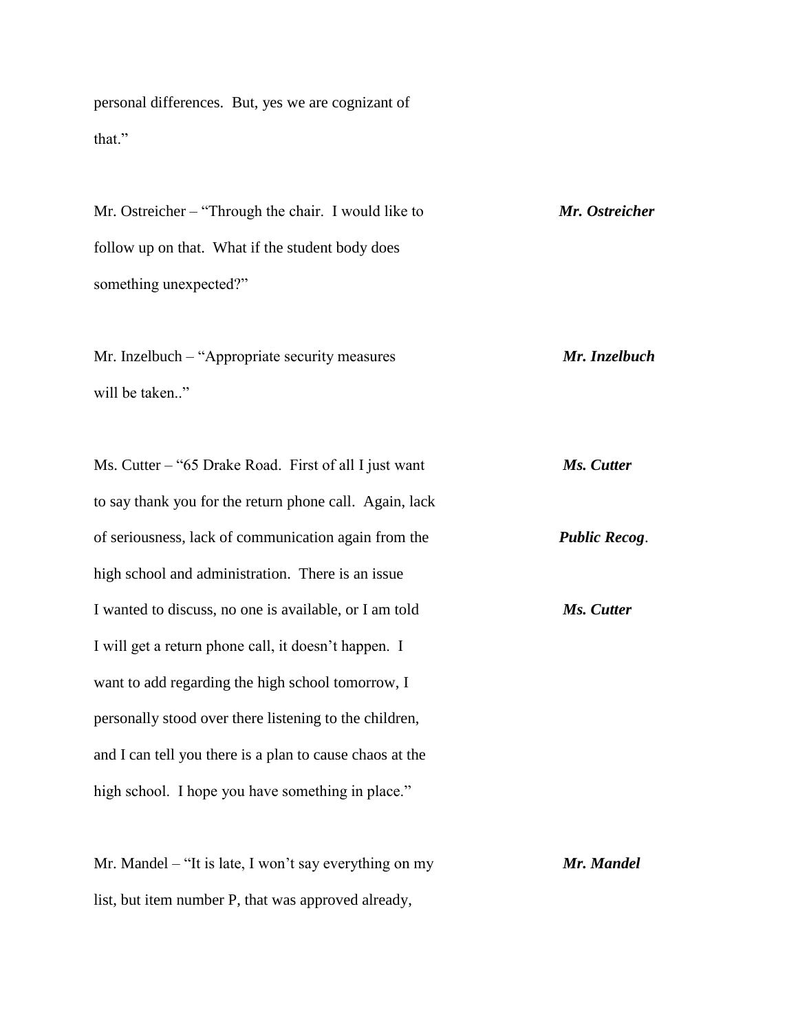personal differences. But, yes we are cognizant of that."

Mr. Ostreicher – "Through the chair. I would like to follow up on that. What if the student body does something unexpected?" ***Mr. Ostreicher***

Mr. Inzelbuch – "Appropriate security measures will be taken.." ***Mr. Inzelbuch***

Ms. Cutter – "65 Drake Road. First of all I just want to say thank you for the return phone call. Again, lack of seriousness, lack of communication again from the high school and administration. There is an issue I wanted to discuss, no one is available, or I am told I will get a return phone call, it doesn't happen. I want to add regarding the high school tomorrow, I personally stood over there listening to the children, and I can tell you there is a plan to cause chaos at the high school. I hope you have something in place." ***Ms. Cutter*** ***Public Recog***. ***Ms. Cutter***

Mr. Mandel – "It is late, I won't say everything on my list, but item number P, that was approved already, ***Mr. Mandel***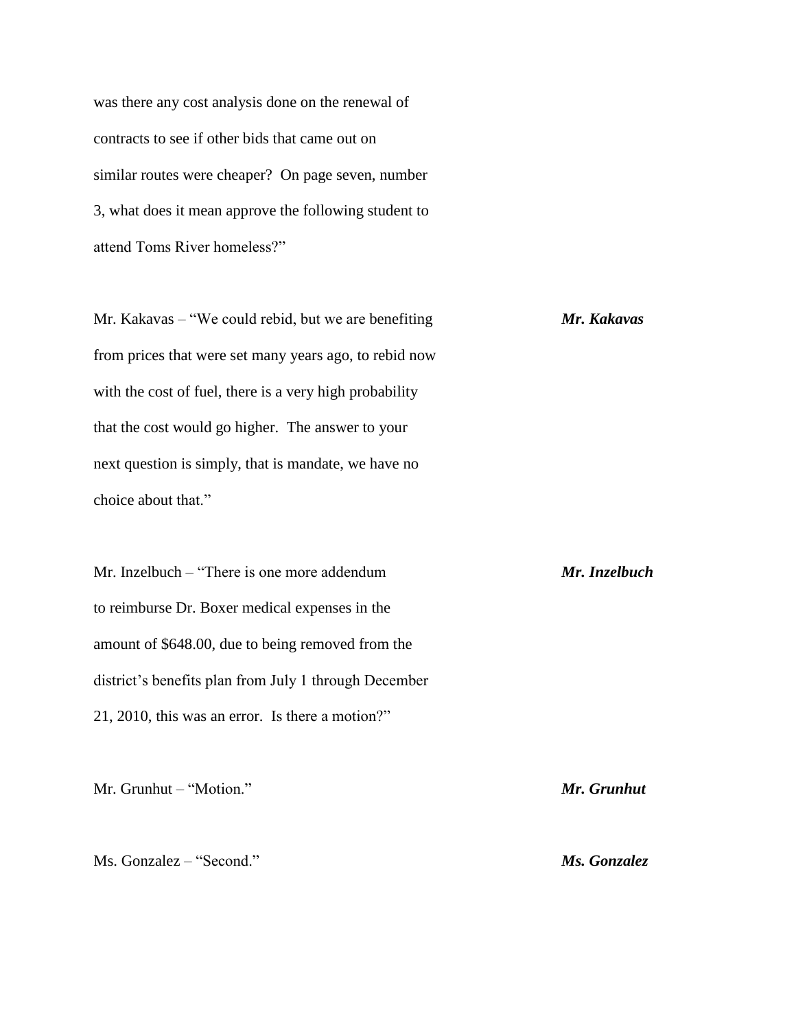was there any cost analysis done on the renewal of contracts to see if other bids that came out on similar routes were cheaper? On page seven, number 3, what does it mean approve the following student to attend Toms River homeless?"

Mr. Kakavas – "We could rebid, but we are benefiting from prices that were set many years ago, to rebid now with the cost of fuel, there is a very high probability that the cost would go higher. The answer to your next question is simply, that is mandate, we have no choice about that." ***Mr. Kakavas***

Mr. Inzelbuch – "There is one more addendum to reimburse Dr. Boxer medical expenses in the amount of $648.00, due to being removed from the district's benefits plan from July 1 through December 21, 2010, this was an error. Is there a motion?" ***Mr. Inzelbuch***

Mr. Grunhut – "Motion." ***Mr. Grunhut***

Ms. Gonzalez – "Second." ***Ms. Gonzalez***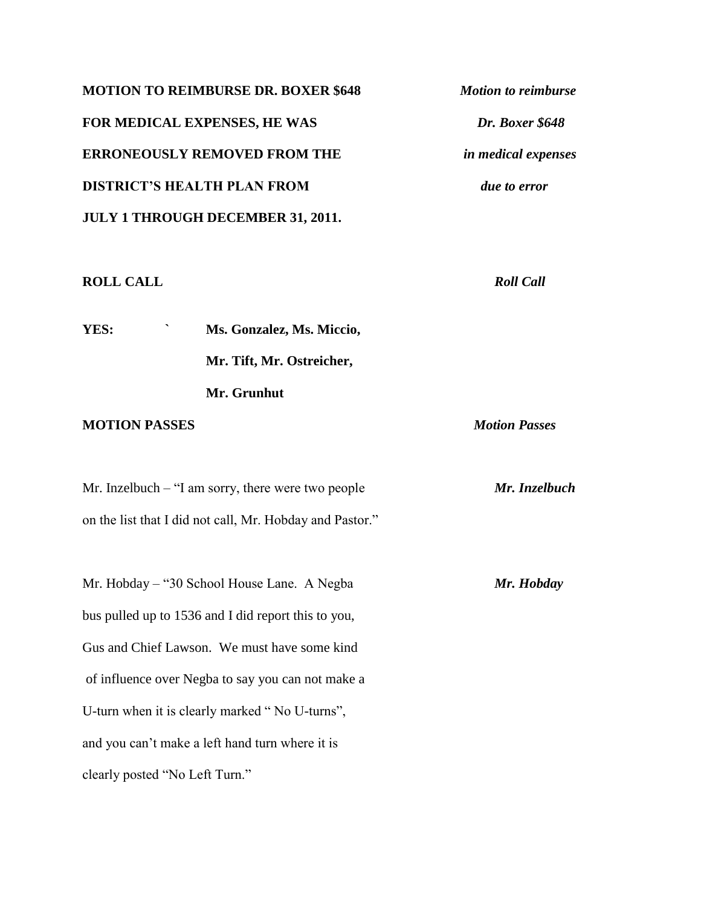**MOTION TO REIMBURSE DR. BOXER $648 FOR MEDICAL EXPENSES, HE WAS ERRONEOUSLY REMOVED FROM THE DISTRICT'S HEALTH PLAN FROM JULY 1 THROUGH DECEMBER 31, 2011.**

***Motion to reimburse Dr. Boxer $648 in medical expenses due to error***

**ROLL CALL**

***Roll Call***

**YES:** ` **Ms. Gonzalez, Ms. Miccio, Mr. Tift, Mr. Ostreicher, Mr. Grunhut**

**MOTION PASSES**

***Motion Passes***

***Mr. Inzelbuch***

Mr. Inzelbuch – "I am sorry, there were two people on the list that I did not call, Mr. Hobday and Pastor."

***Mr. Hobday***

Mr. Hobday – "30 School House Lane. A Negba bus pulled up to 1536 and I did report this to you, Gus and Chief Lawson. We must have some kind of influence over Negba to say you can not make a U-turn when it is clearly marked " No U-turns", and you can't make a left hand turn where it is clearly posted "No Left Turn."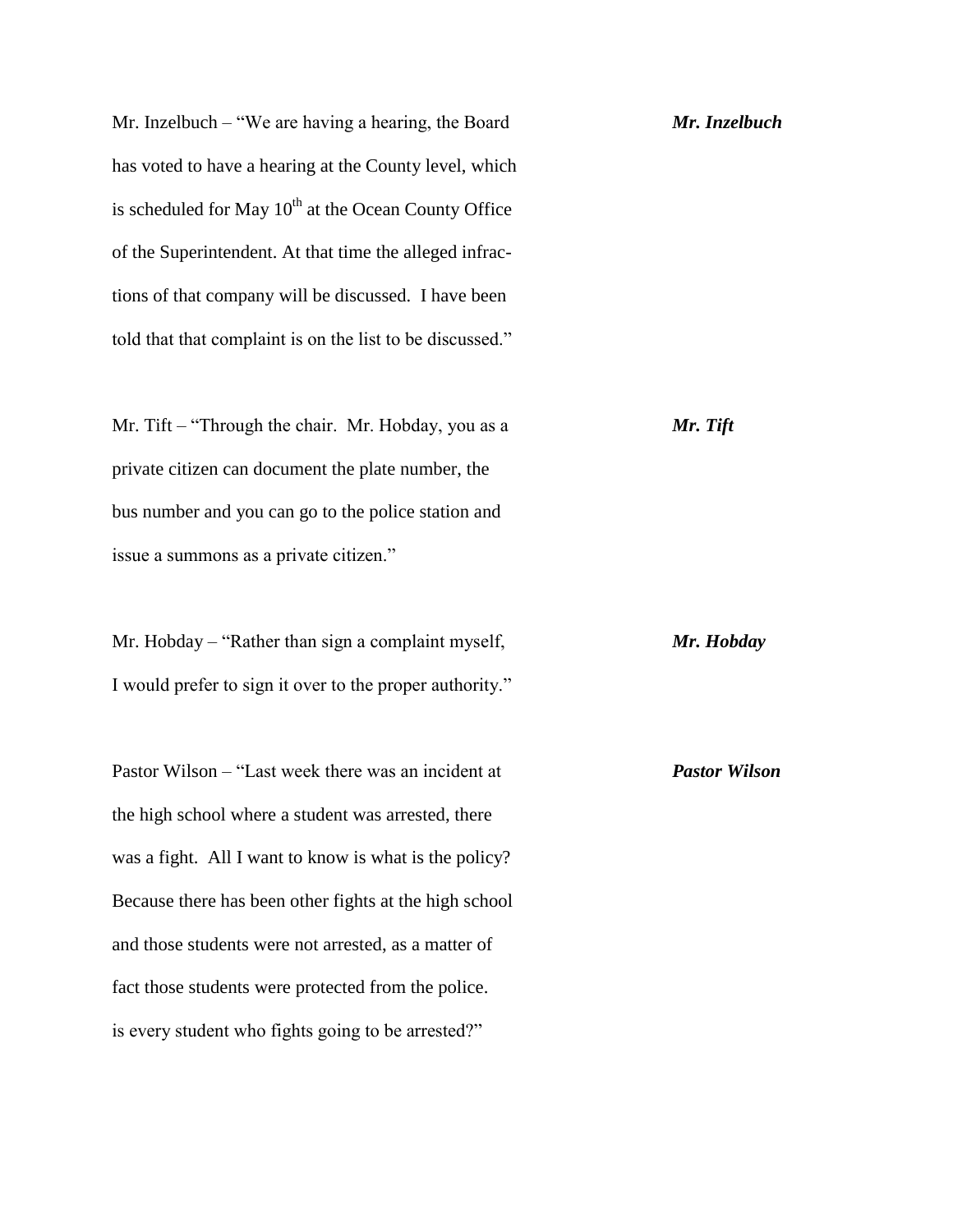Mr. Inzelbuch – "We are having a hearing, the Board has voted to have a hearing at the County level, which is scheduled for May 10th at the Ocean County Office of the Superintendent. At that time the alleged infractions of that company will be discussed. I have been told that that complaint is on the list to be discussed."

***Mr. Inzelbuch***

Mr. Tift – "Through the chair. Mr. Hobday, you as a private citizen can document the plate number, the bus number and you can go to the police station and issue a summons as a private citizen."

***Mr. Tift***

Mr. Hobday – "Rather than sign a complaint myself, I would prefer to sign it over to the proper authority."

***Mr. Hobday***

Pastor Wilson – "Last week there was an incident at the high school where a student was arrested, there was a fight. All I want to know is what is the policy? Because there has been other fights at the high school and those students were not arrested, as a matter of fact those students were protected from the police. is every student who fights going to be arrested?"

***Pastor Wilson***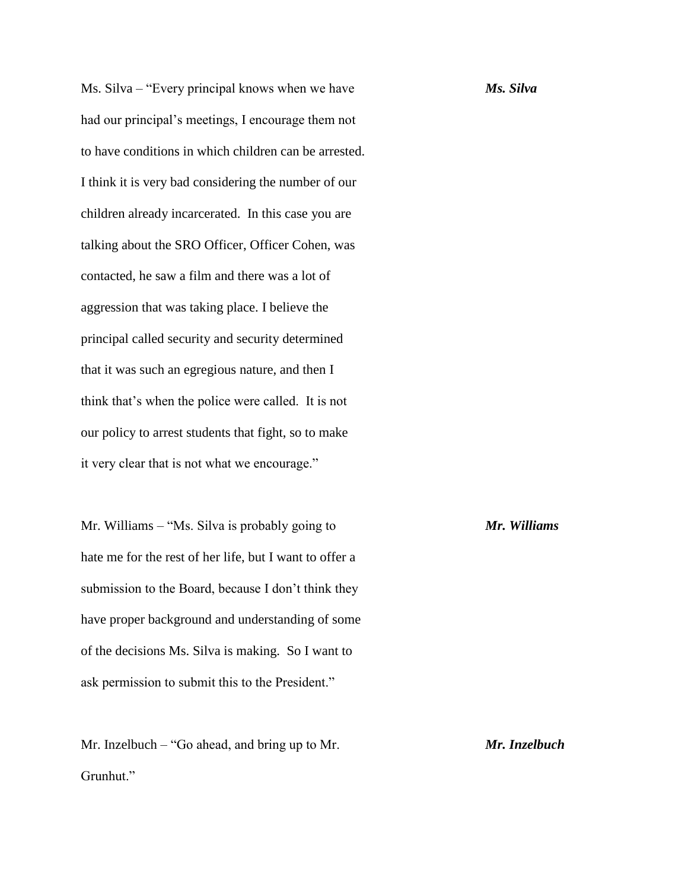Ms. Silva – "Every principal knows when we have had our principal's meetings, I encourage them not to have conditions in which children can be arrested. I think it is very bad considering the number of our children already incarcerated. In this case you are talking about the SRO Officer, Officer Cohen, was contacted, he saw a film and there was a lot of aggression that was taking place. I believe the principal called security and security determined that it was such an egregious nature, and then I think that's when the police were called. It is not our policy to arrest students that fight, so to make it very clear that is not what we encourage." ***Ms. Silva***

Mr. Williams – "Ms. Silva is probably going to hate me for the rest of her life, but I want to offer a submission to the Board, because I don't think they have proper background and understanding of some of the decisions Ms. Silva is making. So I want to ask permission to submit this to the President." ***Mr. Williams***

Mr. Inzelbuch – "Go ahead, and bring up to Mr. Grunhut." ***Mr. Inzelbuch***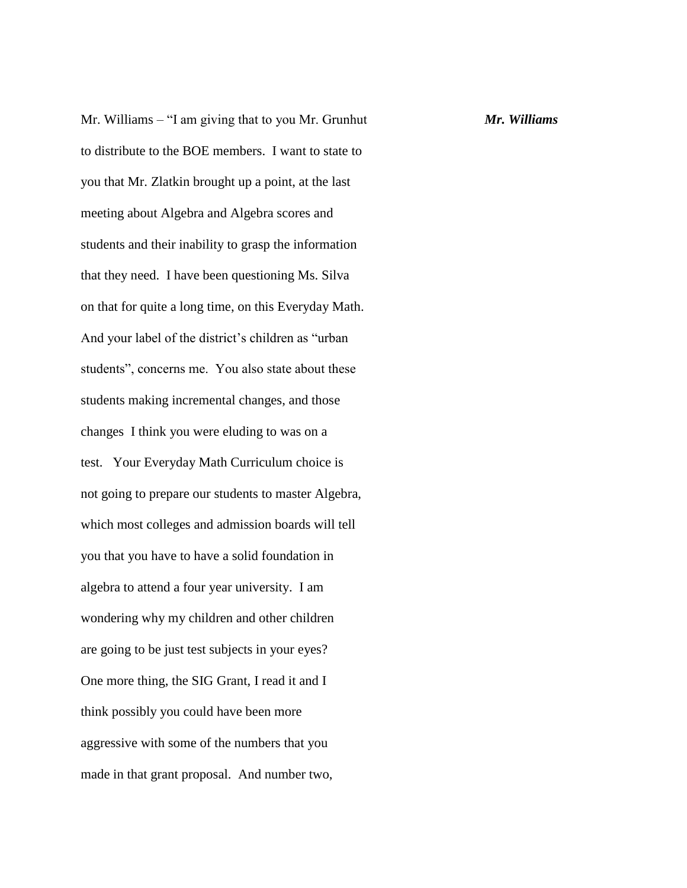Mr. Williams – "I am giving that to you Mr. Grunhut to distribute to the BOE members. I want to state to you that Mr. Zlatkin brought up a point, at the last meeting about Algebra and Algebra scores and students and their inability to grasp the information that they need. I have been questioning Ms. Silva on that for quite a long time, on this Everyday Math. And your label of the district's children as "urban students", concerns me. You also state about these students making incremental changes, and those changes I think you were eluding to was on a test. Your Everyday Math Curriculum choice is not going to prepare our students to master Algebra, which most colleges and admission boards will tell you that you have to have a solid foundation in algebra to attend a four year university. I am wondering why my children and other children are going to be just test subjects in your eyes? One more thing, the SIG Grant, I read it and I think possibly you could have been more aggressive with some of the numbers that you made in that grant proposal. And number two,

***Mr. Williams***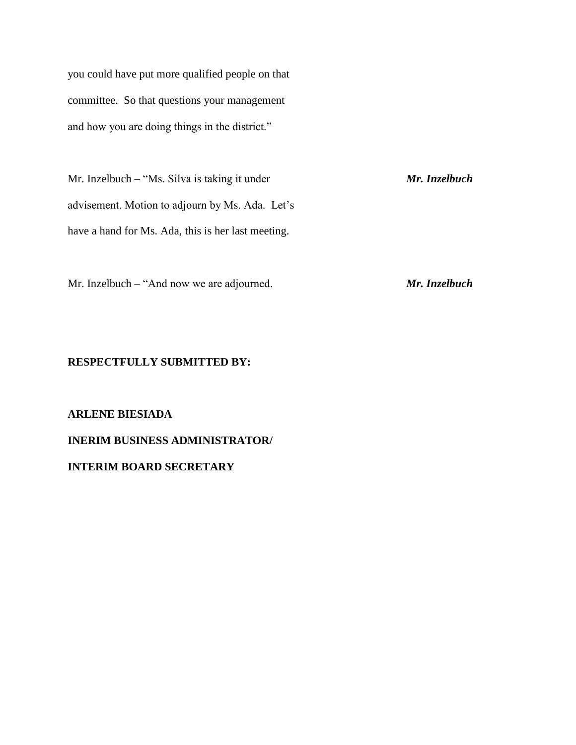you could have put more qualified people on that committee. So that questions your management and how you are doing things in the district."

Mr. Inzelbuch – "Ms. Silva is taking it under advisement. Motion to adjourn by Ms. Ada. Let's have a hand for Ms. Ada, this is her last meeting. ***Mr. Inzelbuch***

Mr. Inzelbuch – "And now we are adjourned. ***Mr. Inzelbuch***

**RESPECTFULLY SUBMITTED BY:**

**ARLENE BIESIADA**

**INERIM BUSINESS ADMINISTRATOR/**

**INTERIM BOARD SECRETARY**